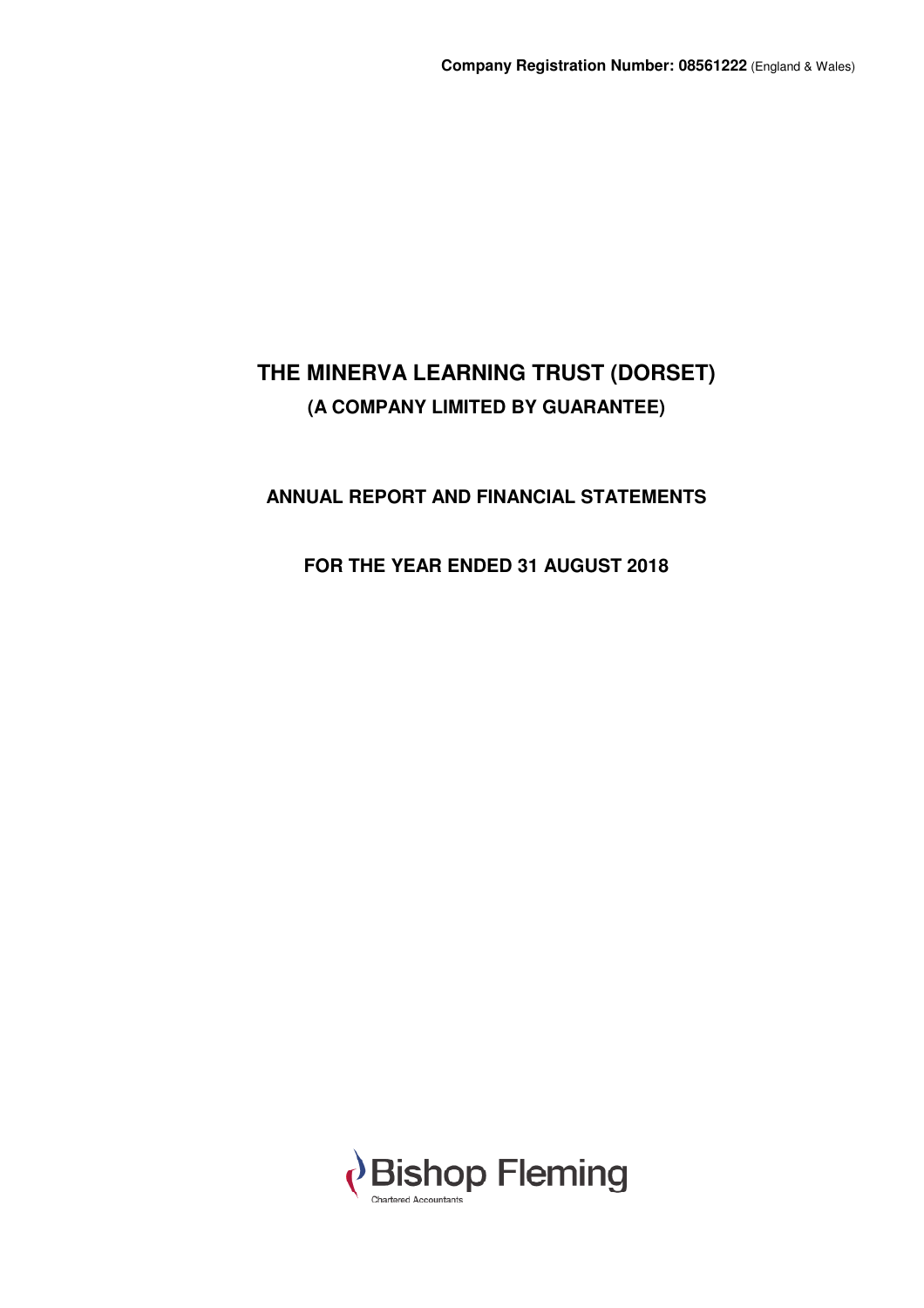**Company Registration Number: 08561222** (England & Wales)

# THE MINERVA LEARNING TRUST (DORSET)

## (A COMPANY LIMITED BY GUARANTEE)

## ANNUAL REPORT AND FINANCIAL STATEMENTS

## FOR THE YEAR ENDED 31 AUGUST 2018

Bishop Fleming
Chartered Accountants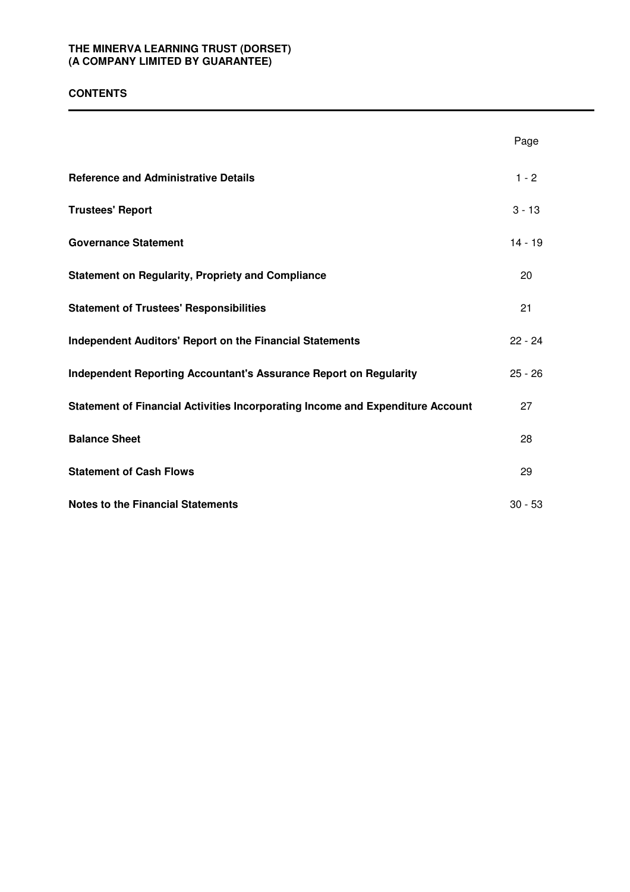**THE MINERVA LEARNING TRUST (DORSET)**
**(A COMPANY LIMITED BY GUARANTEE)**

## CONTENTS

| | Page |
|---|---|
| **Reference and Administrative Details** | 1 - 2 |
| **Trustees' Report** | 3 - 13 |
| **Governance Statement** | 14 - 19 |
| **Statement on Regularity, Propriety and Compliance** | 20 |
| **Statement of Trustees' Responsibilities** | 21 |
| **Independent Auditors' Report on the Financial Statements** | 22 - 24 |
| **Independent Reporting Accountant's Assurance Report on Regularity** | 25 - 26 |
| **Statement of Financial Activities Incorporating Income and Expenditure Account** | 27 |
| **Balance Sheet** | 28 |
| **Statement of Cash Flows** | 29 |
| **Notes to the Financial Statements** | 30 - 53 |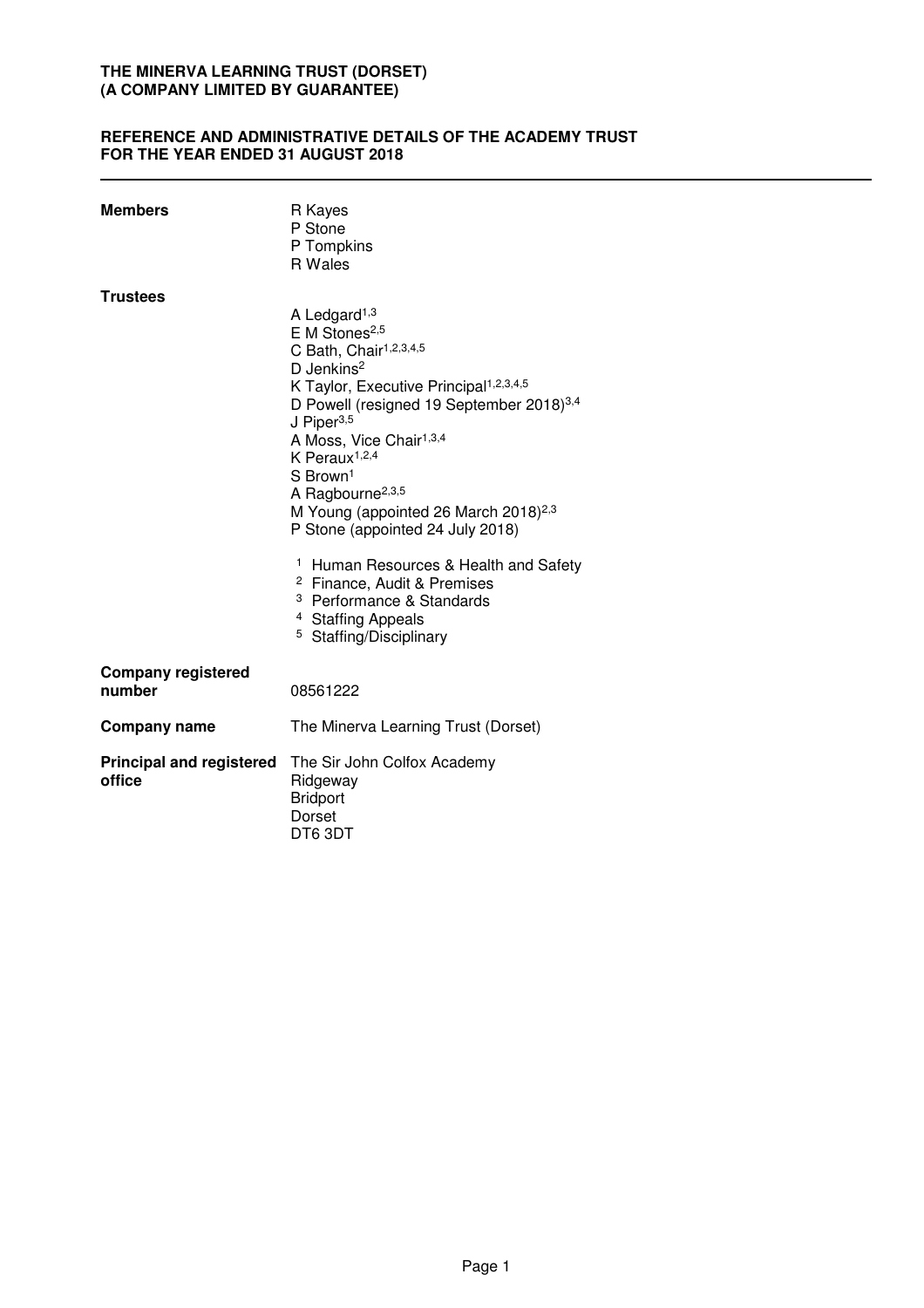**THE MINERVA LEARNING TRUST (DORSET)**
**(A COMPANY LIMITED BY GUARANTEE)**

**REFERENCE AND ADMINISTRATIVE DETAILS OF THE ACADEMY TRUST**
**FOR THE YEAR ENDED 31 AUGUST 2018**

---

**Members**

R Kayes
P Stone
P Tompkins
R Wales

**Trustees**

A Ledgard[1,3]
E M Stones[2,5]
C Bath, Chair[1,2,3,4,5]
D Jenkins[2]
K Taylor, Executive Principal[1,2,3,4,5]
D Powell (resigned 19 September 2018)[3,4]
J Piper[3,5]
A Moss, Vice Chair[1,3,4]
K Peraux[1,2,4]
S Brown[1]
A Ragbourne[2,3,5]
M Young (appointed 26 March 2018)[2,3]
P Stone (appointed 24 July 2018)

[1] Human Resources & Health and Safety
[2] Finance, Audit & Premises
[3] Performance & Standards
[4] Staffing Appeals
[5] Staffing/Disciplinary

**Company registered number**

08561222

**Company name**

The Minerva Learning Trust (Dorset)

**Principal and registered office**

The Sir John Colfox Academy
Ridgeway
Bridport
Dorset
DT6 3DT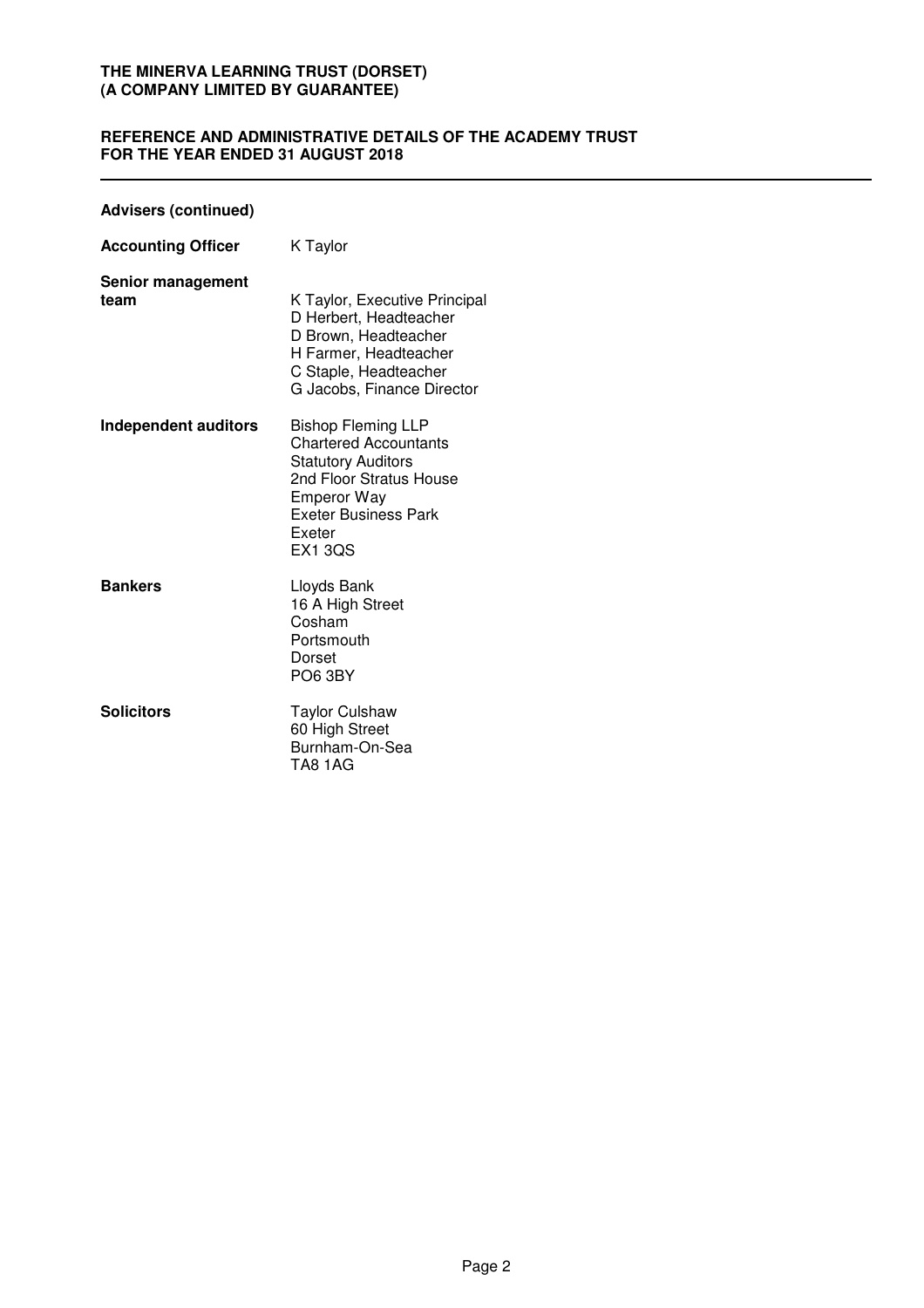# THE MINERVA LEARNING TRUST (DORSET)
# (A COMPANY LIMITED BY GUARANTEE)

## REFERENCE AND ADMINISTRATIVE DETAILS OF THE ACADEMY TRUST FOR THE YEAR ENDED 31 AUGUST 2018

### Advisers (continued)

**Accounting Officer** K Taylor

**Senior management team**
K Taylor, Executive Principal
D Herbert, Headteacher
D Brown, Headteacher
H Farmer, Headteacher
C Staple, Headteacher
G Jacobs, Finance Director

**Independent auditors**
Bishop Fleming LLP
Chartered Accountants
Statutory Auditors
2nd Floor Stratus House
Emperor Way
Exeter Business Park
Exeter
EX1 3QS

**Bankers**
Lloyds Bank
16 A High Street
Cosham
Portsmouth
Dorset
PO6 3BY

**Solicitors**
Taylor Culshaw
60 High Street
Burnham-On-Sea
TA8 1AG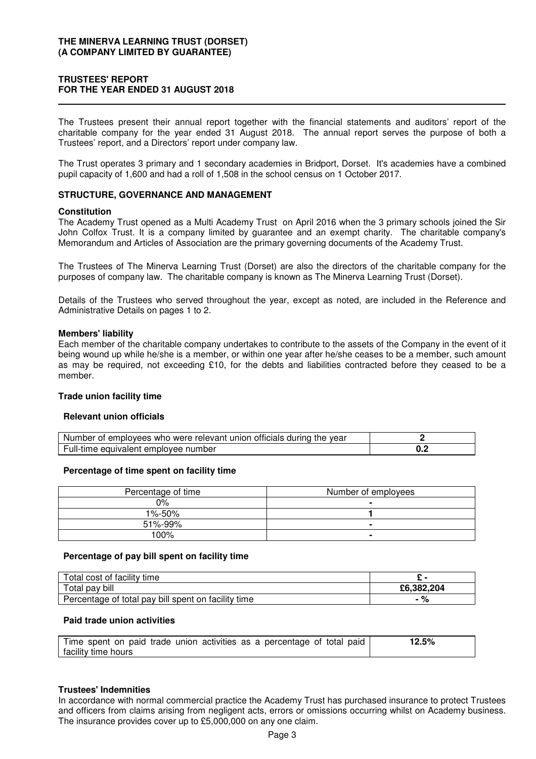**THE MINERVA LEARNING TRUST (DORSET)**
**(A COMPANY LIMITED BY GUARANTEE)**

**TRUSTEES' REPORT**
**FOR THE YEAR ENDED 31 AUGUST 2018**

The Trustees present their annual report together with the financial statements and auditors' report of the charitable company for the year ended 31 August 2018. The annual report serves the purpose of both a Trustees' report, and a Directors' report under company law.

The Trust operates 3 primary and 1 secondary academies in Bridport, Dorset. It's academies have a combined pupil capacity of 1,600 and had a roll of 1,508 in the school census on 1 October 2017.

## STRUCTURE, GOVERNANCE AND MANAGEMENT

### Constitution

The Academy Trust opened as a Multi Academy Trust on April 2016 when the 3 primary schools joined the Sir John Colfox Trust. It is a company limited by guarantee and an exempt charity. The charitable company's Memorandum and Articles of Association are the primary governing documents of the Academy Trust.

The Trustees of The Minerva Learning Trust (Dorset) are also the directors of the charitable company for the purposes of company law. The charitable company is known as The Minerva Learning Trust (Dorset).

Details of the Trustees who served throughout the year, except as noted, are included in the Reference and Administrative Details on pages 1 to 2.

### Members' liability

Each member of the charitable company undertakes to contribute to the assets of the Company in the event of it being wound up while he/she is a member, or within one year after he/she ceases to be a member, such amount as may be required, not exceeding £10, for the debts and liabilities contracted before they ceased to be a member.

### Trade union facility time

#### Relevant union officials

| | |
|---|---|
| Number of employees who were relevant union officials during the year | **2** |
| Full-time equivalent employee number | **0.2** |

#### Percentage of time spent on facility time

| Percentage of time | Number of employees |
|---|---|
| 0% | - |
| 1%-50% | **1** |
| 51%-99% | - |
| 100% | - |

#### Percentage of pay bill spent on facility time

| | |
|---|---|
| Total cost of facility time | **£ -** |
| Total pay bill | **£6,382,204** |
| Percentage of total pay bill spent on facility time | **- %** |

#### Paid trade union activities

| | |
|---|---|
| Time spent on paid trade union activities as a percentage of total paid facility time hours | **12.5%** |

### Trustees' Indemnities

In accordance with normal commercial practice the Academy Trust has purchased insurance to protect Trustees and officers from claims arising from negligent acts, errors or omissions occurring whilst on Academy business. The insurance provides cover up to £5,000,000 on any one claim.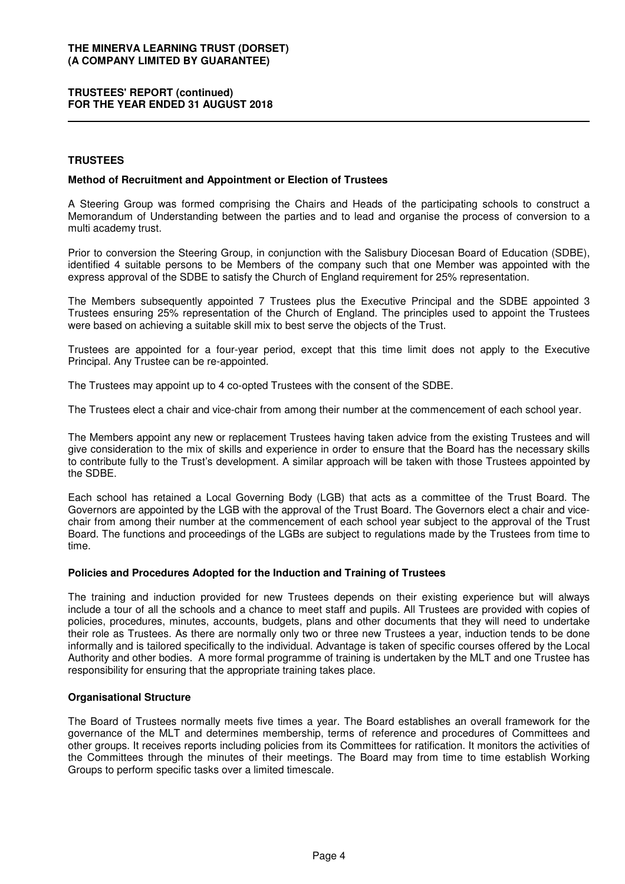## TRUSTEES

### Method of Recruitment and Appointment or Election of Trustees

A Steering Group was formed comprising the Chairs and Heads of the participating schools to construct a Memorandum of Understanding between the parties and to lead and organise the process of conversion to a multi academy trust.

Prior to conversion the Steering Group, in conjunction with the Salisbury Diocesan Board of Education (SDBE), identified 4 suitable persons to be Members of the company such that one Member was appointed with the express approval of the SDBE to satisfy the Church of England requirement for 25% representation.

The Members subsequently appointed 7 Trustees plus the Executive Principal and the SDBE appointed 3 Trustees ensuring 25% representation of the Church of England. The principles used to appoint the Trustees were based on achieving a suitable skill mix to best serve the objects of the Trust.

Trustees are appointed for a four-year period, except that this time limit does not apply to the Executive Principal. Any Trustee can be re-appointed.

The Trustees may appoint up to 4 co-opted Trustees with the consent of the SDBE.

The Trustees elect a chair and vice-chair from among their number at the commencement of each school year.

The Members appoint any new or replacement Trustees having taken advice from the existing Trustees and will give consideration to the mix of skills and experience in order to ensure that the Board has the necessary skills to contribute fully to the Trust's development. A similar approach will be taken with those Trustees appointed by the SDBE.

Each school has retained a Local Governing Body (LGB) that acts as a committee of the Trust Board. The Governors are appointed by the LGB with the approval of the Trust Board. The Governors elect a chair and vice-chair from among their number at the commencement of each school year subject to the approval of the Trust Board. The functions and proceedings of the LGBs are subject to regulations made by the Trustees from time to time.

### Policies and Procedures Adopted for the Induction and Training of Trustees

The training and induction provided for new Trustees depends on their existing experience but will always include a tour of all the schools and a chance to meet staff and pupils. All Trustees are provided with copies of policies, procedures, minutes, accounts, budgets, plans and other documents that they will need to undertake their role as Trustees. As there are normally only two or three new Trustees a year, induction tends to be done informally and is tailored specifically to the individual. Advantage is taken of specific courses offered by the Local Authority and other bodies. A more formal programme of training is undertaken by the MLT and one Trustee has responsibility for ensuring that the appropriate training takes place.

### Organisational Structure

The Board of Trustees normally meets five times a year. The Board establishes an overall framework for the governance of the MLT and determines membership, terms of reference and procedures of Committees and other groups. It receives reports including policies from its Committees for ratification. It monitors the activities of the Committees through the minutes of their meetings. The Board may from time to time establish Working Groups to perform specific tasks over a limited timescale.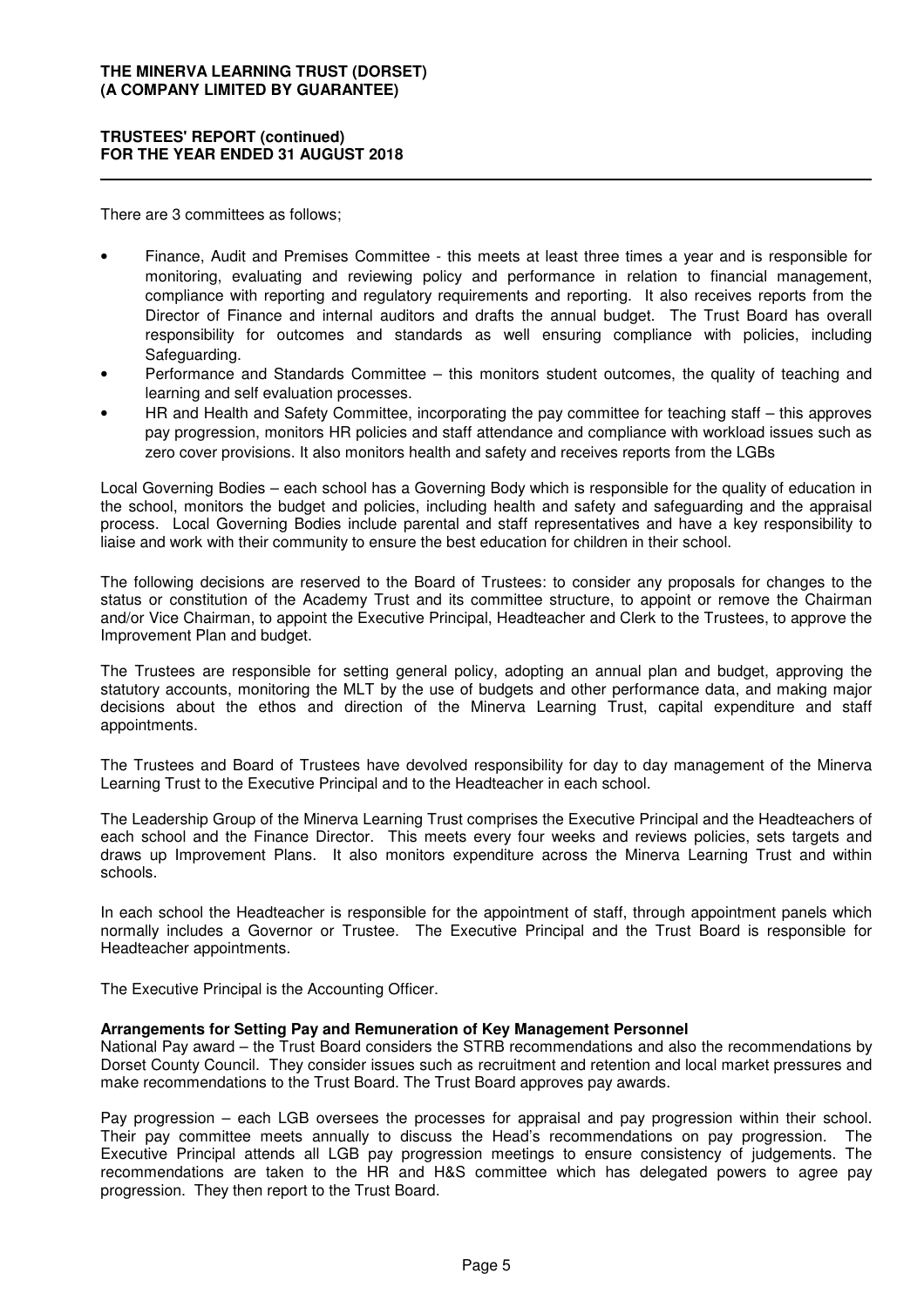There are 3 committees as follows;

- Finance, Audit and Premises Committee - this meets at least three times a year and is responsible for monitoring, evaluating and reviewing policy and performance in relation to financial management, compliance with reporting and regulatory requirements and reporting. It also receives reports from the Director of Finance and internal auditors and drafts the annual budget. The Trust Board has overall responsibility for outcomes and standards as well ensuring compliance with policies, including Safeguarding.
- Performance and Standards Committee – this monitors student outcomes, the quality of teaching and learning and self evaluation processes.
- HR and Health and Safety Committee, incorporating the pay committee for teaching staff – this approves pay progression, monitors HR policies and staff attendance and compliance with workload issues such as zero cover provisions. It also monitors health and safety and receives reports from the LGBs

Local Governing Bodies – each school has a Governing Body which is responsible for the quality of education in the school, monitors the budget and policies, including health and safety and safeguarding and the appraisal process. Local Governing Bodies include parental and staff representatives and have a key responsibility to liaise and work with their community to ensure the best education for children in their school.

The following decisions are reserved to the Board of Trustees: to consider any proposals for changes to the status or constitution of the Academy Trust and its committee structure, to appoint or remove the Chairman and/or Vice Chairman, to appoint the Executive Principal, Headteacher and Clerk to the Trustees, to approve the Improvement Plan and budget.

The Trustees are responsible for setting general policy, adopting an annual plan and budget, approving the statutory accounts, monitoring the MLT by the use of budgets and other performance data, and making major decisions about the ethos and direction of the Minerva Learning Trust, capital expenditure and staff appointments.

The Trustees and Board of Trustees have devolved responsibility for day to day management of the Minerva Learning Trust to the Executive Principal and to the Headteacher in each school.

The Leadership Group of the Minerva Learning Trust comprises the Executive Principal and the Headteachers of each school and the Finance Director. This meets every four weeks and reviews policies, sets targets and draws up Improvement Plans. It also monitors expenditure across the Minerva Learning Trust and within schools.

In each school the Headteacher is responsible for the appointment of staff, through appointment panels which normally includes a Governor or Trustee. The Executive Principal and the Trust Board is responsible for Headteacher appointments.

The Executive Principal is the Accounting Officer.

**Arrangements for Setting Pay and Remuneration of Key Management Personnel**

National Pay award – the Trust Board considers the STRB recommendations and also the recommendations by Dorset County Council. They consider issues such as recruitment and retention and local market pressures and make recommendations to the Trust Board. The Trust Board approves pay awards.

Pay progression – each LGB oversees the processes for appraisal and pay progression within their school. Their pay committee meets annually to discuss the Head's recommendations on pay progression. The Executive Principal attends all LGB pay progression meetings to ensure consistency of judgements. The recommendations are taken to the HR and H&S committee which has delegated powers to agree pay progression. They then report to the Trust Board.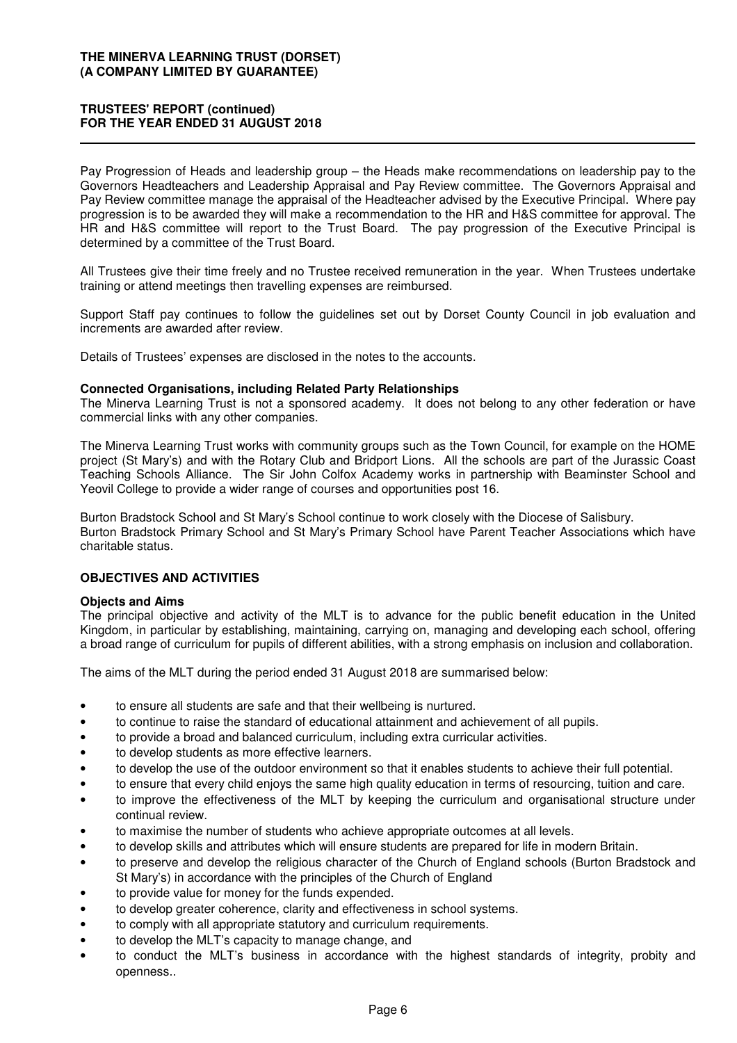Pay Progression of Heads and leadership group – the Heads make recommendations on leadership pay to the Governors Headteachers and Leadership Appraisal and Pay Review committee. The Governors Appraisal and Pay Review committee manage the appraisal of the Headteacher advised by the Executive Principal. Where pay progression is to be awarded they will make a recommendation to the HR and H&S committee for approval. The HR and H&S committee will report to the Trust Board. The pay progression of the Executive Principal is determined by a committee of the Trust Board.

All Trustees give their time freely and no Trustee received remuneration in the year. When Trustees undertake training or attend meetings then travelling expenses are reimbursed.

Support Staff pay continues to follow the guidelines set out by Dorset County Council in job evaluation and increments are awarded after review.

Details of Trustees' expenses are disclosed in the notes to the accounts.

**Connected Organisations, including Related Party Relationships**

The Minerva Learning Trust is not a sponsored academy. It does not belong to any other federation or have commercial links with any other companies.

The Minerva Learning Trust works with community groups such as the Town Council, for example on the HOME project (St Mary's) and with the Rotary Club and Bridport Lions. All the schools are part of the Jurassic Coast Teaching Schools Alliance. The Sir John Colfox Academy works in partnership with Beaminster School and Yeovil College to provide a wider range of courses and opportunities post 16.

Burton Bradstock School and St Mary's School continue to work closely with the Diocese of Salisbury.
Burton Bradstock Primary School and St Mary's Primary School have Parent Teacher Associations which have charitable status.

## OBJECTIVES AND ACTIVITIES

**Objects and Aims**

The principal objective and activity of the MLT is to advance for the public benefit education in the United Kingdom, in particular by establishing, maintaining, carrying on, managing and developing each school, offering a broad range of curriculum for pupils of different abilities, with a strong emphasis on inclusion and collaboration.

The aims of the MLT during the period ended 31 August 2018 are summarised below:

- to ensure all students are safe and that their wellbeing is nurtured.
- to continue to raise the standard of educational attainment and achievement of all pupils.
- to provide a broad and balanced curriculum, including extra curricular activities.
- to develop students as more effective learners.
- to develop the use of the outdoor environment so that it enables students to achieve their full potential.
- to ensure that every child enjoys the same high quality education in terms of resourcing, tuition and care.
- to improve the effectiveness of the MLT by keeping the curriculum and organisational structure under continual review.
- to maximise the number of students who achieve appropriate outcomes at all levels.
- to develop skills and attributes which will ensure students are prepared for life in modern Britain.
- to preserve and develop the religious character of the Church of England schools (Burton Bradstock and St Mary's) in accordance with the principles of the Church of England
- to provide value for money for the funds expended.
- to develop greater coherence, clarity and effectiveness in school systems.
- to comply with all appropriate statutory and curriculum requirements.
- to develop the MLT's capacity to manage change, and
- to conduct the MLT's business in accordance with the highest standards of integrity, probity and openness..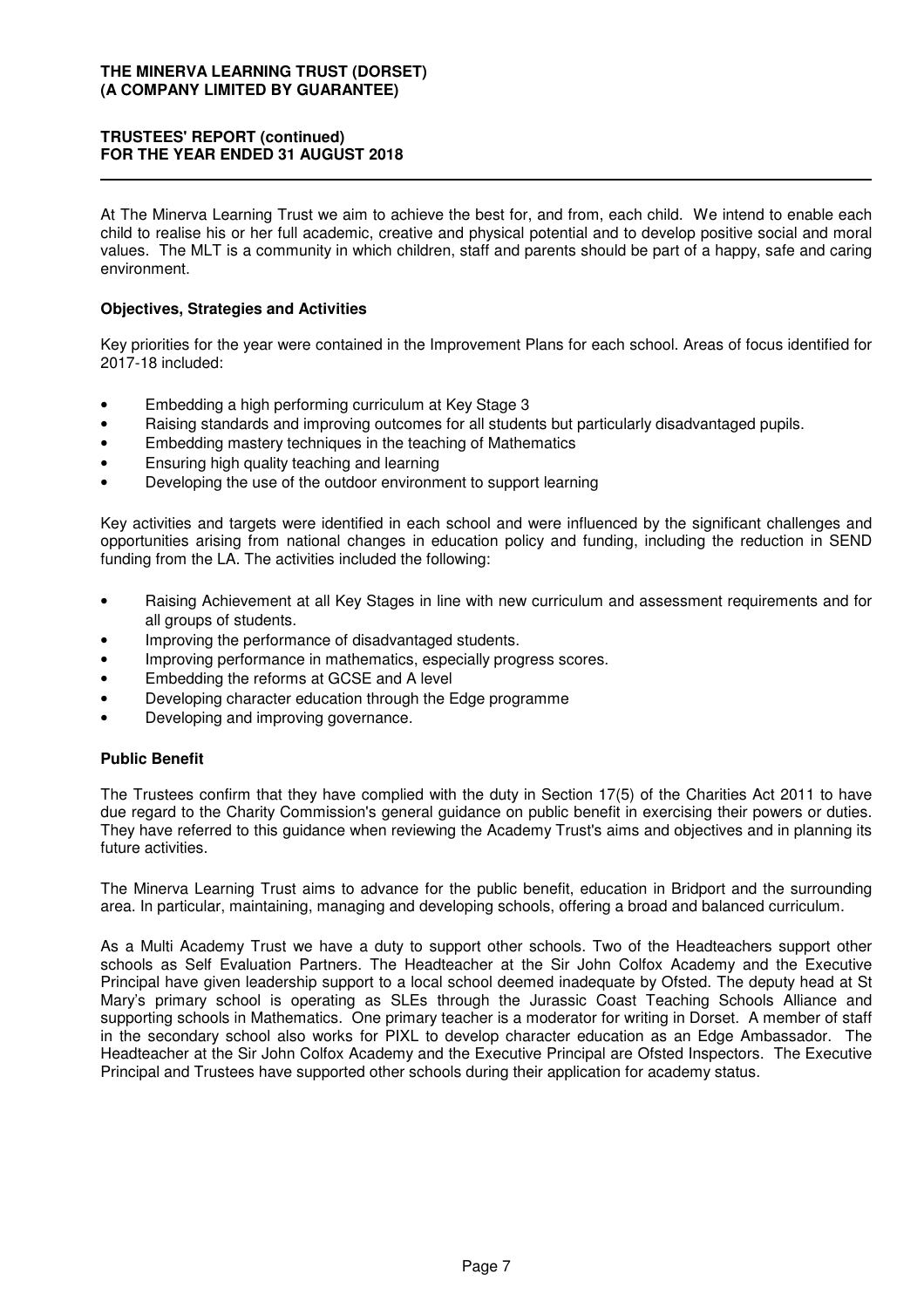At The Minerva Learning Trust we aim to achieve the best for, and from, each child. We intend to enable each child to realise his or her full academic, creative and physical potential and to develop positive social and moral values. The MLT is a community in which children, staff and parents should be part of a happy, safe and caring environment.

### Objectives, Strategies and Activities

Key priorities for the year were contained in the Improvement Plans for each school. Areas of focus identified for 2017-18 included:

- Embedding a high performing curriculum at Key Stage 3
- Raising standards and improving outcomes for all students but particularly disadvantaged pupils.
- Embedding mastery techniques in the teaching of Mathematics
- Ensuring high quality teaching and learning
- Developing the use of the outdoor environment to support learning

Key activities and targets were identified in each school and were influenced by the significant challenges and opportunities arising from national changes in education policy and funding, including the reduction in SEND funding from the LA. The activities included the following:

- Raising Achievement at all Key Stages in line with new curriculum and assessment requirements and for all groups of students.
- Improving the performance of disadvantaged students.
- Improving performance in mathematics, especially progress scores.
- Embedding the reforms at GCSE and A level
- Developing character education through the Edge programme
- Developing and improving governance.

### Public Benefit

The Trustees confirm that they have complied with the duty in Section 17(5) of the Charities Act 2011 to have due regard to the Charity Commission's general guidance on public benefit in exercising their powers or duties. They have referred to this guidance when reviewing the Academy Trust's aims and objectives and in planning its future activities.

The Minerva Learning Trust aims to advance for the public benefit, education in Bridport and the surrounding area. In particular, maintaining, managing and developing schools, offering a broad and balanced curriculum.

As a Multi Academy Trust we have a duty to support other schools. Two of the Headteachers support other schools as Self Evaluation Partners. The Headteacher at the Sir John Colfox Academy and the Executive Principal have given leadership support to a local school deemed inadequate by Ofsted. The deputy head at St Mary's primary school is operating as SLEs through the Jurassic Coast Teaching Schools Alliance and supporting schools in Mathematics. One primary teacher is a moderator for writing in Dorset. A member of staff in the secondary school also works for PIXL to develop character education as an Edge Ambassador. The Headteacher at the Sir John Colfox Academy and the Executive Principal are Ofsted Inspectors. The Executive Principal and Trustees have supported other schools during their application for academy status.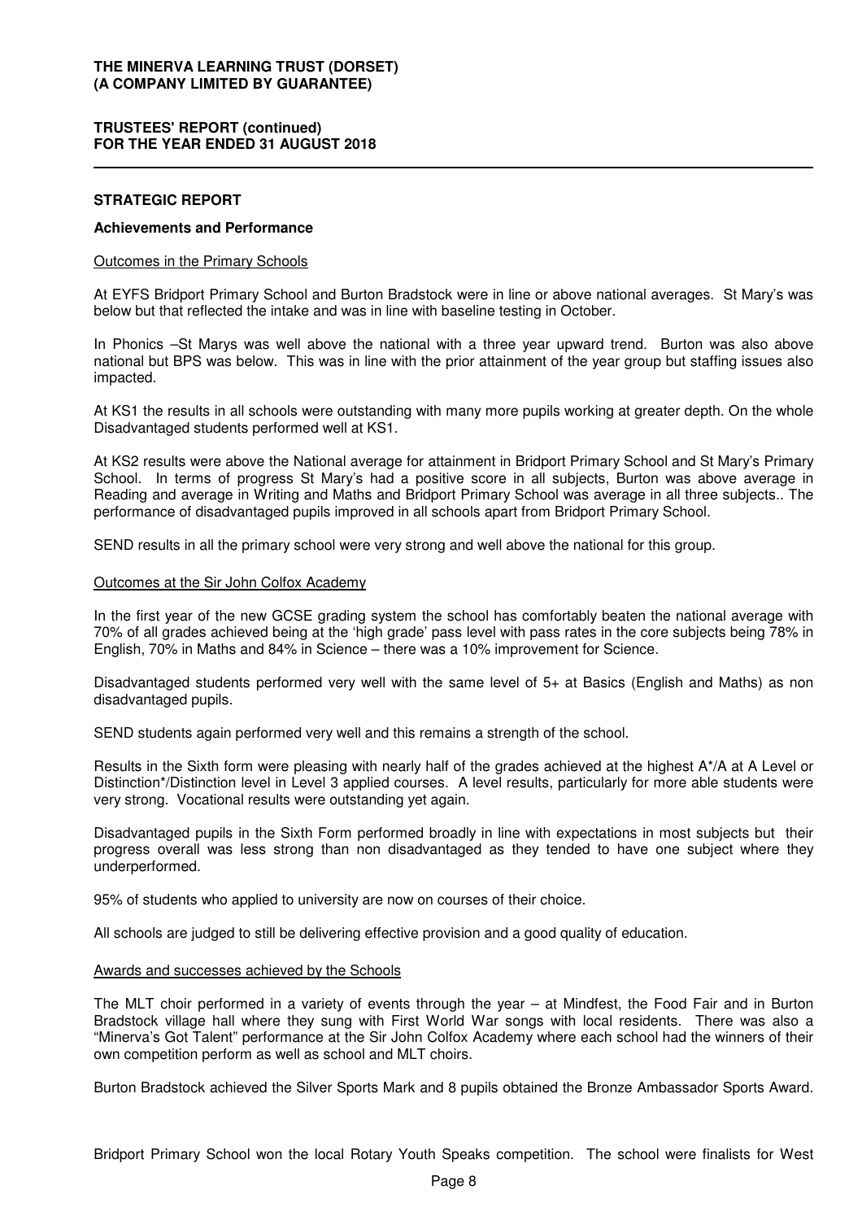## STRATEGIC REPORT

### Achievements and Performance

Outcomes in the Primary Schools

At EYFS Bridport Primary School and Burton Bradstock were in line or above national averages. St Mary's was below but that reflected the intake and was in line with baseline testing in October.

In Phonics –St Marys was well above the national with a three year upward trend. Burton was also above national but BPS was below. This was in line with the prior attainment of the year group but staffing issues also impacted.

At KS1 the results in all schools were outstanding with many more pupils working at greater depth. On the whole Disadvantaged students performed well at KS1.

At KS2 results were above the National average for attainment in Bridport Primary School and St Mary's Primary School. In terms of progress St Mary's had a positive score in all subjects, Burton was above average in Reading and average in Writing and Maths and Bridport Primary School was average in all three subjects.. The performance of disadvantaged pupils improved in all schools apart from Bridport Primary School.

SEND results in all the primary school were very strong and well above the national for this group.

Outcomes at the Sir John Colfox Academy

In the first year of the new GCSE grading system the school has comfortably beaten the national average with 70% of all grades achieved being at the 'high grade' pass level with pass rates in the core subjects being 78% in English, 70% in Maths and 84% in Science – there was a 10% improvement for Science.

Disadvantaged students performed very well with the same level of 5+ at Basics (English and Maths) as non disadvantaged pupils.

SEND students again performed very well and this remains a strength of the school.

Results in the Sixth form were pleasing with nearly half of the grades achieved at the highest A*/A at A Level or Distinction*/Distinction level in Level 3 applied courses. A level results, particularly for more able students were very strong. Vocational results were outstanding yet again.

Disadvantaged pupils in the Sixth Form performed broadly in line with expectations in most subjects but their progress overall was less strong than non disadvantaged as they tended to have one subject where they underperformed.

95% of students who applied to university are now on courses of their choice.

All schools are judged to still be delivering effective provision and a good quality of education.

Awards and successes achieved by the Schools

The MLT choir performed in a variety of events through the year – at Mindfest, the Food Fair and in Burton Bradstock village hall where they sung with First World War songs with local residents. There was also a "Minerva's Got Talent" performance at the Sir John Colfox Academy where each school had the winners of their own competition perform as well as school and MLT choirs.

Burton Bradstock achieved the Silver Sports Mark and 8 pupils obtained the Bronze Ambassador Sports Award.

Bridport Primary School won the local Rotary Youth Speaks competition. The school were finalists for West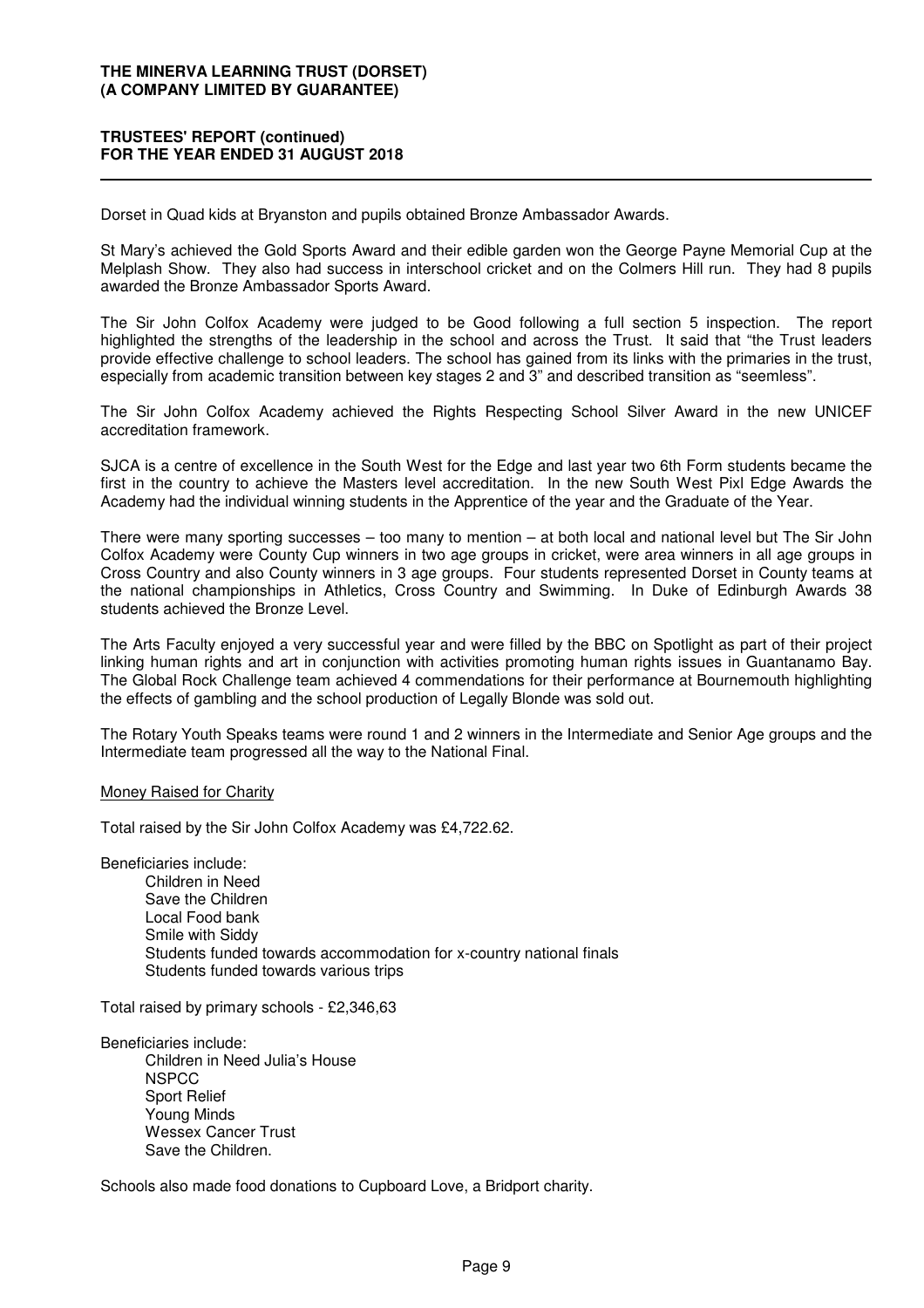Dorset in Quad kids at Bryanston and pupils obtained Bronze Ambassador Awards.

St Mary's achieved the Gold Sports Award and their edible garden won the George Payne Memorial Cup at the Melplash Show. They also had success in interschool cricket and on the Colmers Hill run. They had 8 pupils awarded the Bronze Ambassador Sports Award.

The Sir John Colfox Academy were judged to be Good following a full section 5 inspection. The report highlighted the strengths of the leadership in the school and across the Trust. It said that "the Trust leaders provide effective challenge to school leaders. The school has gained from its links with the primaries in the trust, especially from academic transition between key stages 2 and 3" and described transition as "seemless".

The Sir John Colfox Academy achieved the Rights Respecting School Silver Award in the new UNICEF accreditation framework.

SJCA is a centre of excellence in the South West for the Edge and last year two 6th Form students became the first in the country to achieve the Masters level accreditation. In the new South West Pixl Edge Awards the Academy had the individual winning students in the Apprentice of the year and the Graduate of the Year.

There were many sporting successes – too many to mention – at both local and national level but The Sir John Colfox Academy were County Cup winners in two age groups in cricket, were area winners in all age groups in Cross Country and also County winners in 3 age groups. Four students represented Dorset in County teams at the national championships in Athletics, Cross Country and Swimming. In Duke of Edinburgh Awards 38 students achieved the Bronze Level.

The Arts Faculty enjoyed a very successful year and were filled by the BBC on Spotlight as part of their project linking human rights and art in conjunction with activities promoting human rights issues in Guantanamo Bay. The Global Rock Challenge team achieved 4 commendations for their performance at Bournemouth highlighting the effects of gambling and the school production of Legally Blonde was sold out.

The Rotary Youth Speaks teams were round 1 and 2 winners in the Intermediate and Senior Age groups and the Intermediate team progressed all the way to the National Final.

Money Raised for Charity

Total raised by the Sir John Colfox Academy was £4,722.62.

Beneficiaries include:

- Children in Need
- Save the Children
- Local Food bank
- Smile with Siddy
- Students funded towards accommodation for x-country national finals
- Students funded towards various trips

Total raised by primary schools - £2,346,63

Beneficiaries include:

- Children in Need Julia's House
- NSPCC
- Sport Relief
- Young Minds
- Wessex Cancer Trust
- Save the Children.

Schools also made food donations to Cupboard Love, a Bridport charity.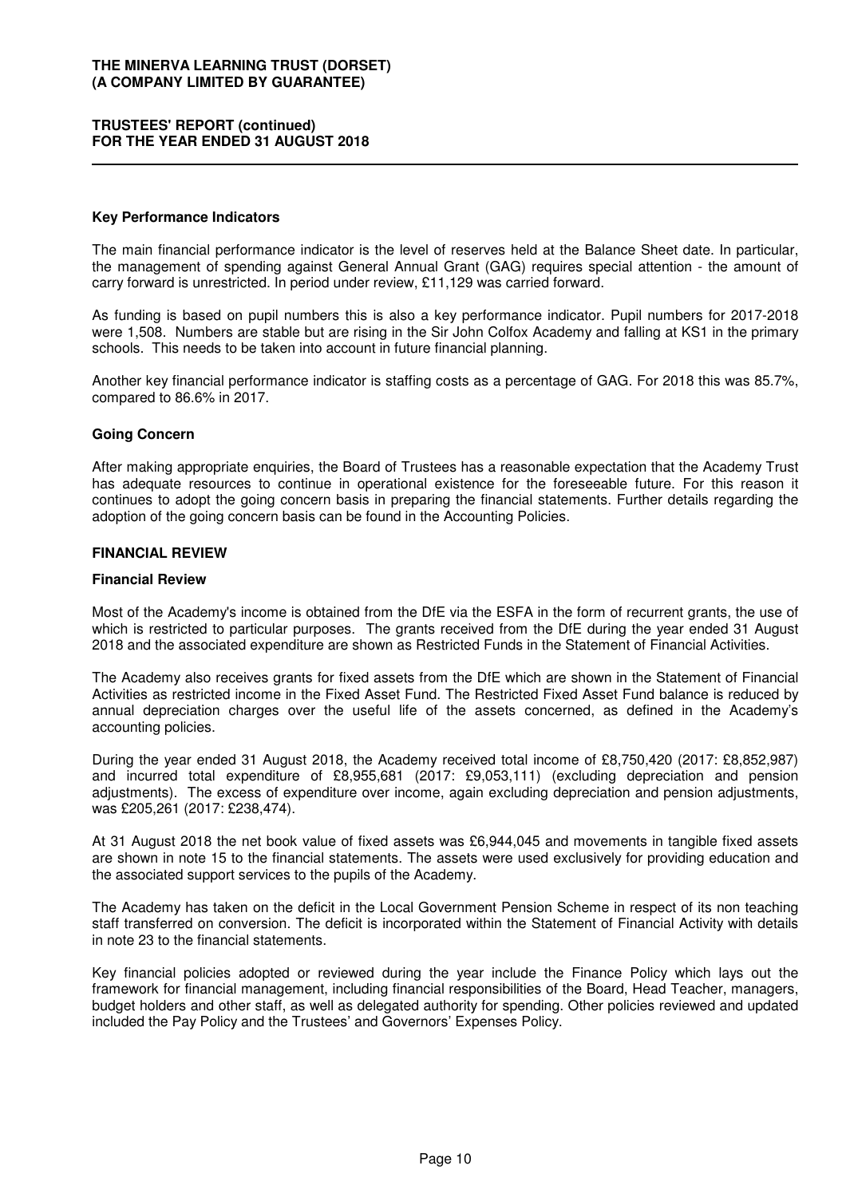### Key Performance Indicators

The main financial performance indicator is the level of reserves held at the Balance Sheet date. In particular, the management of spending against General Annual Grant (GAG) requires special attention - the amount of carry forward is unrestricted. In period under review, £11,129 was carried forward.

As funding is based on pupil numbers this is also a key performance indicator. Pupil numbers for 2017-2018 were 1,508. Numbers are stable but are rising in the Sir John Colfox Academy and falling at KS1 in the primary schools. This needs to be taken into account in future financial planning.

Another key financial performance indicator is staffing costs as a percentage of GAG. For 2018 this was 85.7%, compared to 86.6% in 2017.

### Going Concern

After making appropriate enquiries, the Board of Trustees has a reasonable expectation that the Academy Trust has adequate resources to continue in operational existence for the foreseeable future. For this reason it continues to adopt the going concern basis in preparing the financial statements. Further details regarding the adoption of the going concern basis can be found in the Accounting Policies.

## FINANCIAL REVIEW

### Financial Review

Most of the Academy's income is obtained from the DfE via the ESFA in the form of recurrent grants, the use of which is restricted to particular purposes. The grants received from the DfE during the year ended 31 August 2018 and the associated expenditure are shown as Restricted Funds in the Statement of Financial Activities.

The Academy also receives grants for fixed assets from the DfE which are shown in the Statement of Financial Activities as restricted income in the Fixed Asset Fund. The Restricted Fixed Asset Fund balance is reduced by annual depreciation charges over the useful life of the assets concerned, as defined in the Academy's accounting policies.

During the year ended 31 August 2018, the Academy received total income of £8,750,420 (2017: £8,852,987) and incurred total expenditure of £8,955,681 (2017: £9,053,111) (excluding depreciation and pension adjustments). The excess of expenditure over income, again excluding depreciation and pension adjustments, was £205,261 (2017: £238,474).

At 31 August 2018 the net book value of fixed assets was £6,944,045 and movements in tangible fixed assets are shown in note 15 to the financial statements. The assets were used exclusively for providing education and the associated support services to the pupils of the Academy.

The Academy has taken on the deficit in the Local Government Pension Scheme in respect of its non teaching staff transferred on conversion. The deficit is incorporated within the Statement of Financial Activity with details in note 23 to the financial statements.

Key financial policies adopted or reviewed during the year include the Finance Policy which lays out the framework for financial management, including financial responsibilities of the Board, Head Teacher, managers, budget holders and other staff, as well as delegated authority for spending. Other policies reviewed and updated included the Pay Policy and the Trustees' and Governors' Expenses Policy.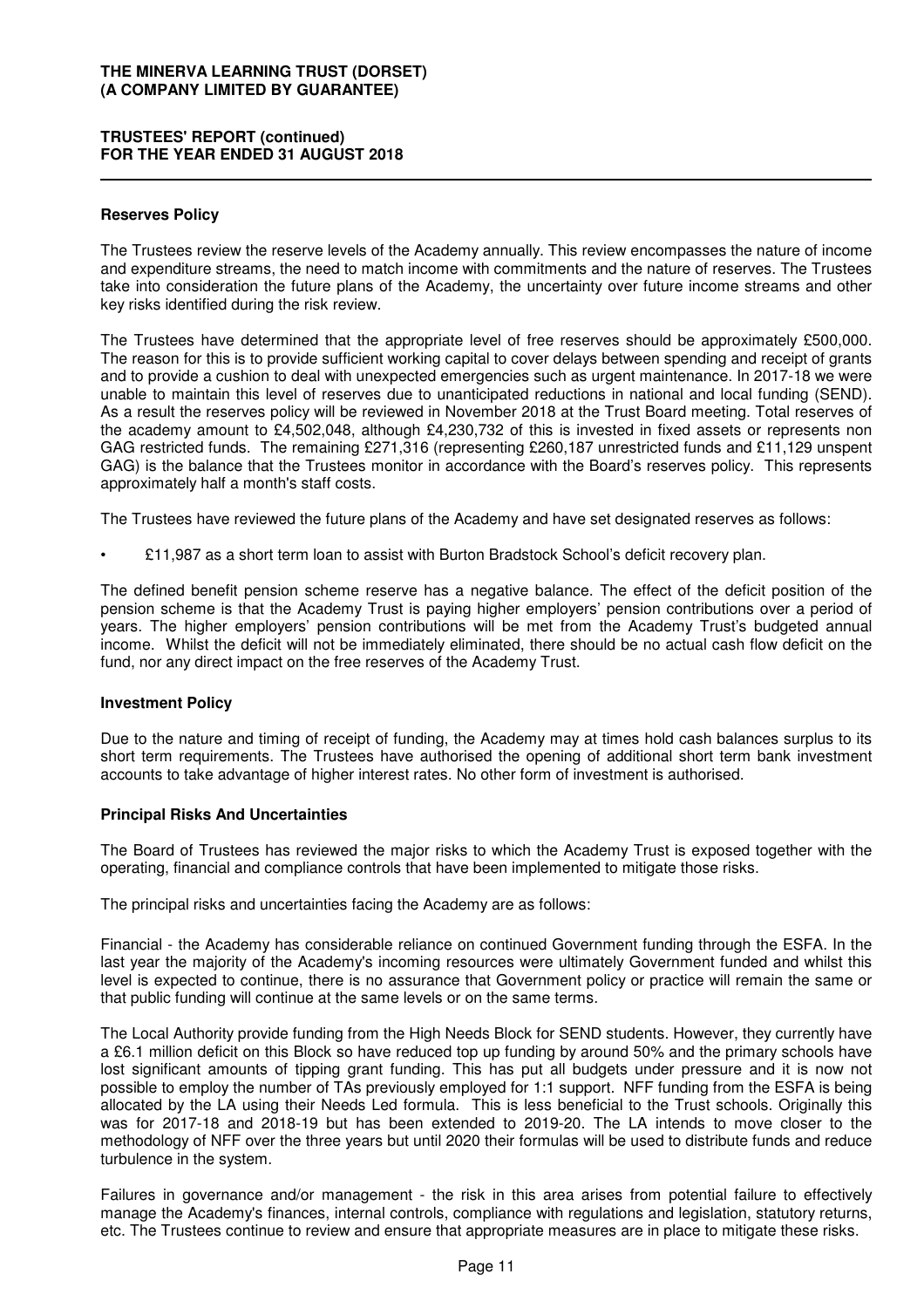## Reserves Policy

The Trustees review the reserve levels of the Academy annually. This review encompasses the nature of income and expenditure streams, the need to match income with commitments and the nature of reserves. The Trustees take into consideration the future plans of the Academy, the uncertainty over future income streams and other key risks identified during the risk review.

The Trustees have determined that the appropriate level of free reserves should be approximately £500,000. The reason for this is to provide sufficient working capital to cover delays between spending and receipt of grants and to provide a cushion to deal with unexpected emergencies such as urgent maintenance. In 2017-18 we were unable to maintain this level of reserves due to unanticipated reductions in national and local funding (SEND). As a result the reserves policy will be reviewed in November 2018 at the Trust Board meeting. Total reserves of the academy amount to £4,502,048, although £4,230,732 of this is invested in fixed assets or represents non GAG restricted funds. The remaining £271,316 (representing £260,187 unrestricted funds and £11,129 unspent GAG) is the balance that the Trustees monitor in accordance with the Board's reserves policy. This represents approximately half a month's staff costs.

The Trustees have reviewed the future plans of the Academy and have set designated reserves as follows:

- £11,987 as a short term loan to assist with Burton Bradstock School's deficit recovery plan.

The defined benefit pension scheme reserve has a negative balance. The effect of the deficit position of the pension scheme is that the Academy Trust is paying higher employers' pension contributions over a period of years. The higher employers' pension contributions will be met from the Academy Trust's budgeted annual income. Whilst the deficit will not be immediately eliminated, there should be no actual cash flow deficit on the fund, nor any direct impact on the free reserves of the Academy Trust.

## Investment Policy

Due to the nature and timing of receipt of funding, the Academy may at times hold cash balances surplus to its short term requirements. The Trustees have authorised the opening of additional short term bank investment accounts to take advantage of higher interest rates. No other form of investment is authorised.

## Principal Risks And Uncertainties

The Board of Trustees has reviewed the major risks to which the Academy Trust is exposed together with the operating, financial and compliance controls that have been implemented to mitigate those risks.

The principal risks and uncertainties facing the Academy are as follows:

Financial - the Academy has considerable reliance on continued Government funding through the ESFA. In the last year the majority of the Academy's incoming resources were ultimately Government funded and whilst this level is expected to continue, there is no assurance that Government policy or practice will remain the same or that public funding will continue at the same levels or on the same terms.

The Local Authority provide funding from the High Needs Block for SEND students. However, they currently have a £6.1 million deficit on this Block so have reduced top up funding by around 50% and the primary schools have lost significant amounts of tipping grant funding. This has put all budgets under pressure and it is now not possible to employ the number of TAs previously employed for 1:1 support. NFF funding from the ESFA is being allocated by the LA using their Needs Led formula. This is less beneficial to the Trust schools. Originally this was for 2017-18 and 2018-19 but has been extended to 2019-20. The LA intends to move closer to the methodology of NFF over the three years but until 2020 their formulas will be used to distribute funds and reduce turbulence in the system.

Failures in governance and/or management - the risk in this area arises from potential failure to effectively manage the Academy's finances, internal controls, compliance with regulations and legislation, statutory returns, etc. The Trustees continue to review and ensure that appropriate measures are in place to mitigate these risks.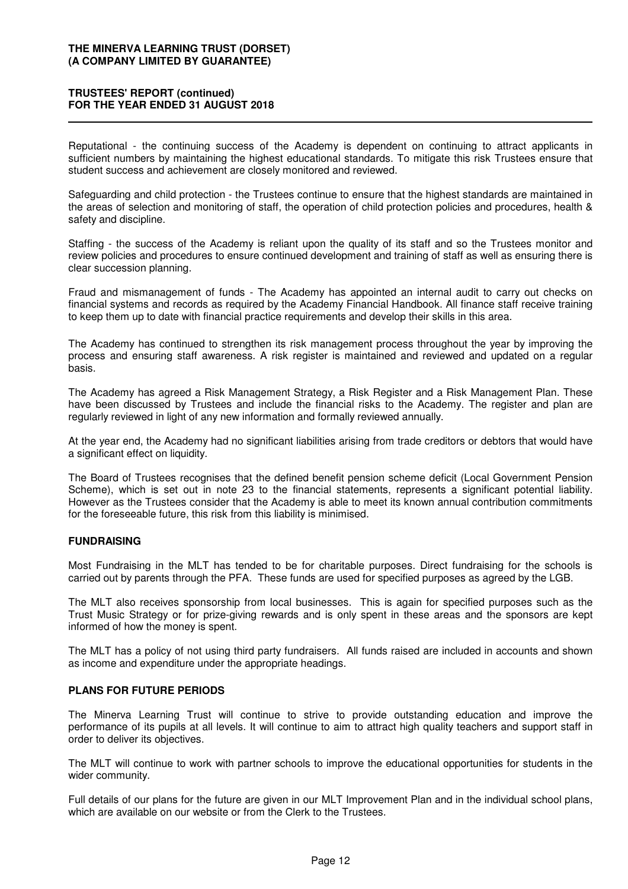Reputational - the continuing success of the Academy is dependent on continuing to attract applicants in sufficient numbers by maintaining the highest educational standards. To mitigate this risk Trustees ensure that student success and achievement are closely monitored and reviewed.

Safeguarding and child protection - the Trustees continue to ensure that the highest standards are maintained in the areas of selection and monitoring of staff, the operation of child protection policies and procedures, health & safety and discipline.

Staffing - the success of the Academy is reliant upon the quality of its staff and so the Trustees monitor and review policies and procedures to ensure continued development and training of staff as well as ensuring there is clear succession planning.

Fraud and mismanagement of funds - The Academy has appointed an internal audit to carry out checks on financial systems and records as required by the Academy Financial Handbook. All finance staff receive training to keep them up to date with financial practice requirements and develop their skills in this area.

The Academy has continued to strengthen its risk management process throughout the year by improving the process and ensuring staff awareness. A risk register is maintained and reviewed and updated on a regular basis.

The Academy has agreed a Risk Management Strategy, a Risk Register and a Risk Management Plan. These have been discussed by Trustees and include the financial risks to the Academy. The register and plan are regularly reviewed in light of any new information and formally reviewed annually.

At the year end, the Academy had no significant liabilities arising from trade creditors or debtors that would have a significant effect on liquidity.

The Board of Trustees recognises that the defined benefit pension scheme deficit (Local Government Pension Scheme), which is set out in note 23 to the financial statements, represents a significant potential liability. However as the Trustees consider that the Academy is able to meet its known annual contribution commitments for the foreseeable future, this risk from this liability is minimised.

## FUNDRAISING

Most Fundraising in the MLT has tended to be for charitable purposes. Direct fundraising for the schools is carried out by parents through the PFA. These funds are used for specified purposes as agreed by the LGB.

The MLT also receives sponsorship from local businesses. This is again for specified purposes such as the Trust Music Strategy or for prize-giving rewards and is only spent in these areas and the sponsors are kept informed of how the money is spent.

The MLT has a policy of not using third party fundraisers. All funds raised are included in accounts and shown as income and expenditure under the appropriate headings.

## PLANS FOR FUTURE PERIODS

The Minerva Learning Trust will continue to strive to provide outstanding education and improve the performance of its pupils at all levels. It will continue to aim to attract high quality teachers and support staff in order to deliver its objectives.

The MLT will continue to work with partner schools to improve the educational opportunities for students in the wider community.

Full details of our plans for the future are given in our MLT Improvement Plan and in the individual school plans, which are available on our website or from the Clerk to the Trustees.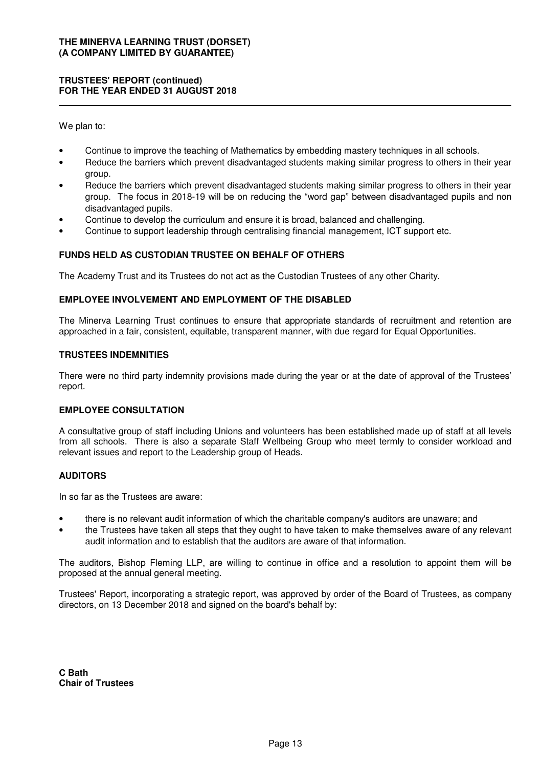We plan to:

- Continue to improve the teaching of Mathematics by embedding mastery techniques in all schools.
- Reduce the barriers which prevent disadvantaged students making similar progress to others in their year group.
- Reduce the barriers which prevent disadvantaged students making similar progress to others in their year group. The focus in 2018-19 will be on reducing the "word gap" between disadvantaged pupils and non disadvantaged pupils.
- Continue to develop the curriculum and ensure it is broad, balanced and challenging.
- Continue to support leadership through centralising financial management, ICT support etc.

## FUNDS HELD AS CUSTODIAN TRUSTEE ON BEHALF OF OTHERS

The Academy Trust and its Trustees do not act as the Custodian Trustees of any other Charity.

## EMPLOYEE INVOLVEMENT AND EMPLOYMENT OF THE DISABLED

The Minerva Learning Trust continues to ensure that appropriate standards of recruitment and retention are approached in a fair, consistent, equitable, transparent manner, with due regard for Equal Opportunities.

## TRUSTEES INDEMNITIES

There were no third party indemnity provisions made during the year or at the date of approval of the Trustees' report.

## EMPLOYEE CONSULTATION

A consultative group of staff including Unions and volunteers has been established made up of staff at all levels from all schools. There is also a separate Staff Wellbeing Group who meet termly to consider workload and relevant issues and report to the Leadership group of Heads.

## AUDITORS

In so far as the Trustees are aware:

- there is no relevant audit information of which the charitable company's auditors are unaware; and
- the Trustees have taken all steps that they ought to have taken to make themselves aware of any relevant audit information and to establish that the auditors are aware of that information.

The auditors, Bishop Fleming LLP, are willing to continue in office and a resolution to appoint them will be proposed at the annual general meeting.

Trustees' Report, incorporating a strategic report, was approved by order of the Board of Trustees, as company directors, on 13 December 2018 and signed on the board's behalf by:

**C Bath**
**Chair of Trustees**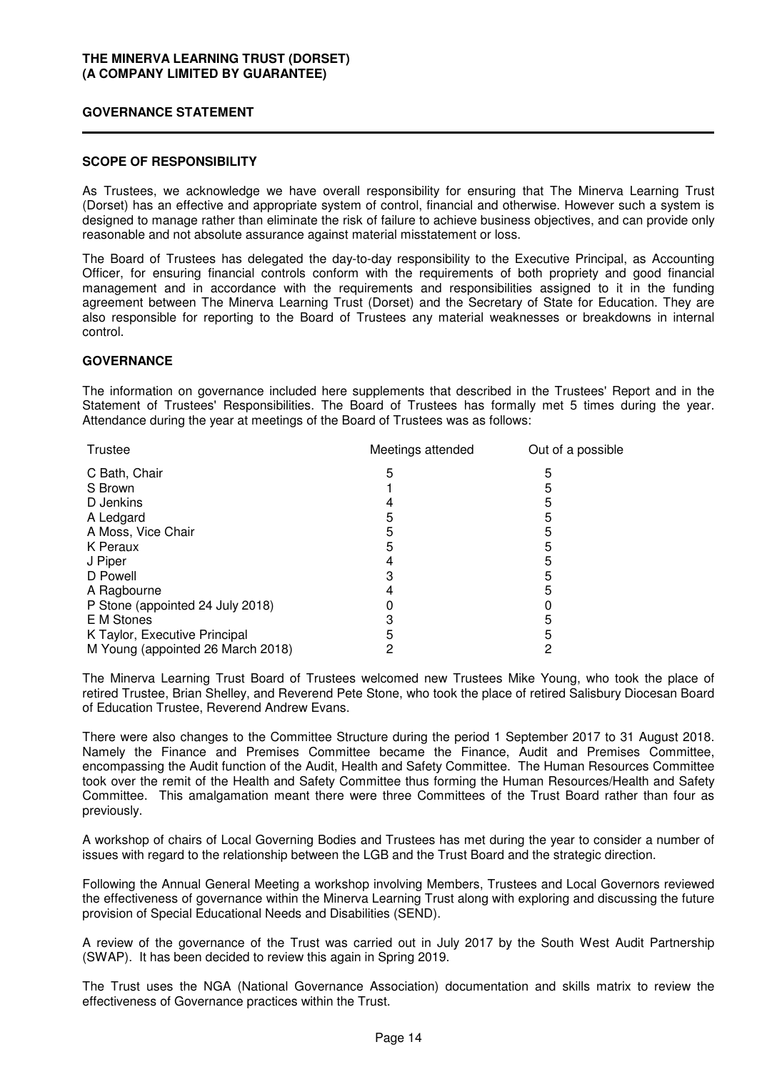**THE MINERVA LEARNING TRUST (DORSET)**
**(A COMPANY LIMITED BY GUARANTEE)**

## GOVERNANCE STATEMENT

### SCOPE OF RESPONSIBILITY

As Trustees, we acknowledge we have overall responsibility for ensuring that The Minerva Learning Trust (Dorset) has an effective and appropriate system of control, financial and otherwise. However such a system is designed to manage rather than eliminate the risk of failure to achieve business objectives, and can provide only reasonable and not absolute assurance against material misstatement or loss.

The Board of Trustees has delegated the day-to-day responsibility to the Executive Principal, as Accounting Officer, for ensuring financial controls conform with the requirements of both propriety and good financial management and in accordance with the requirements and responsibilities assigned to it in the funding agreement between The Minerva Learning Trust (Dorset) and the Secretary of State for Education. They are also responsible for reporting to the Board of Trustees any material weaknesses or breakdowns in internal control.

### GOVERNANCE

The information on governance included here supplements that described in the Trustees' Report and in the Statement of Trustees' Responsibilities. The Board of Trustees has formally met 5 times during the year. Attendance during the year at meetings of the Board of Trustees was as follows:

| Trustee | Meetings attended | Out of a possible |
|---|---|---|
| C Bath, Chair | 5 | 5 |
| S Brown | 1 | 5 |
| D Jenkins | 4 | 5 |
| A Ledgard | 5 | 5 |
| A Moss, Vice Chair | 5 | 5 |
| K Peraux | 5 | 5 |
| J Piper | 4 | 5 |
| D Powell | 3 | 5 |
| A Ragbourne | 4 | 5 |
| P Stone (appointed 24 July 2018) | 0 | 0 |
| E M Stones | 3 | 5 |
| K Taylor, Executive Principal | 5 | 5 |
| M Young (appointed 26 March 2018) | 2 | 2 |

The Minerva Learning Trust Board of Trustees welcomed new Trustees Mike Young, who took the place of retired Trustee, Brian Shelley, and Reverend Pete Stone, who took the place of retired Salisbury Diocesan Board of Education Trustee, Reverend Andrew Evans.

There were also changes to the Committee Structure during the period 1 September 2017 to 31 August 2018. Namely the Finance and Premises Committee became the Finance, Audit and Premises Committee, encompassing the Audit function of the Audit, Health and Safety Committee. The Human Resources Committee took over the remit of the Health and Safety Committee thus forming the Human Resources/Health and Safety Committee. This amalgamation meant there were three Committees of the Trust Board rather than four as previously.

A workshop of chairs of Local Governing Bodies and Trustees has met during the year to consider a number of issues with regard to the relationship between the LGB and the Trust Board and the strategic direction.

Following the Annual General Meeting a workshop involving Members, Trustees and Local Governors reviewed the effectiveness of governance within the Minerva Learning Trust along with exploring and discussing the future provision of Special Educational Needs and Disabilities (SEND).

A review of the governance of the Trust was carried out in July 2017 by the South West Audit Partnership (SWAP). It has been decided to review this again in Spring 2019.

The Trust uses the NGA (National Governance Association) documentation and skills matrix to review the effectiveness of Governance practices within the Trust.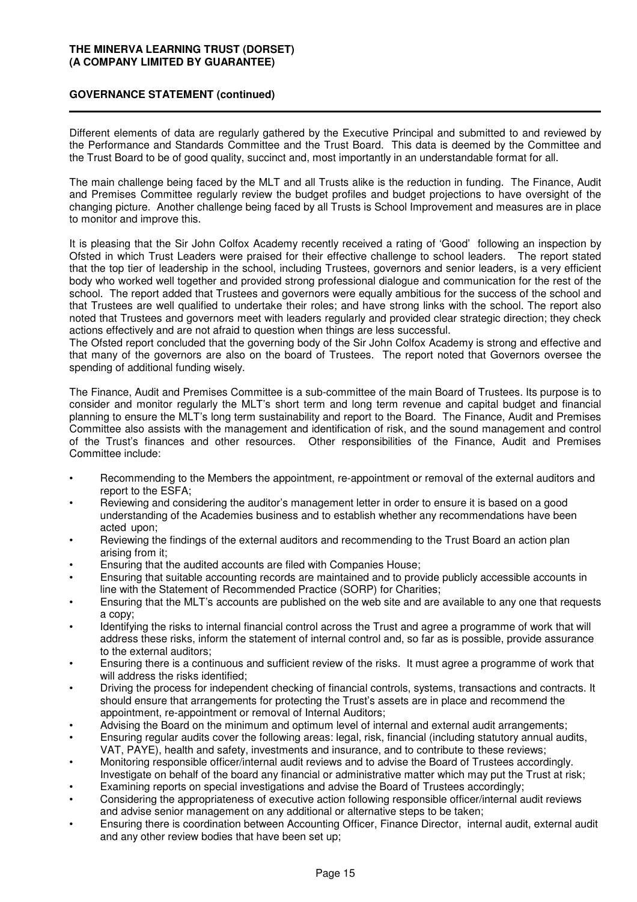**GOVERNANCE STATEMENT (continued)**

Different elements of data are regularly gathered by the Executive Principal and submitted to and reviewed by the Performance and Standards Committee and the Trust Board. This data is deemed by the Committee and the Trust Board to be of good quality, succinct and, most importantly in an understandable format for all.

The main challenge being faced by the MLT and all Trusts alike is the reduction in funding. The Finance, Audit and Premises Committee regularly review the budget profiles and budget projections to have oversight of the changing picture. Another challenge being faced by all Trusts is School Improvement and measures are in place to monitor and improve this.

It is pleasing that the Sir John Colfox Academy recently received a rating of 'Good' following an inspection by Ofsted in which Trust Leaders were praised for their effective challenge to school leaders. The report stated that the top tier of leadership in the school, including Trustees, governors and senior leaders, is a very efficient body who worked well together and provided strong professional dialogue and communication for the rest of the school. The report added that Trustees and governors were equally ambitious for the success of the school and that Trustees are well qualified to undertake their roles; and have strong links with the school. The report also noted that Trustees and governors meet with leaders regularly and provided clear strategic direction; they check actions effectively and are not afraid to question when things are less successful.
The Ofsted report concluded that the governing body of the Sir John Colfox Academy is strong and effective and that many of the governors are also on the board of Trustees. The report noted that Governors oversee the spending of additional funding wisely.

The Finance, Audit and Premises Committee is a sub-committee of the main Board of Trustees. Its purpose is to consider and monitor regularly the MLT's short term and long term revenue and capital budget and financial planning to ensure the MLT's long term sustainability and report to the Board. The Finance, Audit and Premises Committee also assists with the management and identification of risk, and the sound management and control of the Trust's finances and other resources. Other responsibilities of the Finance, Audit and Premises Committee include:

- Recommending to the Members the appointment, re-appointment or removal of the external auditors and report to the ESFA;
- Reviewing and considering the auditor's management letter in order to ensure it is based on a good understanding of the Academies business and to establish whether any recommendations have been acted upon;
- Reviewing the findings of the external auditors and recommending to the Trust Board an action plan arising from it;
- Ensuring that the audited accounts are filed with Companies House;
- Ensuring that suitable accounting records are maintained and to provide publicly accessible accounts in line with the Statement of Recommended Practice (SORP) for Charities;
- Ensuring that the MLT's accounts are published on the web site and are available to any one that requests a copy;
- Identifying the risks to internal financial control across the Trust and agree a programme of work that will address these risks, inform the statement of internal control and, so far as is possible, provide assurance to the external auditors;
- Ensuring there is a continuous and sufficient review of the risks. It must agree a programme of work that will address the risks identified;
- Driving the process for independent checking of financial controls, systems, transactions and contracts. It should ensure that arrangements for protecting the Trust's assets are in place and recommend the appointment, re-appointment or removal of Internal Auditors;
- Advising the Board on the minimum and optimum level of internal and external audit arrangements;
- Ensuring regular audits cover the following areas: legal, risk, financial (including statutory annual audits, VAT, PAYE), health and safety, investments and insurance, and to contribute to these reviews;
- Monitoring responsible officer/internal audit reviews and to advise the Board of Trustees accordingly. Investigate on behalf of the board any financial or administrative matter which may put the Trust at risk;
- Examining reports on special investigations and advise the Board of Trustees accordingly;
- Considering the appropriateness of executive action following responsible officer/internal audit reviews and advise senior management on any additional or alternative steps to be taken;
- Ensuring there is coordination between Accounting Officer, Finance Director, internal audit, external audit and any other review bodies that have been set up;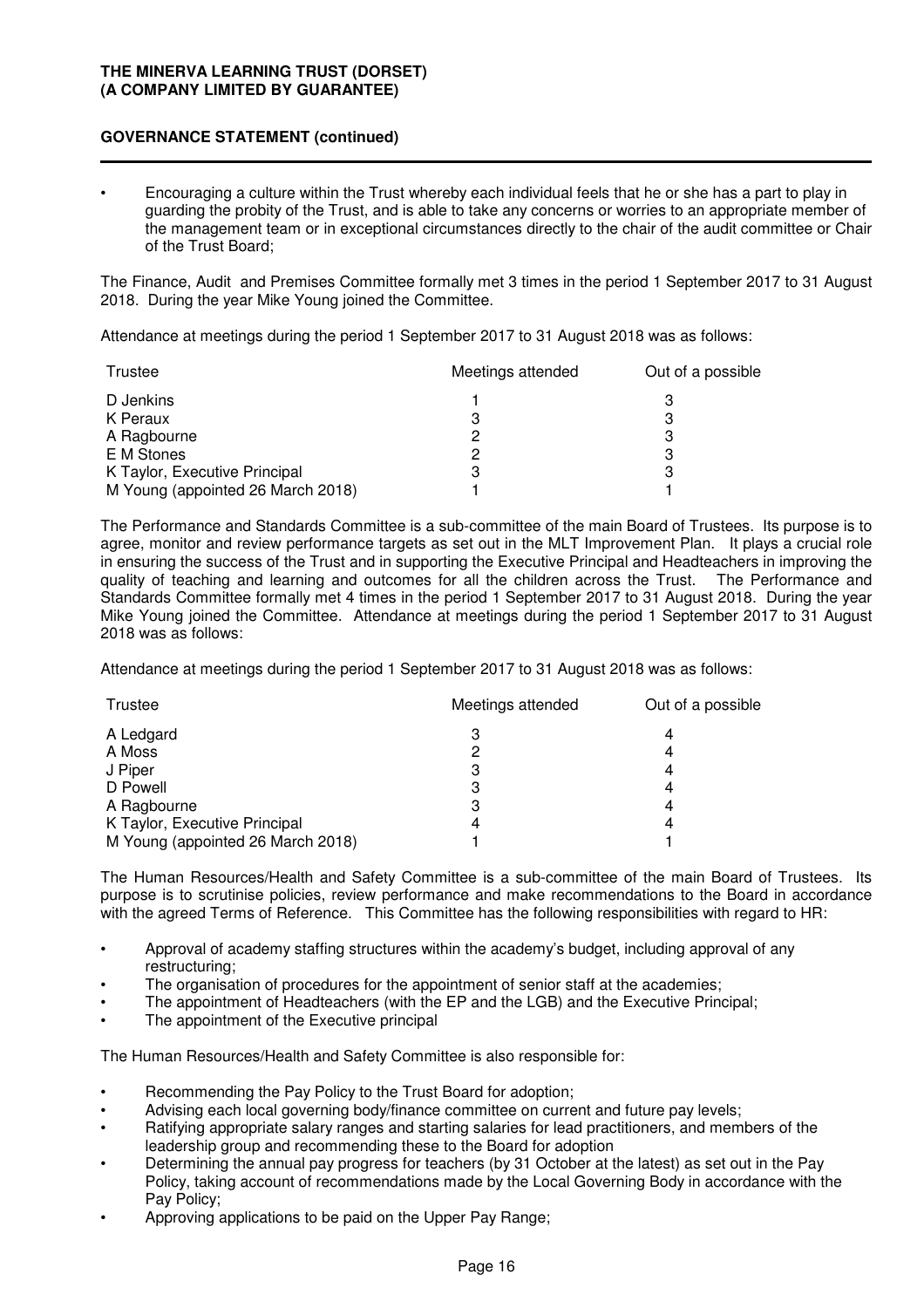## GOVERNANCE STATEMENT (continued)

- Encouraging a culture within the Trust whereby each individual feels that he or she has a part to play in guarding the probity of the Trust, and is able to take any concerns or worries to an appropriate member of the management team or in exceptional circumstances directly to the chair of the audit committee or Chair of the Trust Board;

The Finance, Audit and Premises Committee formally met 3 times in the period 1 September 2017 to 31 August 2018. During the year Mike Young joined the Committee.

Attendance at meetings during the period 1 September 2017 to 31 August 2018 was as follows:

| Trustee | Meetings attended | Out of a possible |
|---|---|---|
| D Jenkins | 1 | 3 |
| K Peraux | 3 | 3 |
| A Ragbourne | 2 | 3 |
| E M Stones | 2 | 3 |
| K Taylor, Executive Principal | 3 | 3 |
| M Young (appointed 26 March 2018) | 1 | 1 |

The Performance and Standards Committee is a sub-committee of the main Board of Trustees. Its purpose is to agree, monitor and review performance targets as set out in the MLT Improvement Plan. It plays a crucial role in ensuring the success of the Trust and in supporting the Executive Principal and Headteachers in improving the quality of teaching and learning and outcomes for all the children across the Trust. The Performance and Standards Committee formally met 4 times in the period 1 September 2017 to 31 August 2018. During the year Mike Young joined the Committee. Attendance at meetings during the period 1 September 2017 to 31 August 2018 was as follows:

Attendance at meetings during the period 1 September 2017 to 31 August 2018 was as follows:

| Trustee | Meetings attended | Out of a possible |
|---|---|---|
| A Ledgard | 3 | 4 |
| A Moss | 2 | 4 |
| J Piper | 3 | 4 |
| D Powell | 3 | 4 |
| A Ragbourne | 3 | 4 |
| K Taylor, Executive Principal | 4 | 4 |
| M Young (appointed 26 March 2018) | 1 | 1 |

The Human Resources/Health and Safety Committee is a sub-committee of the main Board of Trustees. Its purpose is to scrutinise policies, review performance and make recommendations to the Board in accordance with the agreed Terms of Reference. This Committee has the following responsibilities with regard to HR:

- Approval of academy staffing structures within the academy's budget, including approval of any restructuring;
- The organisation of procedures for the appointment of senior staff at the academies;
- The appointment of Headteachers (with the EP and the LGB) and the Executive Principal;
- The appointment of the Executive principal

The Human Resources/Health and Safety Committee is also responsible for:

- Recommending the Pay Policy to the Trust Board for adoption;
- Advising each local governing body/finance committee on current and future pay levels;
- Ratifying appropriate salary ranges and starting salaries for lead practitioners, and members of the leadership group and recommending these to the Board for adoption
- Determining the annual pay progress for teachers (by 31 October at the latest) as set out in the Pay Policy, taking account of recommendations made by the Local Governing Body in accordance with the Pay Policy;
- Approving applications to be paid on the Upper Pay Range;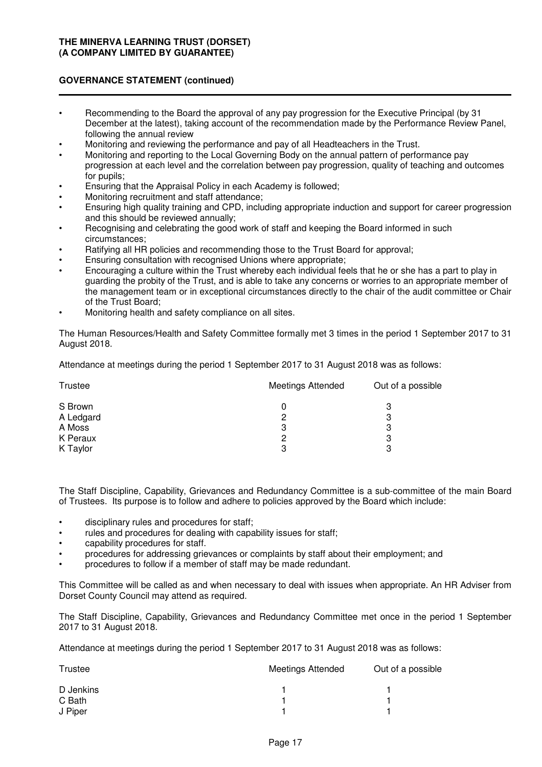- Recommending to the Board the approval of any pay progression for the Executive Principal (by 31 December at the latest), taking account of the recommendation made by the Performance Review Panel, following the annual review
- Monitoring and reviewing the performance and pay of all Headteachers in the Trust.
- Monitoring and reporting to the Local Governing Body on the annual pattern of performance pay progression at each level and the correlation between pay progression, quality of teaching and outcomes for pupils;
- Ensuring that the Appraisal Policy in each Academy is followed;
- Monitoring recruitment and staff attendance;
- Ensuring high quality training and CPD, including appropriate induction and support for career progression and this should be reviewed annually;
- Recognising and celebrating the good work of staff and keeping the Board informed in such circumstances;
- Ratifying all HR policies and recommending those to the Trust Board for approval;
- Ensuring consultation with recognised Unions where appropriate;
- Encouraging a culture within the Trust whereby each individual feels that he or she has a part to play in guarding the probity of the Trust, and is able to take any concerns or worries to an appropriate member of the management team or in exceptional circumstances directly to the chair of the audit committee or Chair of the Trust Board;
- Monitoring health and safety compliance on all sites.

The Human Resources/Health and Safety Committee formally met 3 times in the period 1 September 2017 to 31 August 2018.

Attendance at meetings during the period 1 September 2017 to 31 August 2018 was as follows:

| Trustee | Meetings Attended | Out of a possible |
|---|---|---|
| S Brown | 0 | 3 |
| A Ledgard | 2 | 3 |
| A Moss | 3 | 3 |
| K Peraux | 2 | 3 |
| K Taylor | 3 | 3 |

The Staff Discipline, Capability, Grievances and Redundancy Committee is a sub-committee of the main Board of Trustees. Its purpose is to follow and adhere to policies approved by the Board which include:

- disciplinary rules and procedures for staff;
- rules and procedures for dealing with capability issues for staff;
- capability procedures for staff.
- procedures for addressing grievances or complaints by staff about their employment; and
- procedures to follow if a member of staff may be made redundant.

This Committee will be called as and when necessary to deal with issues when appropriate. An HR Adviser from Dorset County Council may attend as required.

The Staff Discipline, Capability, Grievances and Redundancy Committee met once in the period 1 September 2017 to 31 August 2018.

Attendance at meetings during the period 1 September 2017 to 31 August 2018 was as follows:

| Trustee | Meetings Attended | Out of a possible |
|---|---|---|
| D Jenkins | 1 | 1 |
| C Bath | 1 | 1 |
| J Piper | 1 | 1 |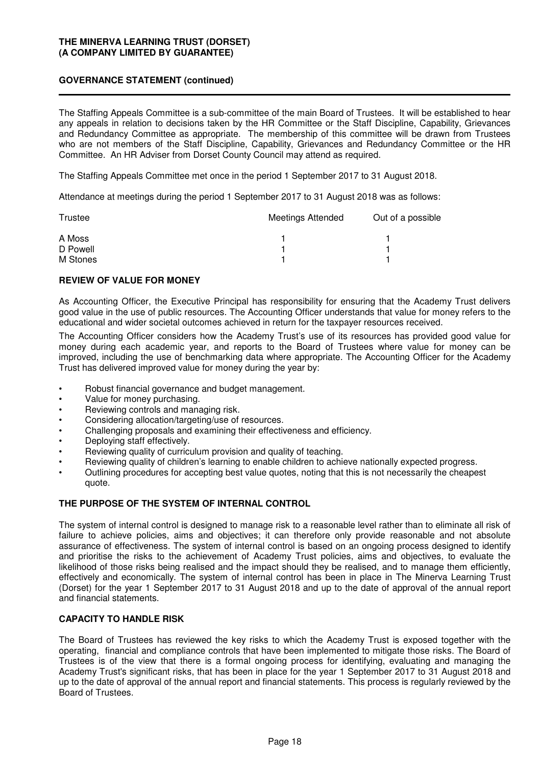**GOVERNANCE STATEMENT (continued)**

The Staffing Appeals Committee is a sub-committee of the main Board of Trustees. It will be established to hear any appeals in relation to decisions taken by the HR Committee or the Staff Discipline, Capability, Grievances and Redundancy Committee as appropriate. The membership of this committee will be drawn from Trustees who are not members of the Staff Discipline, Capability, Grievances and Redundancy Committee or the HR Committee. An HR Adviser from Dorset County Council may attend as required.

The Staffing Appeals Committee met once in the period 1 September 2017 to 31 August 2018.

Attendance at meetings during the period 1 September 2017 to 31 August 2018 was as follows:

| Trustee | Meetings Attended | Out of a possible |
|---|---|---|
| A Moss | 1 | 1 |
| D Powell | 1 | 1 |
| M Stones | 1 | 1 |

## REVIEW OF VALUE FOR MONEY

As Accounting Officer, the Executive Principal has responsibility for ensuring that the Academy Trust delivers good value in the use of public resources. The Accounting Officer understands that value for money refers to the educational and wider societal outcomes achieved in return for the taxpayer resources received.

The Accounting Officer considers how the Academy Trust's use of its resources has provided good value for money during each academic year, and reports to the Board of Trustees where value for money can be improved, including the use of benchmarking data where appropriate. The Accounting Officer for the Academy Trust has delivered improved value for money during the year by:

- Robust financial governance and budget management.
- Value for money purchasing.
- Reviewing controls and managing risk.
- Considering allocation/targeting/use of resources.
- Challenging proposals and examining their effectiveness and efficiency.
- Deploying staff effectively.
- Reviewing quality of curriculum provision and quality of teaching.
- Reviewing quality of children's learning to enable children to achieve nationally expected progress.
- Outlining procedures for accepting best value quotes, noting that this is not necessarily the cheapest quote.

## THE PURPOSE OF THE SYSTEM OF INTERNAL CONTROL

The system of internal control is designed to manage risk to a reasonable level rather than to eliminate all risk of failure to achieve policies, aims and objectives; it can therefore only provide reasonable and not absolute assurance of effectiveness. The system of internal control is based on an ongoing process designed to identify and prioritise the risks to the achievement of Academy Trust policies, aims and objectives, to evaluate the likelihood of those risks being realised and the impact should they be realised, and to manage them efficiently, effectively and economically. The system of internal control has been in place in The Minerva Learning Trust (Dorset) for the year 1 September 2017 to 31 August 2018 and up to the date of approval of the annual report and financial statements.

## CAPACITY TO HANDLE RISK

The Board of Trustees has reviewed the key risks to which the Academy Trust is exposed together with the operating, financial and compliance controls that have been implemented to mitigate those risks. The Board of Trustees is of the view that there is a formal ongoing process for identifying, evaluating and managing the Academy Trust's significant risks, that has been in place for the year 1 September 2017 to 31 August 2018 and up to the date of approval of the annual report and financial statements. This process is regularly reviewed by the Board of Trustees.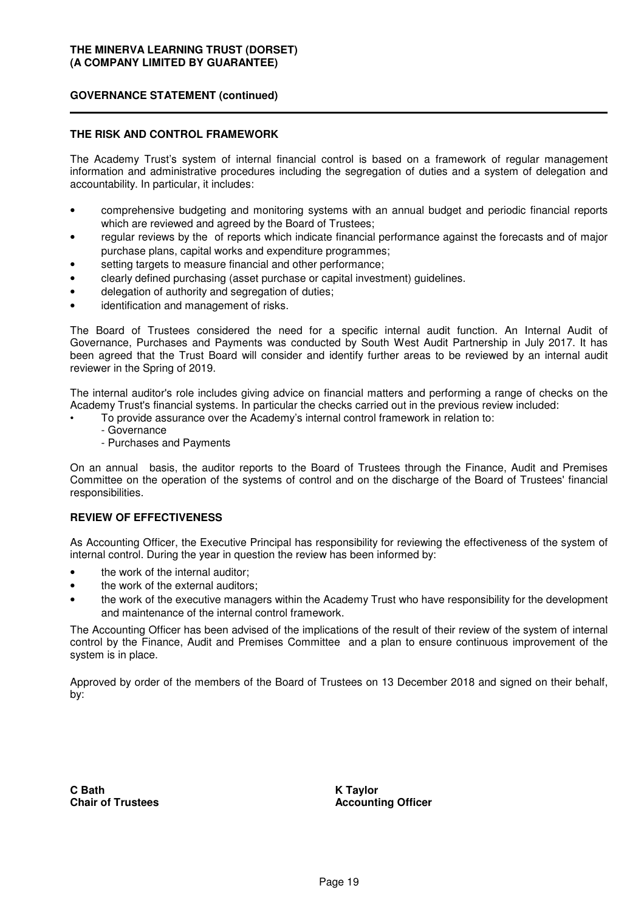## GOVERNANCE STATEMENT (continued)

### THE RISK AND CONTROL FRAMEWORK

The Academy Trust's system of internal financial control is based on a framework of regular management information and administrative procedures including the segregation of duties and a system of delegation and accountability. In particular, it includes:

- comprehensive budgeting and monitoring systems with an annual budget and periodic financial reports which are reviewed and agreed by the Board of Trustees;
- regular reviews by the of reports which indicate financial performance against the forecasts and of major purchase plans, capital works and expenditure programmes;
- setting targets to measure financial and other performance;
- clearly defined purchasing (asset purchase or capital investment) guidelines.
- delegation of authority and segregation of duties;
- identification and management of risks.

The Board of Trustees considered the need for a specific internal audit function. An Internal Audit of Governance, Purchases and Payments was conducted by South West Audit Partnership in July 2017. It has been agreed that the Trust Board will consider and identify further areas to be reviewed by an internal audit reviewer in the Spring of 2019.

The internal auditor's role includes giving advice on financial matters and performing a range of checks on the Academy Trust's financial systems. In particular the checks carried out in the previous review included:

- To provide assurance over the Academy's internal control framework in relation to:
  - Governance
  - Purchases and Payments

On an annual basis, the auditor reports to the Board of Trustees through the Finance, Audit and Premises Committee on the operation of the systems of control and on the discharge of the Board of Trustees' financial responsibilities.

### REVIEW OF EFFECTIVENESS

As Accounting Officer, the Executive Principal has responsibility for reviewing the effectiveness of the system of internal control. During the year in question the review has been informed by:

- the work of the internal auditor;
- the work of the external auditors;
- the work of the executive managers within the Academy Trust who have responsibility for the development and maintenance of the internal control framework.

The Accounting Officer has been advised of the implications of the result of their review of the system of internal control by the Finance, Audit and Premises Committee and a plan to ensure continuous improvement of the system is in place.

Approved by order of the members of the Board of Trustees on 13 December 2018 and signed on their behalf, by:

**C Bath**
**Chair of Trustees**

**K Taylor**
**Accounting Officer**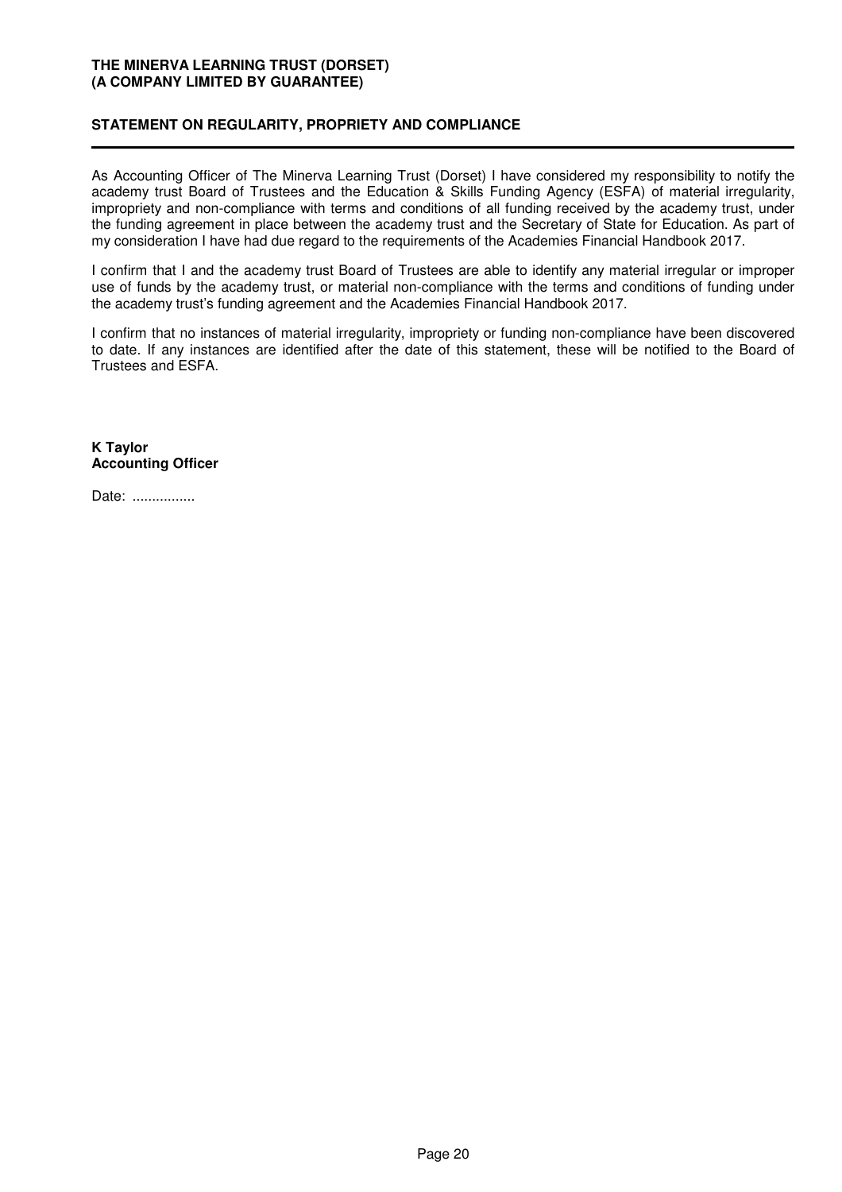**THE MINERVA LEARNING TRUST (DORSET)**
**(A COMPANY LIMITED BY GUARANTEE)**

## STATEMENT ON REGULARITY, PROPRIETY AND COMPLIANCE

As Accounting Officer of The Minerva Learning Trust (Dorset) I have considered my responsibility to notify the academy trust Board of Trustees and the Education & Skills Funding Agency (ESFA) of material irregularity, impropriety and non-compliance with terms and conditions of all funding received by the academy trust, under the funding agreement in place between the academy trust and the Secretary of State for Education. As part of my consideration I have had due regard to the requirements of the Academies Financial Handbook 2017.

I confirm that I and the academy trust Board of Trustees are able to identify any material irregular or improper use of funds by the academy trust, or material non-compliance with the terms and conditions of funding under the academy trust's funding agreement and the Academies Financial Handbook 2017.

I confirm that no instances of material irregularity, impropriety or funding non-compliance have been discovered to date. If any instances are identified after the date of this statement, these will be notified to the Board of Trustees and ESFA.

**K Taylor**
**Accounting Officer**

Date: ................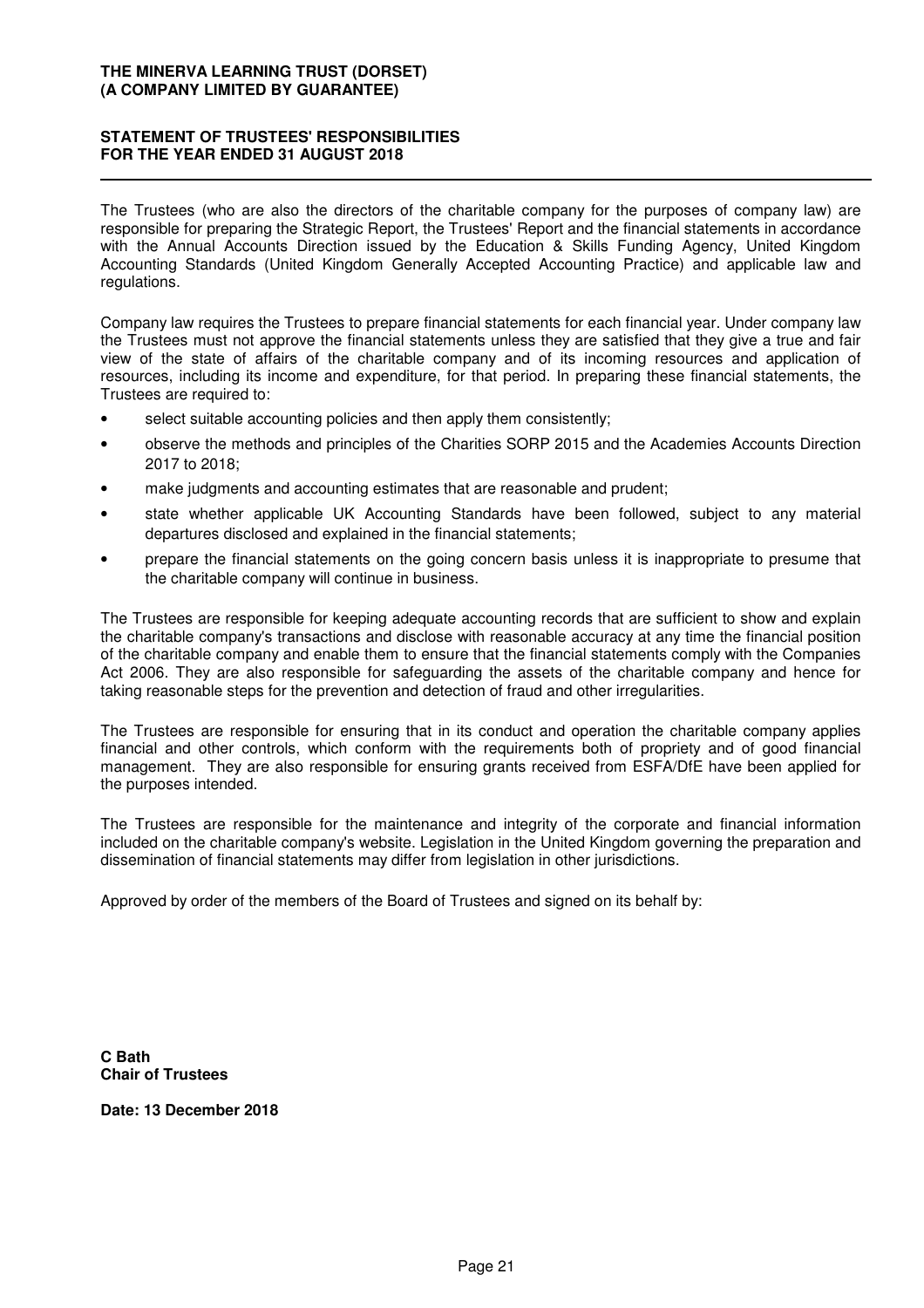**THE MINERVA LEARNING TRUST (DORSET)**
**(A COMPANY LIMITED BY GUARANTEE)**

## STATEMENT OF TRUSTEES' RESPONSIBILITIES
## FOR THE YEAR ENDED 31 AUGUST 2018

The Trustees (who are also the directors of the charitable company for the purposes of company law) are responsible for preparing the Strategic Report, the Trustees' Report and the financial statements in accordance with the Annual Accounts Direction issued by the Education & Skills Funding Agency, United Kingdom Accounting Standards (United Kingdom Generally Accepted Accounting Practice) and applicable law and regulations.

Company law requires the Trustees to prepare financial statements for each financial year. Under company law the Trustees must not approve the financial statements unless they are satisfied that they give a true and fair view of the state of affairs of the charitable company and of its incoming resources and application of resources, including its income and expenditure, for that period. In preparing these financial statements, the Trustees are required to:

- select suitable accounting policies and then apply them consistently;
- observe the methods and principles of the Charities SORP 2015 and the Academies Accounts Direction 2017 to 2018;
- make judgments and accounting estimates that are reasonable and prudent;
- state whether applicable UK Accounting Standards have been followed, subject to any material departures disclosed and explained in the financial statements;
- prepare the financial statements on the going concern basis unless it is inappropriate to presume that the charitable company will continue in business.

The Trustees are responsible for keeping adequate accounting records that are sufficient to show and explain the charitable company's transactions and disclose with reasonable accuracy at any time the financial position of the charitable company and enable them to ensure that the financial statements comply with the Companies Act 2006. They are also responsible for safeguarding the assets of the charitable company and hence for taking reasonable steps for the prevention and detection of fraud and other irregularities.

The Trustees are responsible for ensuring that in its conduct and operation the charitable company applies financial and other controls, which conform with the requirements both of propriety and of good financial management. They are also responsible for ensuring grants received from ESFA/DfE have been applied for the purposes intended.

The Trustees are responsible for the maintenance and integrity of the corporate and financial information included on the charitable company's website. Legislation in the United Kingdom governing the preparation and dissemination of financial statements may differ from legislation in other jurisdictions.

Approved by order of the members of the Board of Trustees and signed on its behalf by:

**C Bath**
**Chair of Trustees**

**Date: 13 December 2018**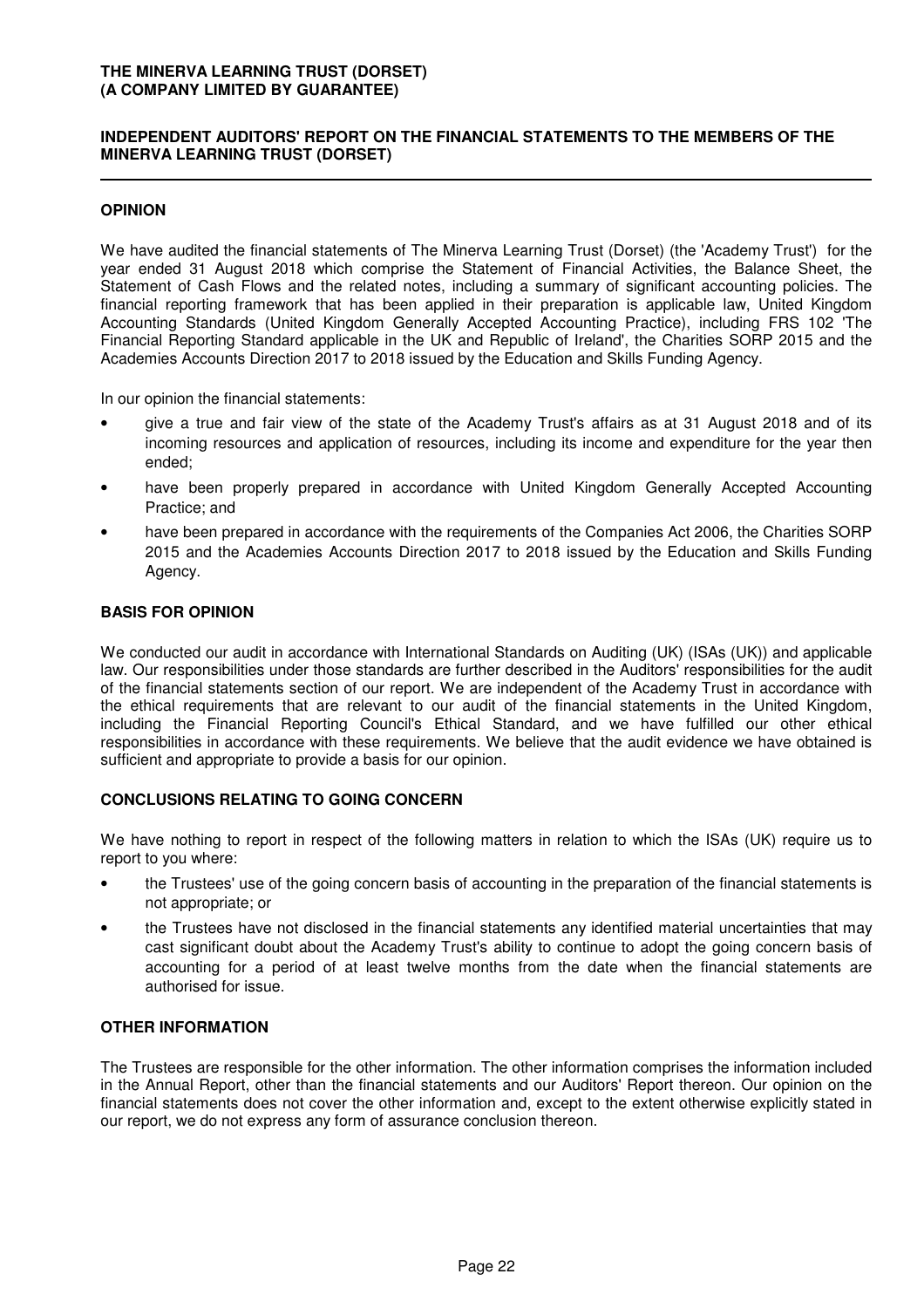**THE MINERVA LEARNING TRUST (DORSET)**
**(A COMPANY LIMITED BY GUARANTEE)**

# INDEPENDENT AUDITORS' REPORT ON THE FINANCIAL STATEMENTS TO THE MEMBERS OF THE MINERVA LEARNING TRUST (DORSET)

## OPINION

We have audited the financial statements of The Minerva Learning Trust (Dorset) (the 'Academy Trust') for the year ended 31 August 2018 which comprise the Statement of Financial Activities, the Balance Sheet, the Statement of Cash Flows and the related notes, including a summary of significant accounting policies. The financial reporting framework that has been applied in their preparation is applicable law, United Kingdom Accounting Standards (United Kingdom Generally Accepted Accounting Practice), including FRS 102 'The Financial Reporting Standard applicable in the UK and Republic of Ireland', the Charities SORP 2015 and the Academies Accounts Direction 2017 to 2018 issued by the Education and Skills Funding Agency.

In our opinion the financial statements:

- give a true and fair view of the state of the Academy Trust's affairs as at 31 August 2018 and of its incoming resources and application of resources, including its income and expenditure for the year then ended;
- have been properly prepared in accordance with United Kingdom Generally Accepted Accounting Practice; and
- have been prepared in accordance with the requirements of the Companies Act 2006, the Charities SORP 2015 and the Academies Accounts Direction 2017 to 2018 issued by the Education and Skills Funding Agency.

## BASIS FOR OPINION

We conducted our audit in accordance with International Standards on Auditing (UK) (ISAs (UK)) and applicable law. Our responsibilities under those standards are further described in the Auditors' responsibilities for the audit of the financial statements section of our report. We are independent of the Academy Trust in accordance with the ethical requirements that are relevant to our audit of the financial statements in the United Kingdom, including the Financial Reporting Council's Ethical Standard, and we have fulfilled our other ethical responsibilities in accordance with these requirements. We believe that the audit evidence we have obtained is sufficient and appropriate to provide a basis for our opinion.

## CONCLUSIONS RELATING TO GOING CONCERN

We have nothing to report in respect of the following matters in relation to which the ISAs (UK) require us to report to you where:

- the Trustees' use of the going concern basis of accounting in the preparation of the financial statements is not appropriate; or
- the Trustees have not disclosed in the financial statements any identified material uncertainties that may cast significant doubt about the Academy Trust's ability to continue to adopt the going concern basis of accounting for a period of at least twelve months from the date when the financial statements are authorised for issue.

## OTHER INFORMATION

The Trustees are responsible for the other information. The other information comprises the information included in the Annual Report, other than the financial statements and our Auditors' Report thereon. Our opinion on the financial statements does not cover the other information and, except to the extent otherwise explicitly stated in our report, we do not express any form of assurance conclusion thereon.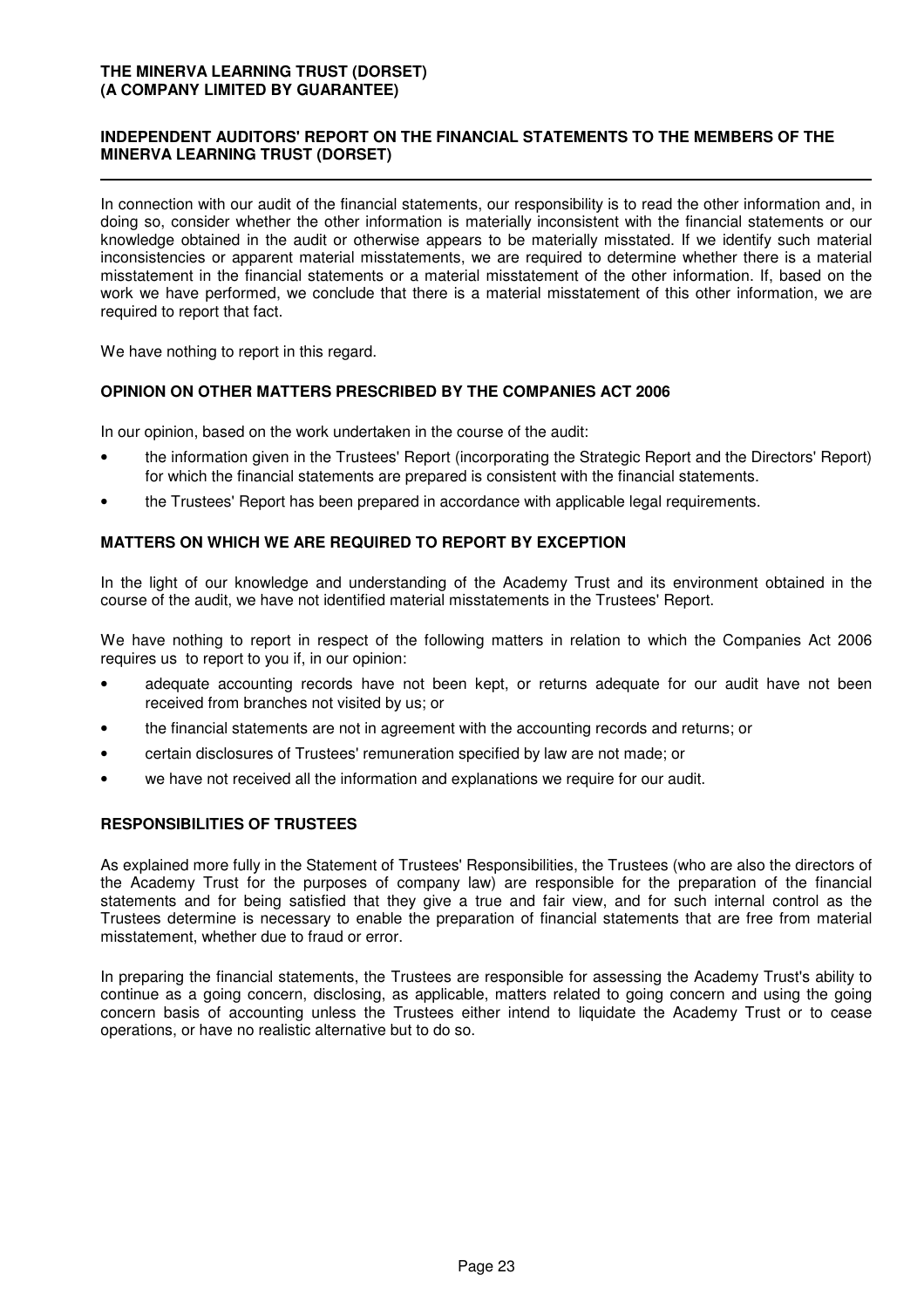In connection with our audit of the financial statements, our responsibility is to read the other information and, in doing so, consider whether the other information is materially inconsistent with the financial statements or our knowledge obtained in the audit or otherwise appears to be materially misstated. If we identify such material inconsistencies or apparent material misstatements, we are required to determine whether there is a material misstatement in the financial statements or a material misstatement of the other information. If, based on the work we have performed, we conclude that there is a material misstatement of this other information, we are required to report that fact.

We have nothing to report in this regard.

## OPINION ON OTHER MATTERS PRESCRIBED BY THE COMPANIES ACT 2006

In our opinion, based on the work undertaken in the course of the audit:

- the information given in the Trustees' Report (incorporating the Strategic Report and the Directors' Report) for which the financial statements are prepared is consistent with the financial statements.
- the Trustees' Report has been prepared in accordance with applicable legal requirements.

## MATTERS ON WHICH WE ARE REQUIRED TO REPORT BY EXCEPTION

In the light of our knowledge and understanding of the Academy Trust and its environment obtained in the course of the audit, we have not identified material misstatements in the Trustees' Report.

We have nothing to report in respect of the following matters in relation to which the Companies Act 2006 requires us to report to you if, in our opinion:

- adequate accounting records have not been kept, or returns adequate for our audit have not been received from branches not visited by us; or
- the financial statements are not in agreement with the accounting records and returns; or
- certain disclosures of Trustees' remuneration specified by law are not made; or
- we have not received all the information and explanations we require for our audit.

## RESPONSIBILITIES OF TRUSTEES

As explained more fully in the Statement of Trustees' Responsibilities, the Trustees (who are also the directors of the Academy Trust for the purposes of company law) are responsible for the preparation of the financial statements and for being satisfied that they give a true and fair view, and for such internal control as the Trustees determine is necessary to enable the preparation of financial statements that are free from material misstatement, whether due to fraud or error.

In preparing the financial statements, the Trustees are responsible for assessing the Academy Trust's ability to continue as a going concern, disclosing, as applicable, matters related to going concern and using the going concern basis of accounting unless the Trustees either intend to liquidate the Academy Trust or to cease operations, or have no realistic alternative but to do so.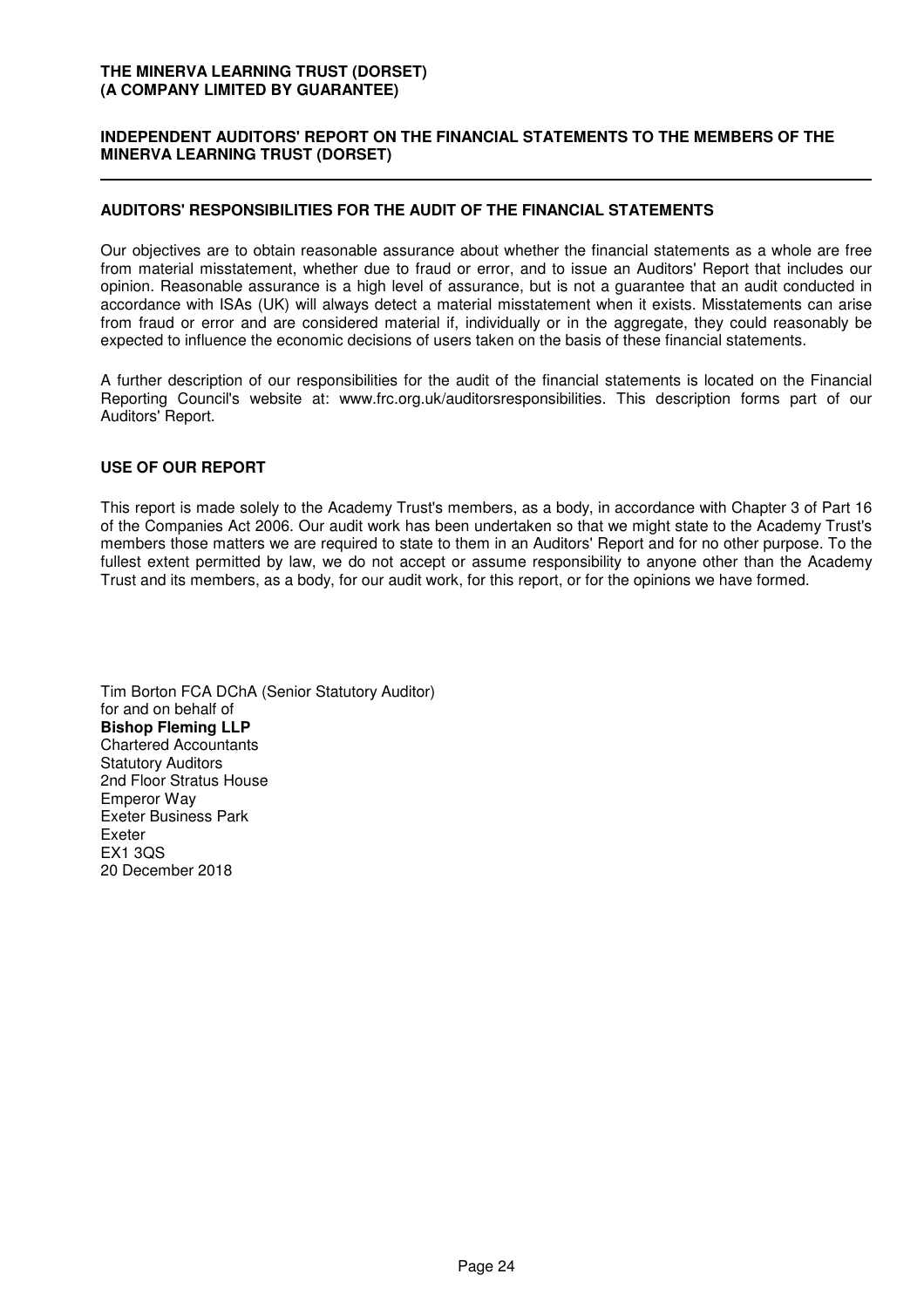## AUDITORS' RESPONSIBILITIES FOR THE AUDIT OF THE FINANCIAL STATEMENTS

Our objectives are to obtain reasonable assurance about whether the financial statements as a whole are free from material misstatement, whether due to fraud or error, and to issue an Auditors' Report that includes our opinion. Reasonable assurance is a high level of assurance, but is not a guarantee that an audit conducted in accordance with ISAs (UK) will always detect a material misstatement when it exists. Misstatements can arise from fraud or error and are considered material if, individually or in the aggregate, they could reasonably be expected to influence the economic decisions of users taken on the basis of these financial statements.

A further description of our responsibilities for the audit of the financial statements is located on the Financial Reporting Council's website at: www.frc.org.uk/auditorsresponsibilities. This description forms part of our Auditors' Report.

## USE OF OUR REPORT

This report is made solely to the Academy Trust's members, as a body, in accordance with Chapter 3 of Part 16 of the Companies Act 2006. Our audit work has been undertaken so that we might state to the Academy Trust's members those matters we are required to state to them in an Auditors' Report and for no other purpose. To the fullest extent permitted by law, we do not accept or assume responsibility to anyone other than the Academy Trust and its members, as a body, for our audit work, for this report, or for the opinions we have formed.

Tim Borton FCA DChA (Senior Statutory Auditor)
for and on behalf of
**Bishop Fleming LLP**
Chartered Accountants
Statutory Auditors
2nd Floor Stratus House
Emperor Way
Exeter Business Park
Exeter
EX1 3QS
20 December 2018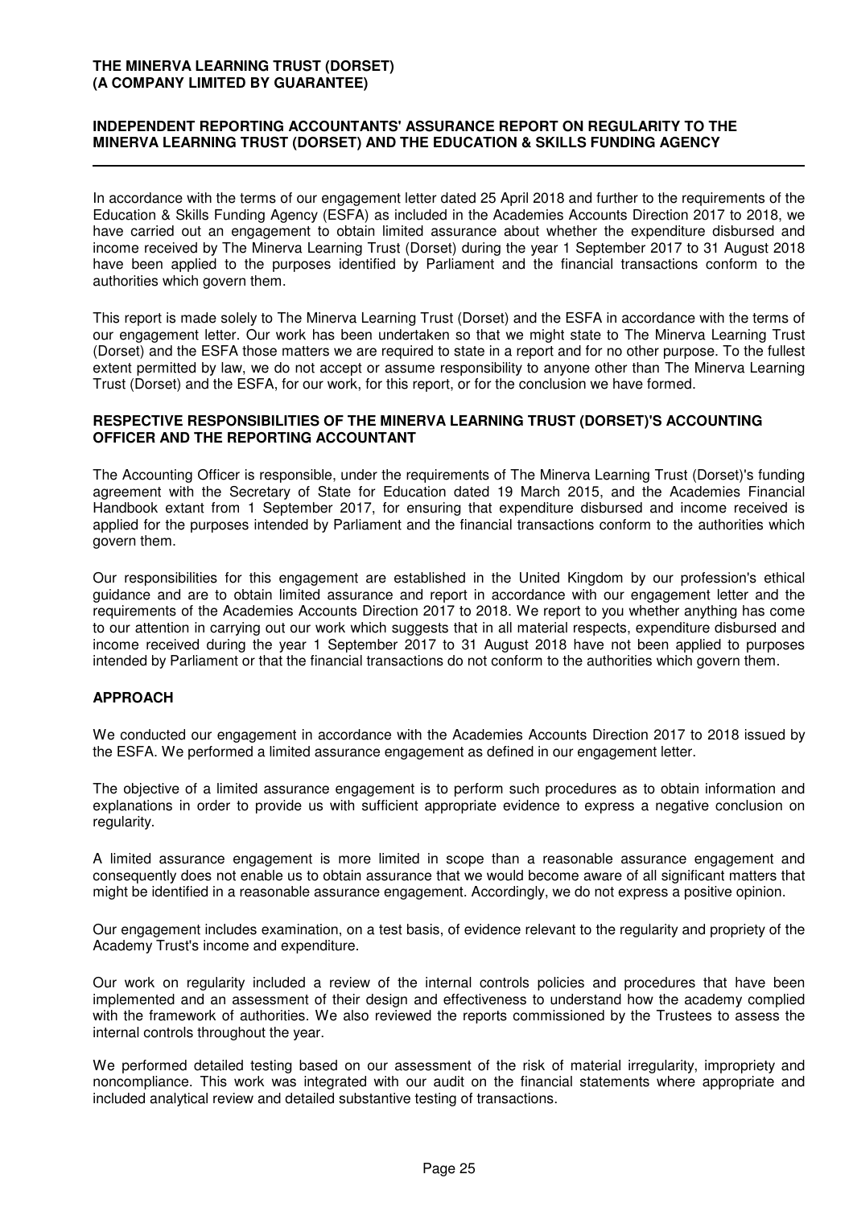**THE MINERVA LEARNING TRUST (DORSET)**
**(A COMPANY LIMITED BY GUARANTEE)**

**INDEPENDENT REPORTING ACCOUNTANTS' ASSURANCE REPORT ON REGULARITY TO THE MINERVA LEARNING TRUST (DORSET) AND THE EDUCATION & SKILLS FUNDING AGENCY**

In accordance with the terms of our engagement letter dated 25 April 2018 and further to the requirements of the Education & Skills Funding Agency (ESFA) as included in the Academies Accounts Direction 2017 to 2018, we have carried out an engagement to obtain limited assurance about whether the expenditure disbursed and income received by The Minerva Learning Trust (Dorset) during the year 1 September 2017 to 31 August 2018 have been applied to the purposes identified by Parliament and the financial transactions conform to the authorities which govern them.

This report is made solely to The Minerva Learning Trust (Dorset) and the ESFA in accordance with the terms of our engagement letter. Our work has been undertaken so that we might state to The Minerva Learning Trust (Dorset) and the ESFA those matters we are required to state in a report and for no other purpose. To the fullest extent permitted by law, we do not accept or assume responsibility to anyone other than The Minerva Learning Trust (Dorset) and the ESFA, for our work, for this report, or for the conclusion we have formed.

**RESPECTIVE RESPONSIBILITIES OF THE MINERVA LEARNING TRUST (DORSET)'S ACCOUNTING OFFICER AND THE REPORTING ACCOUNTANT**

The Accounting Officer is responsible, under the requirements of The Minerva Learning Trust (Dorset)'s funding agreement with the Secretary of State for Education dated 19 March 2015, and the Academies Financial Handbook extant from 1 September 2017, for ensuring that expenditure disbursed and income received is applied for the purposes intended by Parliament and the financial transactions conform to the authorities which govern them.

Our responsibilities for this engagement are established in the United Kingdom by our profession's ethical guidance and are to obtain limited assurance and report in accordance with our engagement letter and the requirements of the Academies Accounts Direction 2017 to 2018. We report to you whether anything has come to our attention in carrying out our work which suggests that in all material respects, expenditure disbursed and income received during the year 1 September 2017 to 31 August 2018 have not been applied to purposes intended by Parliament or that the financial transactions do not conform to the authorities which govern them.

**APPROACH**

We conducted our engagement in accordance with the Academies Accounts Direction 2017 to 2018 issued by the ESFA. We performed a limited assurance engagement as defined in our engagement letter.

The objective of a limited assurance engagement is to perform such procedures as to obtain information and explanations in order to provide us with sufficient appropriate evidence to express a negative conclusion on regularity.

A limited assurance engagement is more limited in scope than a reasonable assurance engagement and consequently does not enable us to obtain assurance that we would become aware of all significant matters that might be identified in a reasonable assurance engagement. Accordingly, we do not express a positive opinion.

Our engagement includes examination, on a test basis, of evidence relevant to the regularity and propriety of the Academy Trust's income and expenditure.

Our work on regularity included a review of the internal controls policies and procedures that have been implemented and an assessment of their design and effectiveness to understand how the academy complied with the framework of authorities. We also reviewed the reports commissioned by the Trustees to assess the internal controls throughout the year.

We performed detailed testing based on our assessment of the risk of material irregularity, impropriety and noncompliance. This work was integrated with our audit on the financial statements where appropriate and included analytical review and detailed substantive testing of transactions.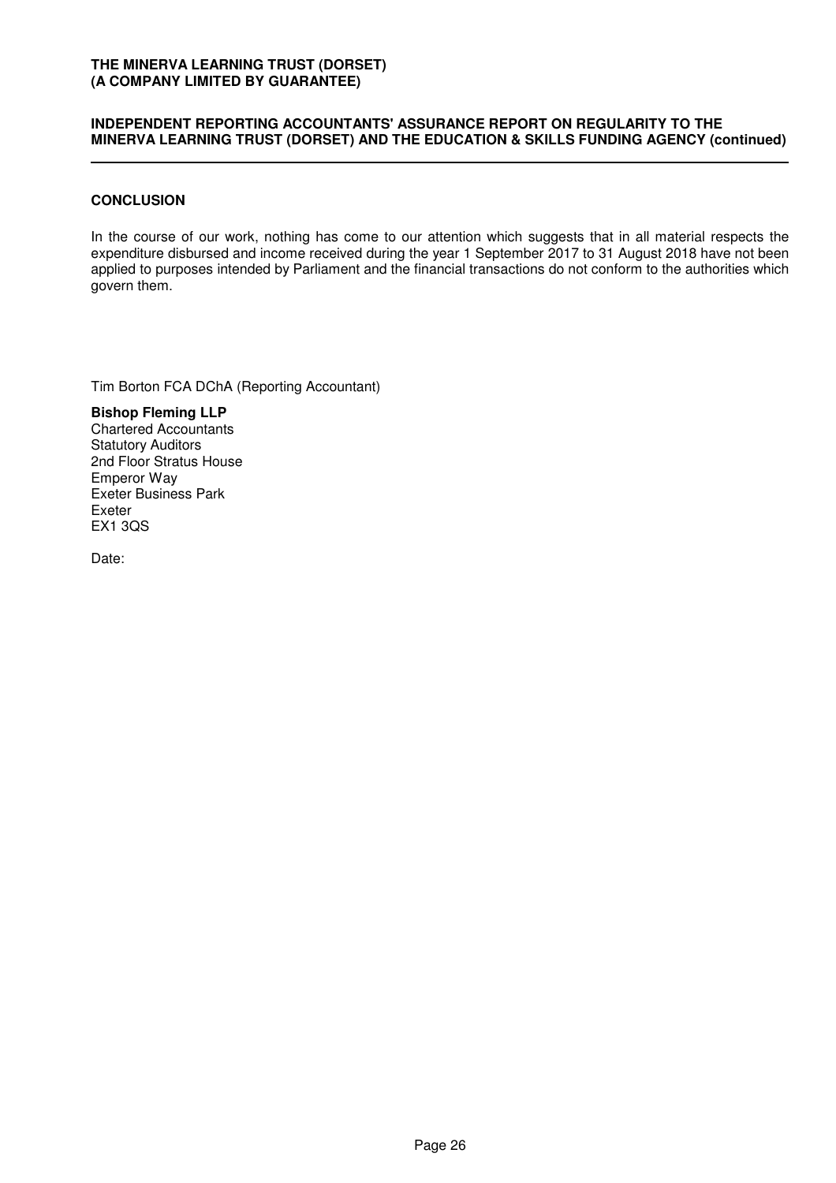## CONCLUSION

In the course of our work, nothing has come to our attention which suggests that in all material respects the expenditure disbursed and income received during the year 1 September 2017 to 31 August 2018 have not been applied to purposes intended by Parliament and the financial transactions do not conform to the authorities which govern them.

Tim Borton FCA DChA (Reporting Accountant)

**Bishop Fleming LLP**
Chartered Accountants
Statutory Auditors
2nd Floor Stratus House
Emperor Way
Exeter Business Park
Exeter
EX1 3QS

Date: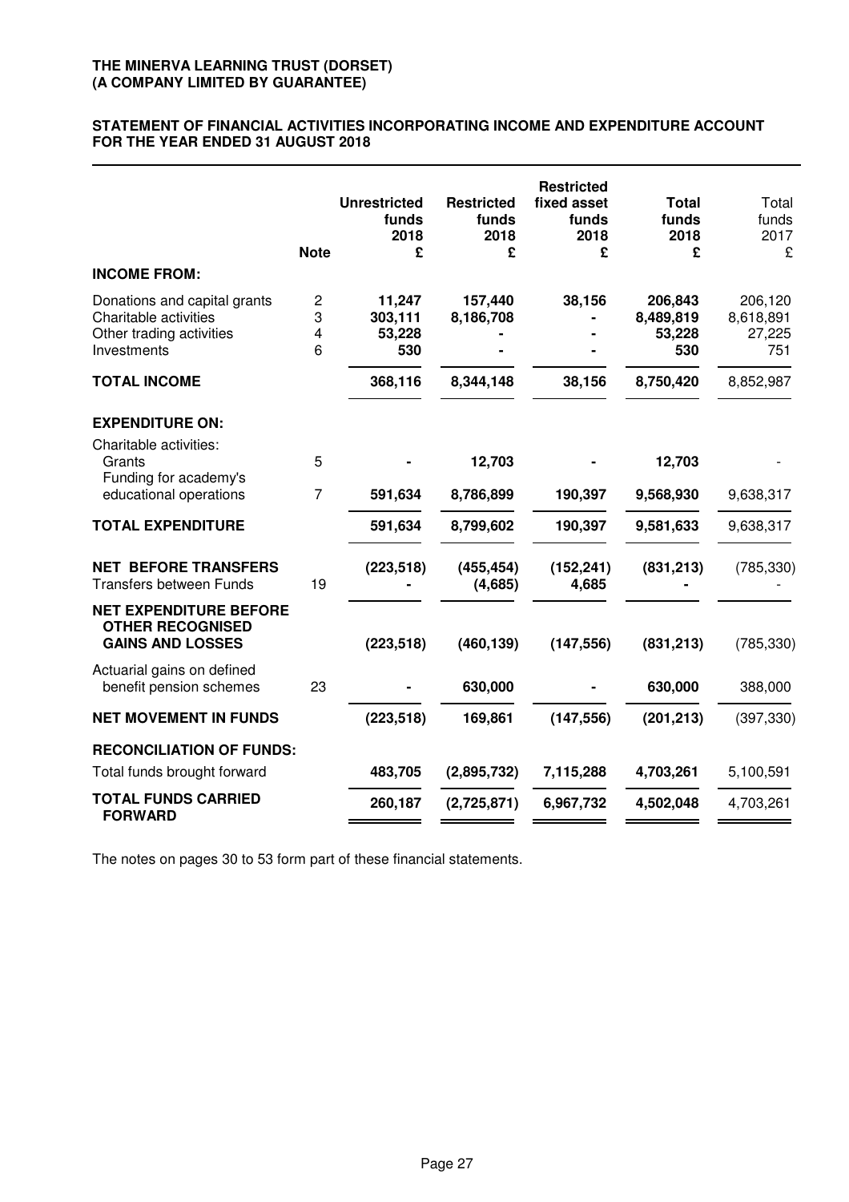**THE MINERVA LEARNING TRUST (DORSET)**
**(A COMPANY LIMITED BY GUARANTEE)**

## STATEMENT OF FINANCIAL ACTIVITIES INCORPORATING INCOME AND EXPENDITURE ACCOUNT FOR THE YEAR ENDED 31 AUGUST 2018

| | Note | Unrestricted funds 2018 £ | Restricted funds 2018 £ | Restricted fixed asset funds 2018 £ | Total funds 2018 £ | Total funds 2017 £ |
|---|---|---|---|---|---|---|
| **INCOME FROM:** | | | | | | |
| Donations and capital grants | 2 | 11,247 | 157,440 | 38,156 | 206,843 | 206,120 |
| Charitable activities | 3 | 303,111 | 8,186,708 | - | 8,489,819 | 8,618,891 |
| Other trading activities | 4 | 53,228 | - | - | 53,228 | 27,225 |
| Investments | 6 | 530 | - | - | 530 | 751 |
| **TOTAL INCOME** | | 368,116 | 8,344,148 | 38,156 | 8,750,420 | 8,852,987 |
| **EXPENDITURE ON:** | | | | | | |
| Charitable activities: | | | | | | |
| Grants | 5 | - | 12,703 | - | 12,703 | - |
| Funding for academy's educational operations | 7 | 591,634 | 8,786,899 | 190,397 | 9,568,930 | 9,638,317 |
| **TOTAL EXPENDITURE** | | 591,634 | 8,799,602 | 190,397 | 9,581,633 | 9,638,317 |
| **NET BEFORE TRANSFERS** | | (223,518) | (455,454) | (152,241) | (831,213) | (785,330) |
| Transfers between Funds | 19 | - | (4,685) | 4,685 | - | - |
| **NET EXPENDITURE BEFORE OTHER RECOGNISED GAINS AND LOSSES** | | (223,518) | (460,139) | (147,556) | (831,213) | (785,330) |
| Actuarial gains on defined benefit pension schemes | 23 | - | 630,000 | - | 630,000 | 388,000 |
| **NET MOVEMENT IN FUNDS** | | (223,518) | 169,861 | (147,556) | (201,213) | (397,330) |
| **RECONCILIATION OF FUNDS:** | | | | | | |
| Total funds brought forward | | 483,705 | (2,895,732) | 7,115,288 | 4,703,261 | 5,100,591 |
| **TOTAL FUNDS CARRIED FORWARD** | | 260,187 | (2,725,871) | 6,967,732 | 4,502,048 | 4,703,261 |

The notes on pages 30 to 53 form part of these financial statements.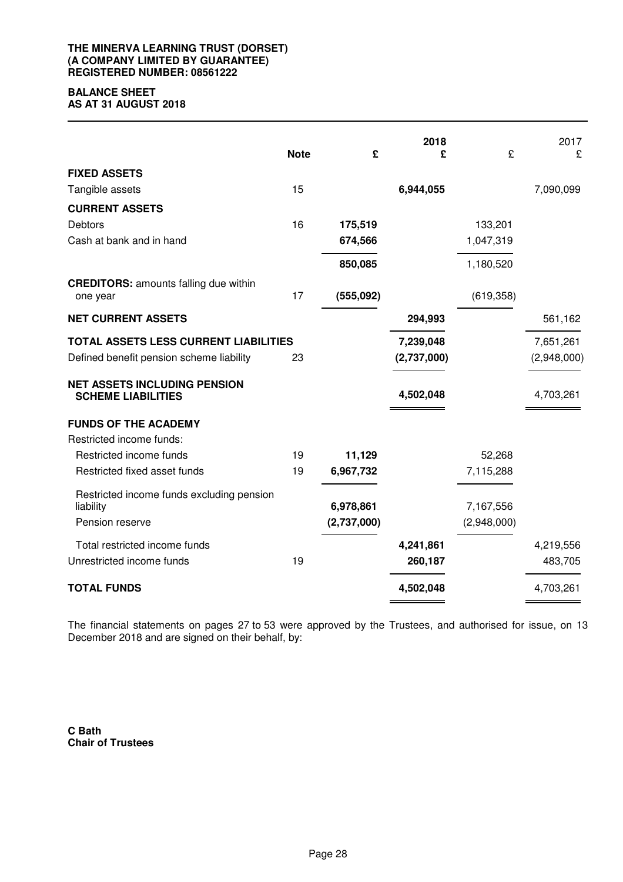**THE MINERVA LEARNING TRUST (DORSET)**
**(A COMPANY LIMITED BY GUARANTEE)**
**REGISTERED NUMBER: 08561222**

# BALANCE SHEET
## AS AT 31 AUGUST 2018

| | Note | £ | 2018 £ | £ | 2017 £ |
|---|---|---|---|---|---|
| **FIXED ASSETS** | | | | | |
| Tangible assets | 15 | | **6,944,055** | | 7,090,099 |
| **CURRENT ASSETS** | | | | | |
| Debtors | 16 | **175,519** | | 133,201 | |
| Cash at bank and in hand | | **674,566** | | 1,047,319 | |
| | | **850,085** | | 1,180,520 | |
| **CREDITORS:** amounts falling due within one year | 17 | **(555,092)** | | (619,358) | |
| **NET CURRENT ASSETS** | | | **294,993** | | 561,162 |
| **TOTAL ASSETS LESS CURRENT LIABILITIES** | | | **7,239,048** | | 7,651,261 |
| Defined benefit pension scheme liability | 23 | | **(2,737,000)** | | (2,948,000) |
| **NET ASSETS INCLUDING PENSION SCHEME LIABILITIES** | | | **4,502,048** | | 4,703,261 |
| **FUNDS OF THE ACADEMY** | | | | | |
| Restricted income funds: | | | | | |
| Restricted income funds | 19 | **11,129** | | 52,268 | |
| Restricted fixed asset funds | 19 | **6,967,732** | | 7,115,288 | |
| Restricted income funds excluding pension liability | | **6,978,861** | | 7,167,556 | |
| Pension reserve | | **(2,737,000)** | | (2,948,000) | |
| Total restricted income funds | | | **4,241,861** | | 4,219,556 |
| Unrestricted income funds | 19 | | **260,187** | | 483,705 |
| **TOTAL FUNDS** | | | **4,502,048** | | 4,703,261 |

The financial statements on pages 27 to 53 were approved by the Trustees, and authorised for issue, on 13 December 2018 and are signed on their behalf, by:

**C Bath**
**Chair of Trustees**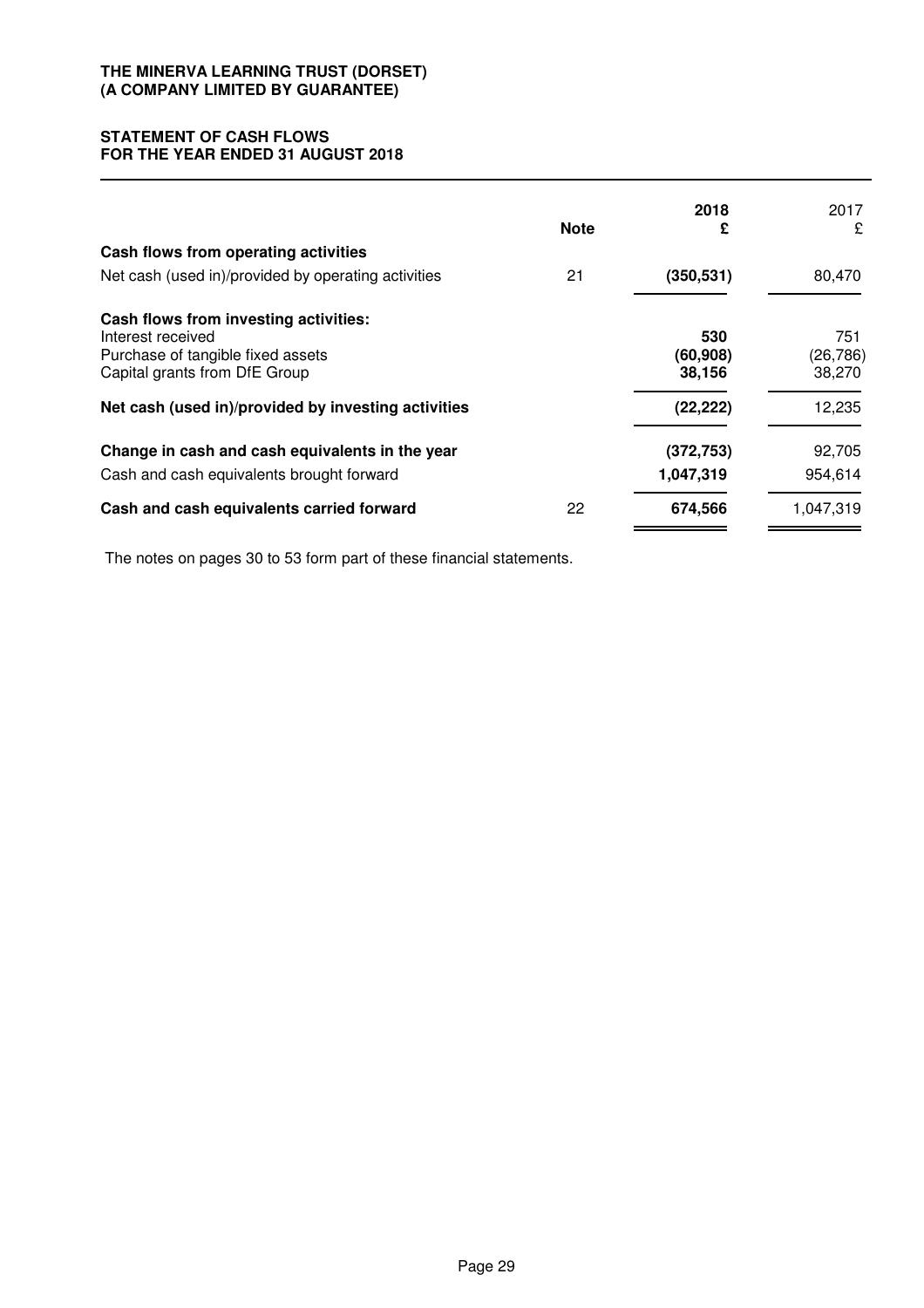**THE MINERVA LEARNING TRUST (DORSET)**
**(A COMPANY LIMITED BY GUARANTEE)**

# STATEMENT OF CASH FLOWS
## FOR THE YEAR ENDED 31 AUGUST 2018

| | Note | 2018 £ | 2017 £ |
|---|---|---|---|
| **Cash flows from operating activities** | | | |
| Net cash (used in)/provided by operating activities | 21 | **(350,531)** | 80,470 |
| **Cash flows from investing activities:** | | | |
| Interest received | | **530** | 751 |
| Purchase of tangible fixed assets | | **(60,908)** | (26,786) |
| Capital grants from DfE Group | | **38,156** | 38,270 |
| **Net cash (used in)/provided by investing activities** | | **(22,222)** | 12,235 |
| **Change in cash and cash equivalents in the year** | | **(372,753)** | 92,705 |
| Cash and cash equivalents brought forward | | **1,047,319** | 954,614 |
| **Cash and cash equivalents carried forward** | 22 | **674,566** | 1,047,319 |

The notes on pages 30 to 53 form part of these financial statements.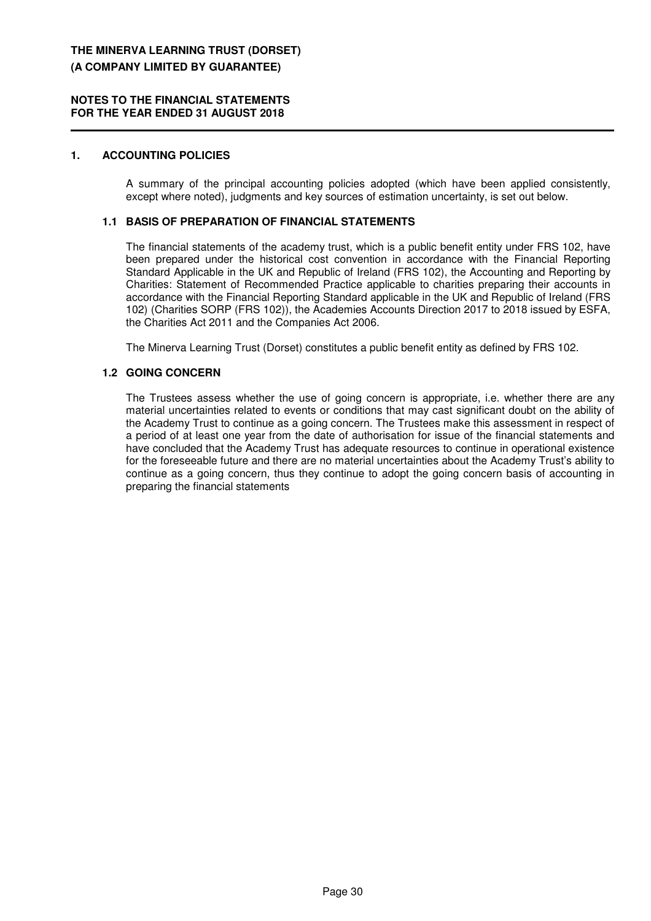**THE MINERVA LEARNING TRUST (DORSET)**
**(A COMPANY LIMITED BY GUARANTEE)**

**NOTES TO THE FINANCIAL STATEMENTS**
**FOR THE YEAR ENDED 31 AUGUST 2018**

## 1. ACCOUNTING POLICIES

A summary of the principal accounting policies adopted (which have been applied consistently, except where noted), judgments and key sources of estimation uncertainty, is set out below.

### 1.1 BASIS OF PREPARATION OF FINANCIAL STATEMENTS

The financial statements of the academy trust, which is a public benefit entity under FRS 102, have been prepared under the historical cost convention in accordance with the Financial Reporting Standard Applicable in the UK and Republic of Ireland (FRS 102), the Accounting and Reporting by Charities: Statement of Recommended Practice applicable to charities preparing their accounts in accordance with the Financial Reporting Standard applicable in the UK and Republic of Ireland (FRS 102) (Charities SORP (FRS 102)), the Academies Accounts Direction 2017 to 2018 issued by ESFA, the Charities Act 2011 and the Companies Act 2006.

The Minerva Learning Trust (Dorset) constitutes a public benefit entity as defined by FRS 102.

### 1.2 GOING CONCERN

The Trustees assess whether the use of going concern is appropriate, i.e. whether there are any material uncertainties related to events or conditions that may cast significant doubt on the ability of the Academy Trust to continue as a going concern. The Trustees make this assessment in respect of a period of at least one year from the date of authorisation for issue of the financial statements and have concluded that the Academy Trust has adequate resources to continue in operational existence for the foreseeable future and there are no material uncertainties about the Academy Trust's ability to continue as a going concern, thus they continue to adopt the going concern basis of accounting in preparing the financial statements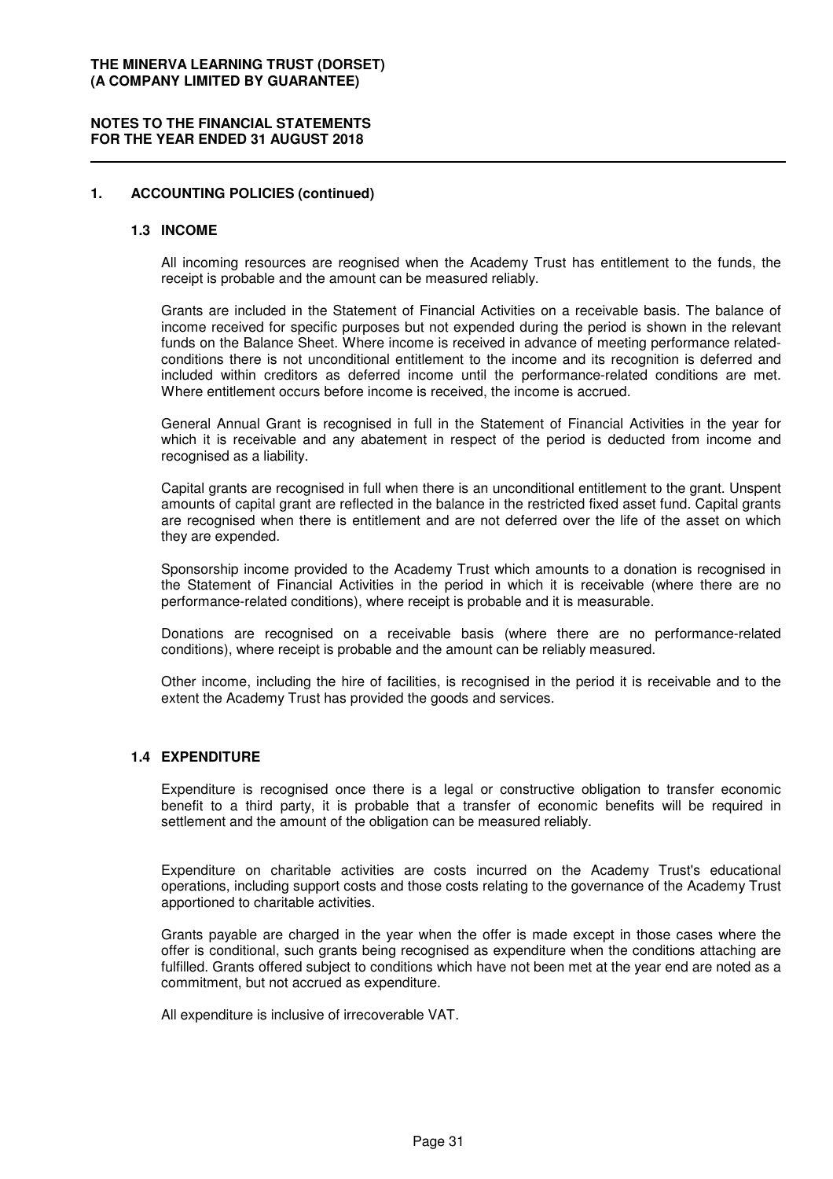## 1. ACCOUNTING POLICIES (continued)

### 1.3 INCOME

All incoming resources are reognised when the Academy Trust has entitlement to the funds, the receipt is probable and the amount can be measured reliably.

Grants are included in the Statement of Financial Activities on a receivable basis. The balance of income received for specific purposes but not expended during the period is shown in the relevant funds on the Balance Sheet. Where income is received in advance of meeting performance related-conditions there is not unconditional entitlement to the income and its recognition is deferred and included within creditors as deferred income until the performance-related conditions are met. Where entitlement occurs before income is received, the income is accrued.

General Annual Grant is recognised in full in the Statement of Financial Activities in the year for which it is receivable and any abatement in respect of the period is deducted from income and recognised as a liability.

Capital grants are recognised in full when there is an unconditional entitlement to the grant. Unspent amounts of capital grant are reflected in the balance in the restricted fixed asset fund. Capital grants are recognised when there is entitlement and are not deferred over the life of the asset on which they are expended.

Sponsorship income provided to the Academy Trust which amounts to a donation is recognised in the Statement of Financial Activities in the period in which it is receivable (where there are no performance-related conditions), where receipt is probable and it is measurable.

Donations are recognised on a receivable basis (where there are no performance-related conditions), where receipt is probable and the amount can be reliably measured.

Other income, including the hire of facilities, is recognised in the period it is receivable and to the extent the Academy Trust has provided the goods and services.

### 1.4 EXPENDITURE

Expenditure is recognised once there is a legal or constructive obligation to transfer economic benefit to a third party, it is probable that a transfer of economic benefits will be required in settlement and the amount of the obligation can be measured reliably.

Expenditure on charitable activities are costs incurred on the Academy Trust's educational operations, including support costs and those costs relating to the governance of the Academy Trust apportioned to charitable activities.

Grants payable are charged in the year when the offer is made except in those cases where the offer is conditional, such grants being recognised as expenditure when the conditions attaching are fulfilled. Grants offered subject to conditions which have not been met at the year end are noted as a commitment, but not accrued as expenditure.

All expenditure is inclusive of irrecoverable VAT.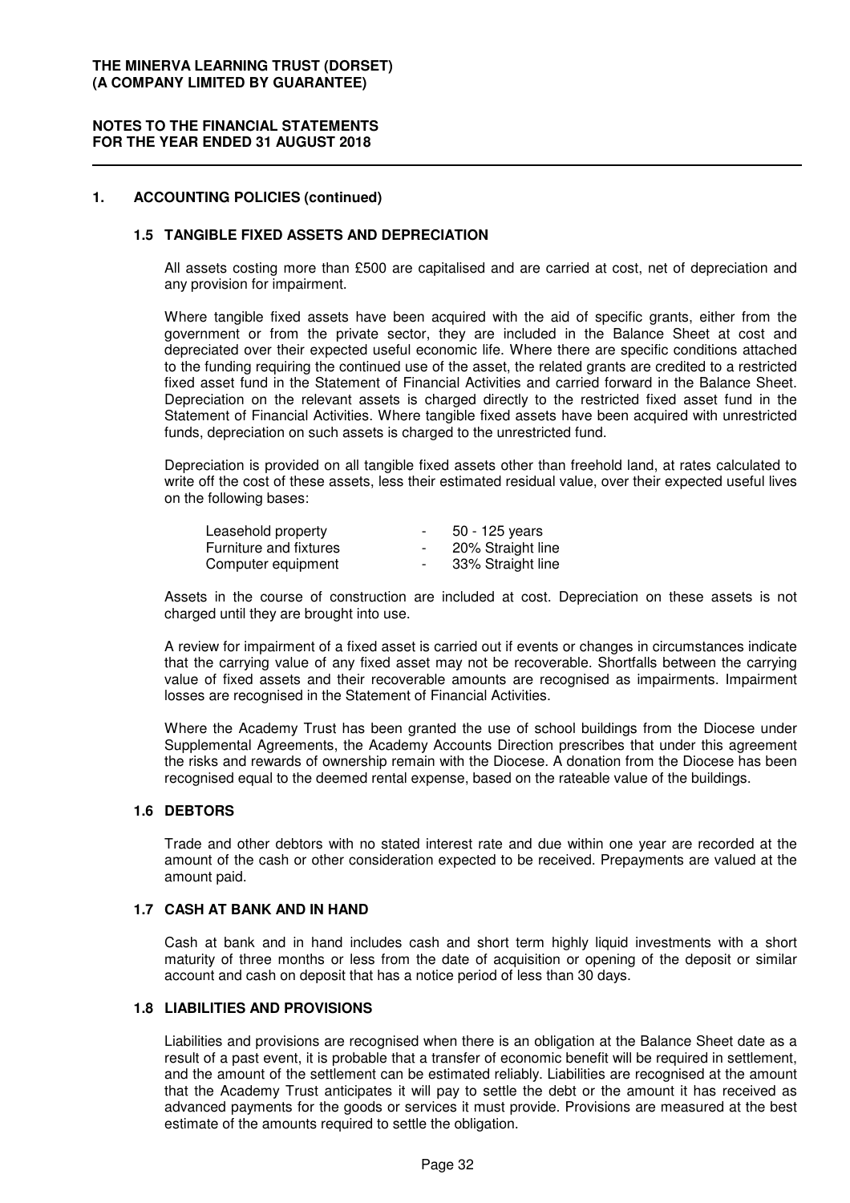# 1. ACCOUNTING POLICIES (continued)

## 1.5 TANGIBLE FIXED ASSETS AND DEPRECIATION

All assets costing more than £500 are capitalised and are carried at cost, net of depreciation and any provision for impairment.

Where tangible fixed assets have been acquired with the aid of specific grants, either from the government or from the private sector, they are included in the Balance Sheet at cost and depreciated over their expected useful economic life. Where there are specific conditions attached to the funding requiring the continued use of the asset, the related grants are credited to a restricted fixed asset fund in the Statement of Financial Activities and carried forward in the Balance Sheet. Depreciation on the relevant assets is charged directly to the restricted fixed asset fund in the Statement of Financial Activities. Where tangible fixed assets have been acquired with unrestricted funds, depreciation on such assets is charged to the unrestricted fund.

Depreciation is provided on all tangible fixed assets other than freehold land, at rates calculated to write off the cost of these assets, less their estimated residual value, over their expected useful lives on the following bases:

| | | |
|---|---|---|
| Leasehold property | - | 50 - 125 years |
| Furniture and fixtures | - | 20% Straight line |
| Computer equipment | - | 33% Straight line |

Assets in the course of construction are included at cost. Depreciation on these assets is not charged until they are brought into use.

A review for impairment of a fixed asset is carried out if events or changes in circumstances indicate that the carrying value of any fixed asset may not be recoverable. Shortfalls between the carrying value of fixed assets and their recoverable amounts are recognised as impairments. Impairment losses are recognised in the Statement of Financial Activities.

Where the Academy Trust has been granted the use of school buildings from the Diocese under Supplemental Agreements, the Academy Accounts Direction prescribes that under this agreement the risks and rewards of ownership remain with the Diocese. A donation from the Diocese has been recognised equal to the deemed rental expense, based on the rateable value of the buildings.

## 1.6 DEBTORS

Trade and other debtors with no stated interest rate and due within one year are recorded at the amount of the cash or other consideration expected to be received. Prepayments are valued at the amount paid.

## 1.7 CASH AT BANK AND IN HAND

Cash at bank and in hand includes cash and short term highly liquid investments with a short maturity of three months or less from the date of acquisition or opening of the deposit or similar account and cash on deposit that has a notice period of less than 30 days.

## 1.8 LIABILITIES AND PROVISIONS

Liabilities and provisions are recognised when there is an obligation at the Balance Sheet date as a result of a past event, it is probable that a transfer of economic benefit will be required in settlement, and the amount of the settlement can be estimated reliably. Liabilities are recognised at the amount that the Academy Trust anticipates it will pay to settle the debt or the amount it has received as advanced payments for the goods or services it must provide. Provisions are measured at the best estimate of the amounts required to settle the obligation.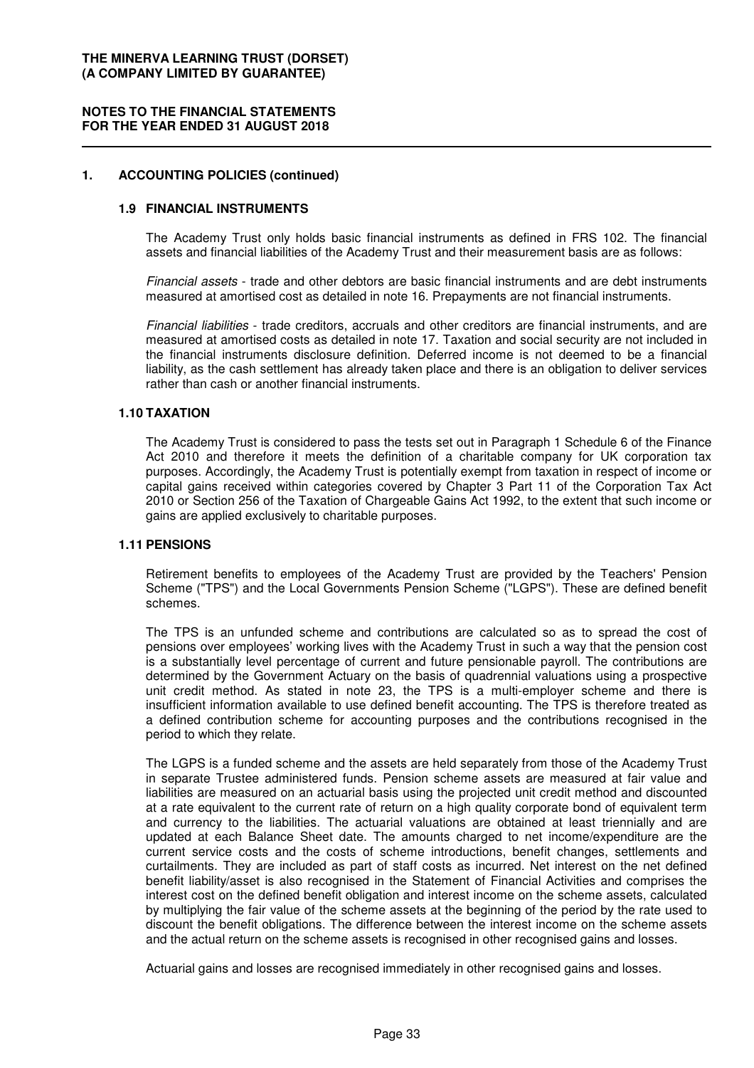## 1. ACCOUNTING POLICIES (continued)

### 1.9 FINANCIAL INSTRUMENTS

The Academy Trust only holds basic financial instruments as defined in FRS 102. The financial assets and financial liabilities of the Academy Trust and their measurement basis are as follows:

*Financial assets* - trade and other debtors are basic financial instruments and are debt instruments measured at amortised cost as detailed in note 16. Prepayments are not financial instruments.

*Financial liabilities* - trade creditors, accruals and other creditors are financial instruments, and are measured at amortised costs as detailed in note 17. Taxation and social security are not included in the financial instruments disclosure definition. Deferred income is not deemed to be a financial liability, as the cash settlement has already taken place and there is an obligation to deliver services rather than cash or another financial instruments.

### 1.10 TAXATION

The Academy Trust is considered to pass the tests set out in Paragraph 1 Schedule 6 of the Finance Act 2010 and therefore it meets the definition of a charitable company for UK corporation tax purposes. Accordingly, the Academy Trust is potentially exempt from taxation in respect of income or capital gains received within categories covered by Chapter 3 Part 11 of the Corporation Tax Act 2010 or Section 256 of the Taxation of Chargeable Gains Act 1992, to the extent that such income or gains are applied exclusively to charitable purposes.

### 1.11 PENSIONS

Retirement benefits to employees of the Academy Trust are provided by the Teachers' Pension Scheme ("TPS") and the Local Governments Pension Scheme ("LGPS"). These are defined benefit schemes.

The TPS is an unfunded scheme and contributions are calculated so as to spread the cost of pensions over employees' working lives with the Academy Trust in such a way that the pension cost is a substantially level percentage of current and future pensionable payroll. The contributions are determined by the Government Actuary on the basis of quadrennial valuations using a prospective unit credit method. As stated in note 23, the TPS is a multi-employer scheme and there is insufficient information available to use defined benefit accounting. The TPS is therefore treated as a defined contribution scheme for accounting purposes and the contributions recognised in the period to which they relate.

The LGPS is a funded scheme and the assets are held separately from those of the Academy Trust in separate Trustee administered funds. Pension scheme assets are measured at fair value and liabilities are measured on an actuarial basis using the projected unit credit method and discounted at a rate equivalent to the current rate of return on a high quality corporate bond of equivalent term and currency to the liabilities. The actuarial valuations are obtained at least triennially and are updated at each Balance Sheet date. The amounts charged to net income/expenditure are the current service costs and the costs of scheme introductions, benefit changes, settlements and curtailments. They are included as part of staff costs as incurred. Net interest on the net defined benefit liability/asset is also recognised in the Statement of Financial Activities and comprises the interest cost on the defined benefit obligation and interest income on the scheme assets, calculated by multiplying the fair value of the scheme assets at the beginning of the period by the rate used to discount the benefit obligations. The difference between the interest income on the scheme assets and the actual return on the scheme assets is recognised in other recognised gains and losses.

Actuarial gains and losses are recognised immediately in other recognised gains and losses.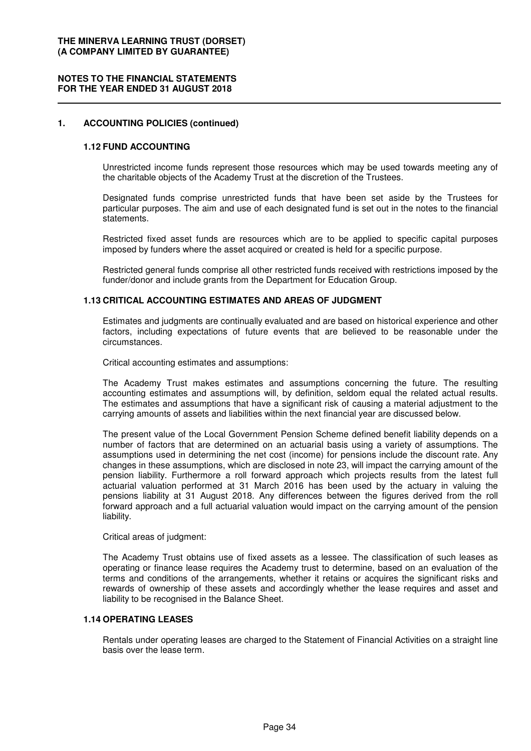## 1. ACCOUNTING POLICIES (continued)

### 1.12 FUND ACCOUNTING

Unrestricted income funds represent those resources which may be used towards meeting any of the charitable objects of the Academy Trust at the discretion of the Trustees.

Designated funds comprise unrestricted funds that have been set aside by the Trustees for particular purposes. The aim and use of each designated fund is set out in the notes to the financial statements.

Restricted fixed asset funds are resources which are to be applied to specific capital purposes imposed by funders where the asset acquired or created is held for a specific purpose.

Restricted general funds comprise all other restricted funds received with restrictions imposed by the funder/donor and include grants from the Department for Education Group.

### 1.13 CRITICAL ACCOUNTING ESTIMATES AND AREAS OF JUDGMENT

Estimates and judgments are continually evaluated and are based on historical experience and other factors, including expectations of future events that are believed to be reasonable under the circumstances.

Critical accounting estimates and assumptions:

The Academy Trust makes estimates and assumptions concerning the future. The resulting accounting estimates and assumptions will, by definition, seldom equal the related actual results. The estimates and assumptions that have a significant risk of causing a material adjustment to the carrying amounts of assets and liabilities within the next financial year are discussed below.

The present value of the Local Government Pension Scheme defined benefit liability depends on a number of factors that are determined on an actuarial basis using a variety of assumptions. The assumptions used in determining the net cost (income) for pensions include the discount rate. Any changes in these assumptions, which are disclosed in note 23, will impact the carrying amount of the pension liability. Furthermore a roll forward approach which projects results from the latest full actuarial valuation performed at 31 March 2016 has been used by the actuary in valuing the pensions liability at 31 August 2018. Any differences between the figures derived from the roll forward approach and a full actuarial valuation would impact on the carrying amount of the pension liability.

Critical areas of judgment:

The Academy Trust obtains use of fixed assets as a lessee. The classification of such leases as operating or finance lease requires the Academy trust to determine, based on an evaluation of the terms and conditions of the arrangements, whether it retains or acquires the significant risks and rewards of ownership of these assets and accordingly whether the lease requires and asset and liability to be recognised in the Balance Sheet.

### 1.14 OPERATING LEASES

Rentals under operating leases are charged to the Statement of Financial Activities on a straight line basis over the lease term.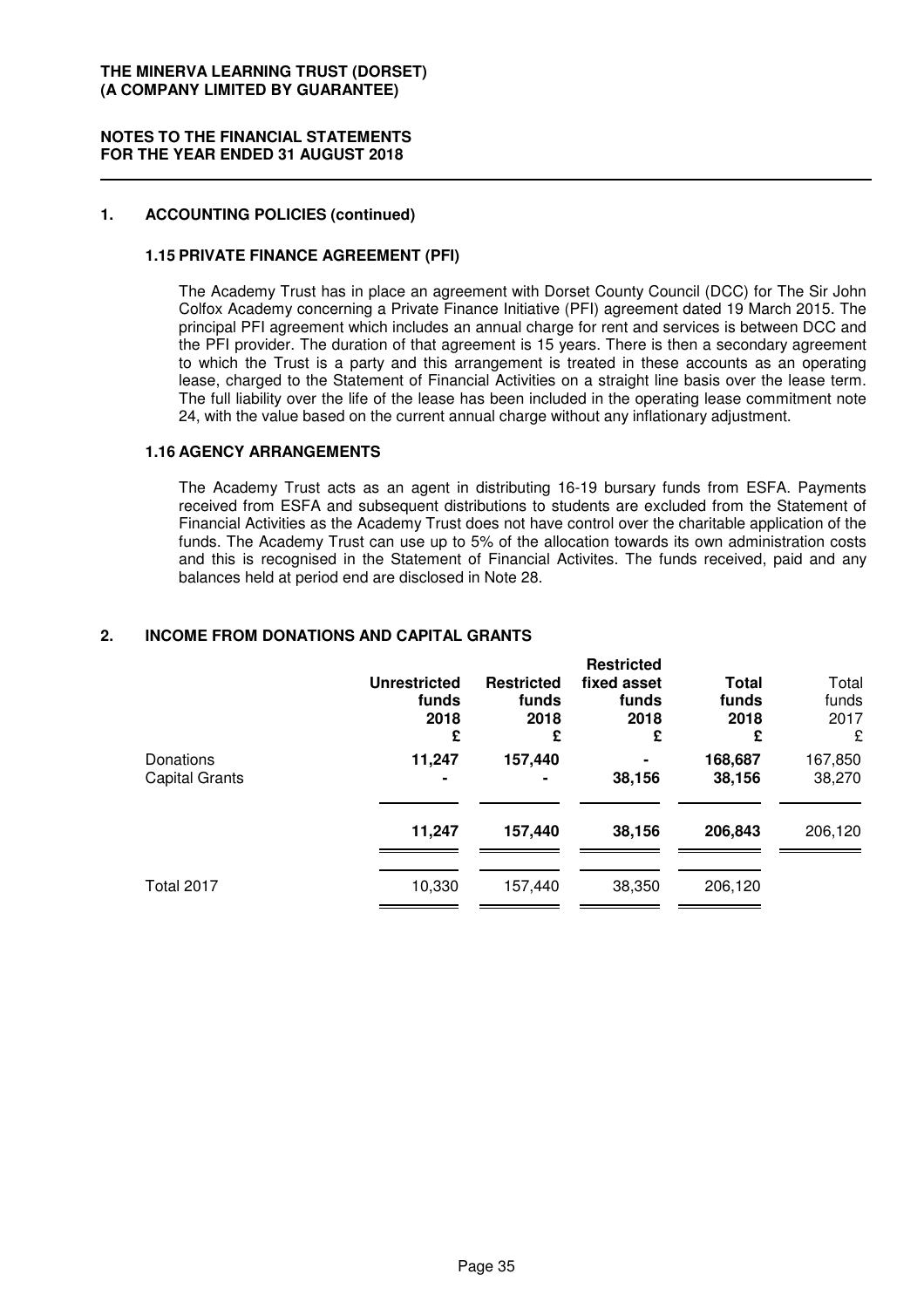## 1. ACCOUNTING POLICIES (continued)

### 1.15 PRIVATE FINANCE AGREEMENT (PFI)

The Academy Trust has in place an agreement with Dorset County Council (DCC) for The Sir John Colfox Academy concerning a Private Finance Initiative (PFI) agreement dated 19 March 2015. The principal PFI agreement which includes an annual charge for rent and services is between DCC and the PFI provider. The duration of that agreement is 15 years. There is then a secondary agreement to which the Trust is a party and this arrangement is treated in these accounts as an operating lease, charged to the Statement of Financial Activities on a straight line basis over the lease term. The full liability over the life of the lease has been included in the operating lease commitment note 24, with the value based on the current annual charge without any inflationary adjustment.

### 1.16 AGENCY ARRANGEMENTS

The Academy Trust acts as an agent in distributing 16-19 bursary funds from ESFA. Payments received from ESFA and subsequent distributions to students are excluded from the Statement of Financial Activities as the Academy Trust does not have control over the charitable application of the funds. The Academy Trust can use up to 5% of the allocation towards its own administration costs and this is recognised in the Statement of Financial Activites. The funds received, paid and any balances held at period end are disclosed in Note 28.

## 2. INCOME FROM DONATIONS AND CAPITAL GRANTS

| | **Unrestricted funds 2018 £** | **Restricted funds 2018 £** | **Restricted fixed asset funds 2018 £** | **Total funds 2018 £** | Total funds 2017 £ |
|---|---|---|---|---|---|
| Donations | **11,247** | **157,440** | **-** | **168,687** | 167,850 |
| Capital Grants | **-** | **-** | **38,156** | **38,156** | 38,270 |
| | **11,247** | **157,440** | **38,156** | **206,843** | 206,120 |
| Total 2017 | 10,330 | 157,440 | 38,350 | 206,120 | |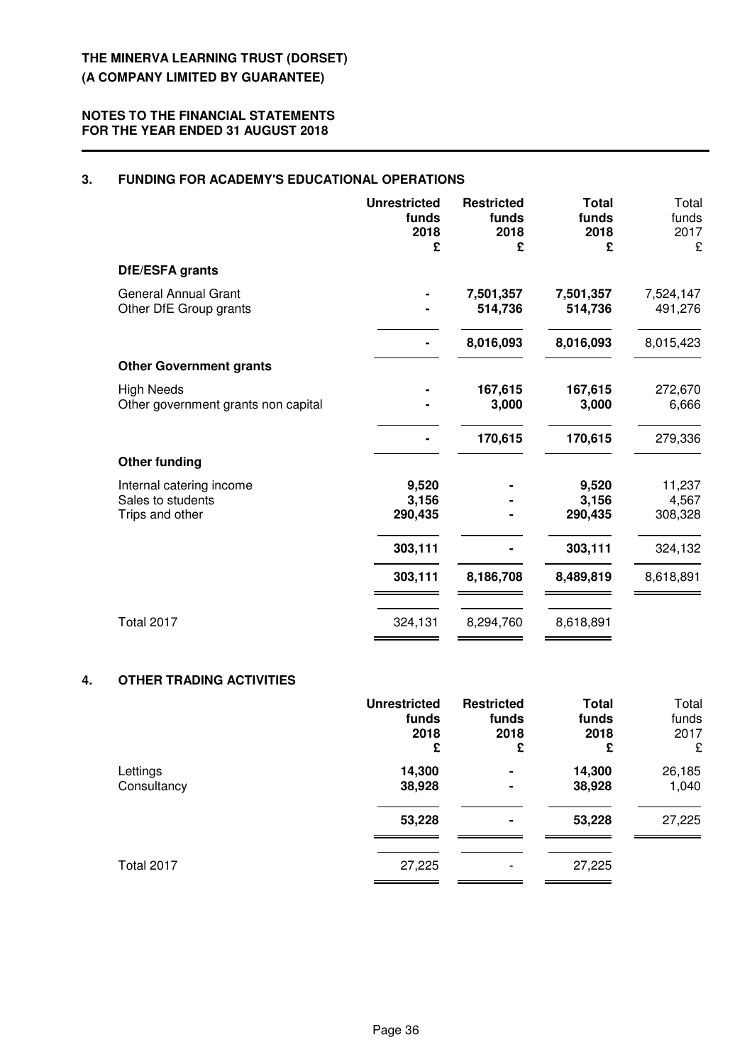**THE MINERVA LEARNING TRUST (DORSET)**
**(A COMPANY LIMITED BY GUARANTEE)**

**NOTES TO THE FINANCIAL STATEMENTS**
**FOR THE YEAR ENDED 31 AUGUST 2018**

## 3. FUNDING FOR ACADEMY'S EDUCATIONAL OPERATIONS

| | Unrestricted funds 2018 £ | Restricted funds 2018 £ | Total funds 2018 £ | Total funds 2017 £ |
|---|---|---|---|---|
| **DfE/ESFA grants** | | | | |
| General Annual Grant | - | 7,501,357 | 7,501,357 | 7,524,147 |
| Other DfE Group grants | - | 514,736 | 514,736 | 491,276 |
| | - | 8,016,093 | 8,016,093 | 8,015,423 |
| **Other Government grants** | | | | |
| High Needs | - | 167,615 | 167,615 | 272,670 |
| Other government grants non capital | - | 3,000 | 3,000 | 6,666 |
| | - | 170,615 | 170,615 | 279,336 |
| **Other funding** | | | | |
| Internal catering income | 9,520 | - | 9,520 | 11,237 |
| Sales to students | 3,156 | - | 3,156 | 4,567 |
| Trips and other | 290,435 | - | 290,435 | 308,328 |
| | 303,111 | - | 303,111 | 324,132 |
| | 303,111 | 8,186,708 | 8,489,819 | 8,618,891 |
| Total 2017 | 324,131 | 8,294,760 | 8,618,891 | |

## 4. OTHER TRADING ACTIVITIES

| | Unrestricted funds 2018 £ | Restricted funds 2018 £ | Total funds 2018 £ | Total funds 2017 £ |
|---|---|---|---|---|
| Lettings | 14,300 | - | 14,300 | 26,185 |
| Consultancy | 38,928 | - | 38,928 | 1,040 |
| | 53,228 | - | 53,228 | 27,225 |
| Total 2017 | 27,225 | - | 27,225 | |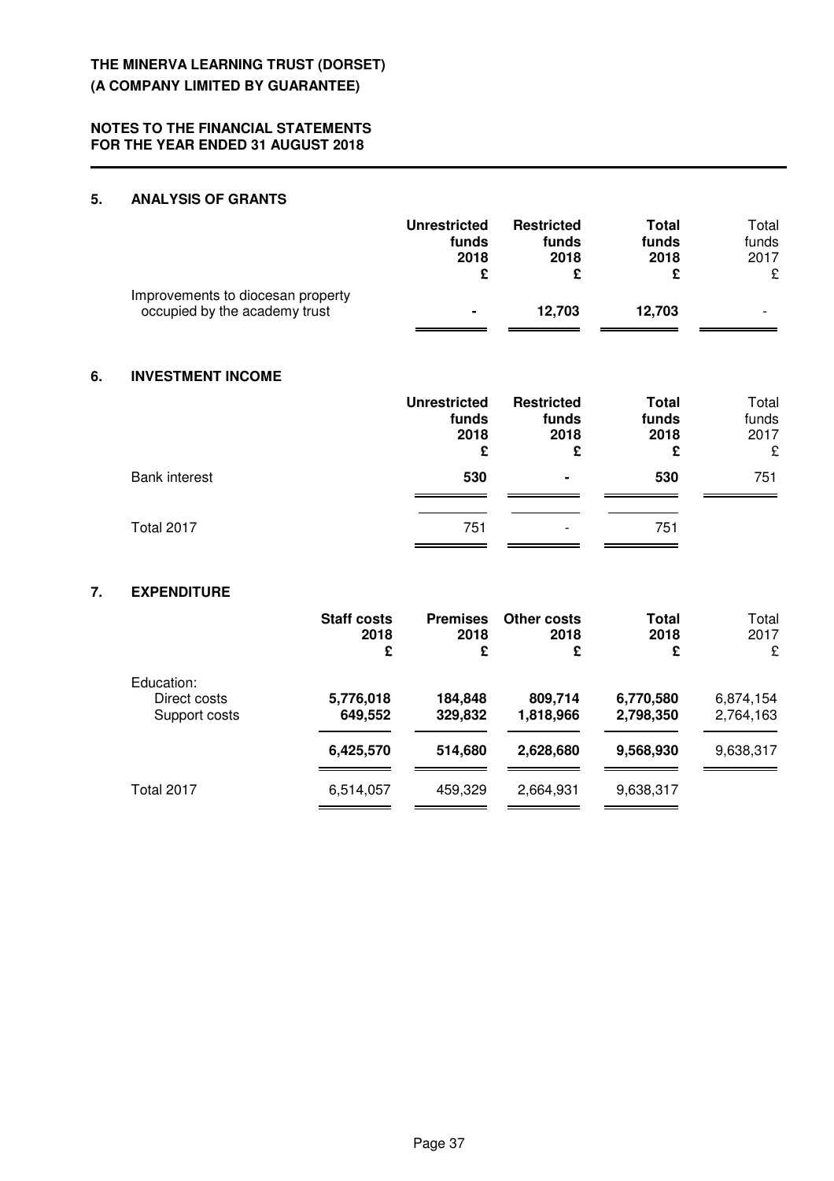## 5. ANALYSIS OF GRANTS

| | Unrestricted funds 2018 £ | Restricted funds 2018 £ | Total funds 2018 £ | Total funds 2017 £ |
|---|---|---|---|---|
| Improvements to diocesan property occupied by the academy trust | - | 12,703 | 12,703 | - |

## 6. INVESTMENT INCOME

| | Unrestricted funds 2018 £ | Restricted funds 2018 £ | Total funds 2018 £ | Total funds 2017 £ |
|---|---|---|---|---|
| Bank interest | 530 | - | 530 | 751 |
| Total 2017 | 751 | - | 751 | |

## 7. EXPENDITURE

| | Staff costs 2018 £ | Premises 2018 £ | Other costs 2018 £ | Total 2018 £ | Total 2017 £ |
|---|---|---|---|---|---|
| Education: | | | | | |
| Direct costs | 5,776,018 | 184,848 | 809,714 | 6,770,580 | 6,874,154 |
| Support costs | 649,552 | 329,832 | 1,818,966 | 2,798,350 | 2,764,163 |
| | 6,425,570 | 514,680 | 2,628,680 | 9,568,930 | 9,638,317 |
| Total 2017 | 6,514,057 | 459,329 | 2,664,931 | 9,638,317 | |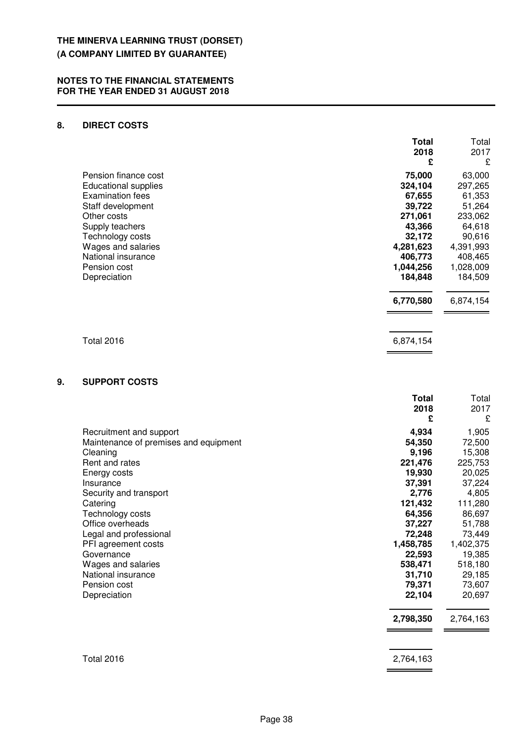**THE MINERVA LEARNING TRUST (DORSET)**
**(A COMPANY LIMITED BY GUARANTEE)**

**NOTES TO THE FINANCIAL STATEMENTS**
**FOR THE YEAR ENDED 31 AUGUST 2018**

## 8. DIRECT COSTS

| | **Total 2018 £** | Total 2017 £ |
|---|---|---|
| Pension finance cost | **75,000** | 63,000 |
| Educational supplies | **324,104** | 297,265 |
| Examination fees | **67,655** | 61,353 |
| Staff development | **39,722** | 51,264 |
| Other costs | **271,061** | 233,062 |
| Supply teachers | **43,366** | 64,618 |
| Technology costs | **32,172** | 90,616 |
| Wages and salaries | **4,281,623** | 4,391,993 |
| National insurance | **406,773** | 408,465 |
| Pension cost | **1,044,256** | 1,028,009 |
| Depreciation | **184,848** | 184,509 |
| | **6,770,580** | 6,874,154 |
| Total 2016 | 6,874,154 | |

## 9. SUPPORT COSTS

| | **Total 2018 £** | Total 2017 £ |
|---|---|---|
| Recruitment and support | **4,934** | 1,905 |
| Maintenance of premises and equipment | **54,350** | 72,500 |
| Cleaning | **9,196** | 15,308 |
| Rent and rates | **221,476** | 225,753 |
| Energy costs | **19,930** | 20,025 |
| Insurance | **37,391** | 37,224 |
| Security and transport | **2,776** | 4,805 |
| Catering | **121,432** | 111,280 |
| Technology costs | **64,356** | 86,697 |
| Office overheads | **37,227** | 51,788 |
| Legal and professional | **72,248** | 73,449 |
| PFI agreement costs | **1,458,785** | 1,402,375 |
| Governance | **22,593** | 19,385 |
| Wages and salaries | **538,471** | 518,180 |
| National insurance | **31,710** | 29,185 |
| Pension cost | **79,371** | 73,607 |
| Depreciation | **22,104** | 20,697 |
| | **2,798,350** | 2,764,163 |
| Total 2016 | 2,764,163 | |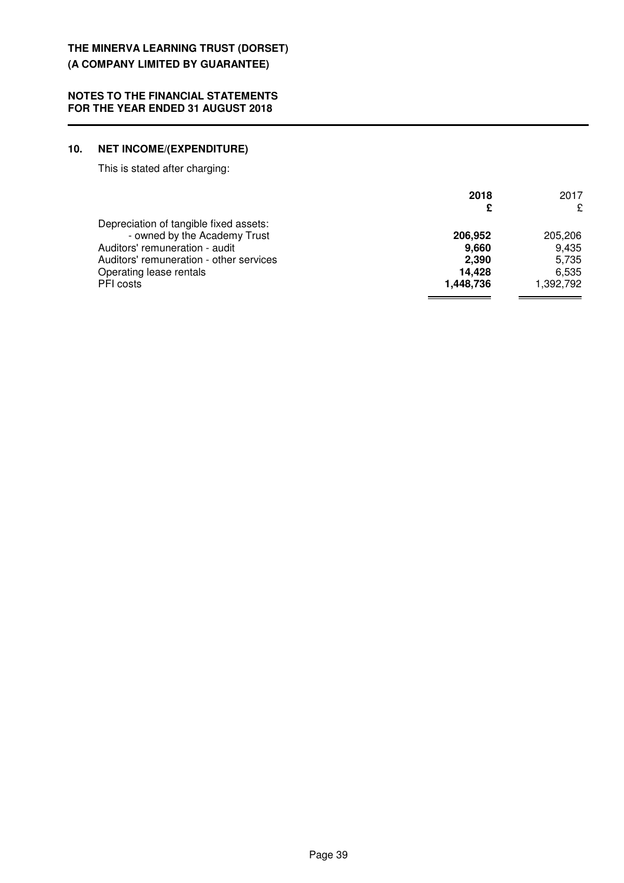## 10. NET INCOME/(EXPENDITURE)

This is stated after charging:

| | **2018** | 2017 |
|---|---|---|
| | **£** | £ |
| Depreciation of tangible fixed assets: | | |
| - owned by the Academy Trust | **206,952** | 205,206 |
| Auditors' remuneration - audit | **9,660** | 9,435 |
| Auditors' remuneration - other services | **2,390** | 5,735 |
| Operating lease rentals | **14,428** | 6,535 |
| PFI costs | **1,448,736** | 1,392,792 |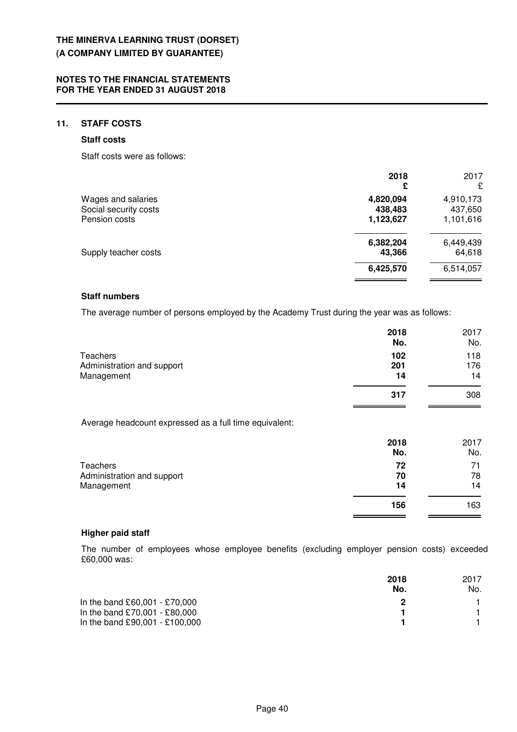## 11. STAFF COSTS

### Staff costs

Staff costs were as follows:

| | 2018 £ | 2017 £ |
|---|---|---|
| Wages and salaries | **4,820,094** | 4,910,173 |
| Social security costs | **438,483** | 437,650 |
| Pension costs | **1,123,627** | 1,101,616 |
| | **6,382,204** | 6,449,439 |
| Supply teacher costs | **43,366** | 64,618 |
| | **6,425,570** | 6,514,057 |

### Staff numbers

The average number of persons employed by the Academy Trust during the year was as follows:

| | 2018 No. | 2017 No. |
|---|---|---|
| Teachers | **102** | 118 |
| Administration and support | **201** | 176 |
| Management | **14** | 14 |
| | **317** | 308 |

Average headcount expressed as a full time equivalent:

| | 2018 No. | 2017 No. |
|---|---|---|
| Teachers | **72** | 71 |
| Administration and support | **70** | 78 |
| Management | **14** | 14 |
| | **156** | 163 |

### Higher paid staff

The number of employees whose employee benefits (excluding employer pension costs) exceeded £60,000 was:

| | 2018 No. | 2017 No. |
|---|---|---|
| In the band £60,001 - £70,000 | **2** | 1 |
| In the band £70,001 - £80,000 | **1** | 1 |
| In the band £90,001 - £100,000 | **1** | 1 |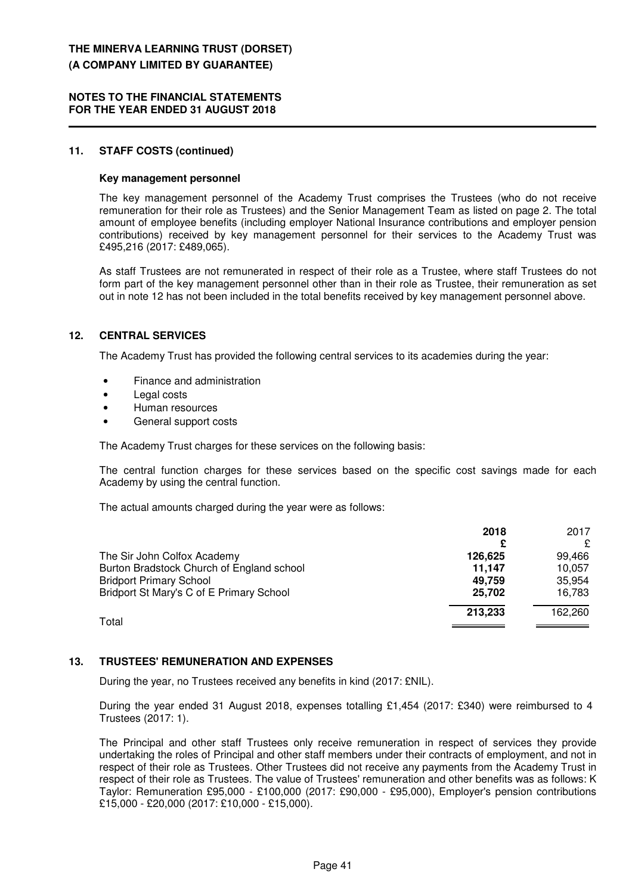## 11. STAFF COSTS (continued)

### Key management personnel

The key management personnel of the Academy Trust comprises the Trustees (who do not receive remuneration for their role as Trustees) and the Senior Management Team as listed on page 2. The total amount of employee benefits (including employer National Insurance contributions and employer pension contributions) received by key management personnel for their services to the Academy Trust was £495,216 (2017: £489,065).

As staff Trustees are not remunerated in respect of their role as a Trustee, where staff Trustees do not form part of the key management personnel other than in their role as Trustee, their remuneration as set out in note 12 has not been included in the total benefits received by key management personnel above.

## 12. CENTRAL SERVICES

The Academy Trust has provided the following central services to its academies during the year:

- Finance and administration
- Legal costs
- Human resources
- General support costs

The Academy Trust charges for these services on the following basis:

The central function charges for these services based on the specific cost savings made for each Academy by using the central function.

The actual amounts charged during the year were as follows:

| | **2018** | 2017 |
|---|---|---|
| | **£** | £ |
| The Sir John Colfox Academy | **126,625** | 99,466 |
| Burton Bradstock Church of England school | **11,147** | 10,057 |
| Bridport Primary School | **49,759** | 35,954 |
| Bridport St Mary's C of E Primary School | **25,702** | 16,783 |
| Total | **213,233** | 162,260 |

## 13. TRUSTEES' REMUNERATION AND EXPENSES

During the year, no Trustees received any benefits in kind (2017: £NIL).

During the year ended 31 August 2018, expenses totalling £1,454 (2017: £340) were reimbursed to 4 Trustees (2017: 1).

The Principal and other staff Trustees only receive remuneration in respect of services they provide undertaking the roles of Principal and other staff members under their contracts of employment, and not in respect of their role as Trustees. Other Trustees did not receive any payments from the Academy Trust in respect of their role as Trustees. The value of Trustees' remuneration and other benefits was as follows: K Taylor: Remuneration £95,000 - £100,000 (2017: £90,000 - £95,000), Employer's pension contributions £15,000 - £20,000 (2017: £10,000 - £15,000).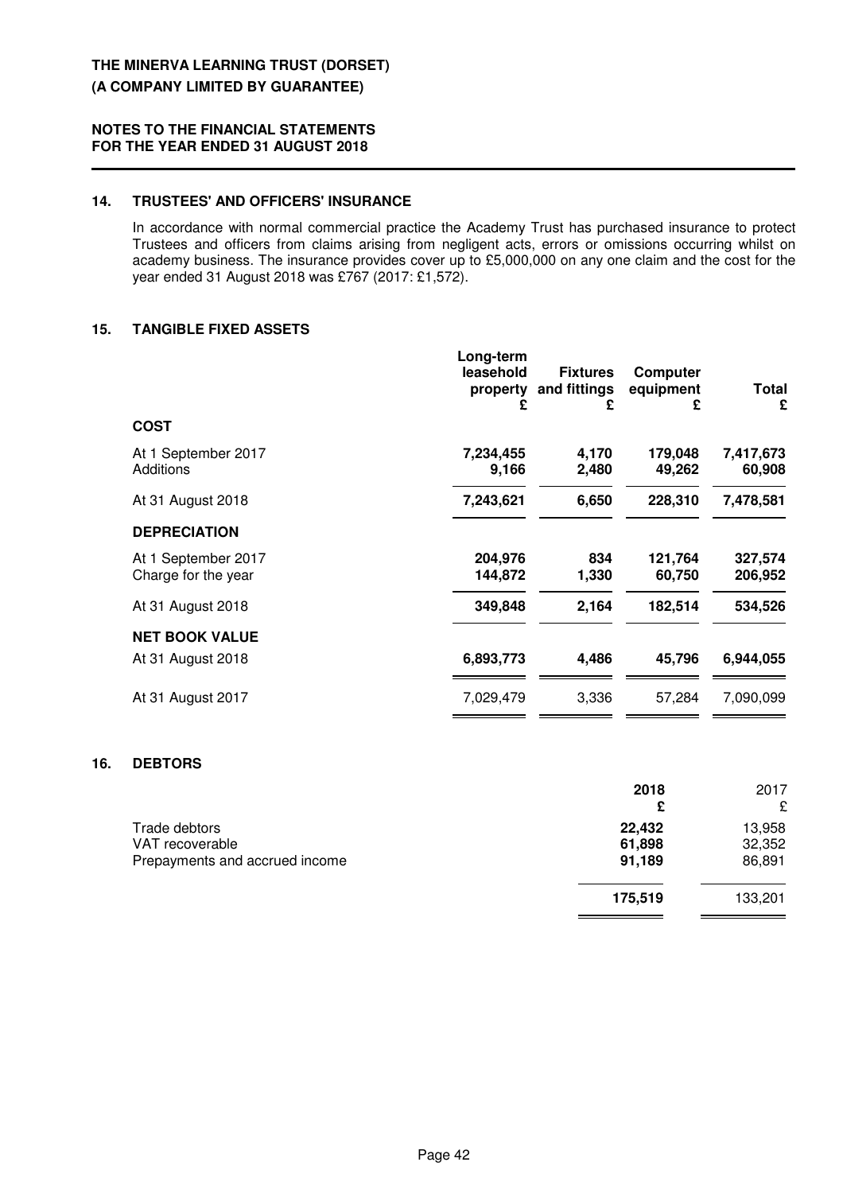## 14. TRUSTEES' AND OFFICERS' INSURANCE

In accordance with normal commercial practice the Academy Trust has purchased insurance to protect Trustees and officers from claims arising from negligent acts, errors or omissions occurring whilst on academy business. The insurance provides cover up to £5,000,000 on any one claim and the cost for the year ended 31 August 2018 was £767 (2017: £1,572).

## 15. TANGIBLE FIXED ASSETS

| | Long-term leasehold property £ | Fixtures and fittings £ | Computer equipment £ | Total £ |
|---|---|---|---|---|
| **COST** | | | | |
| At 1 September 2017 | **7,234,455** | **4,170** | **179,048** | **7,417,673** |
| Additions | **9,166** | **2,480** | **49,262** | **60,908** |
| At 31 August 2018 | **7,243,621** | **6,650** | **228,310** | **7,478,581** |
| **DEPRECIATION** | | | | |
| At 1 September 2017 | **204,976** | **834** | **121,764** | **327,574** |
| Charge for the year | **144,872** | **1,330** | **60,750** | **206,952** |
| At 31 August 2018 | **349,848** | **2,164** | **182,514** | **534,526** |
| **NET BOOK VALUE** | | | | |
| At 31 August 2018 | **6,893,773** | **4,486** | **45,796** | **6,944,055** |
| At 31 August 2017 | 7,029,479 | 3,336 | 57,284 | 7,090,099 |

## 16. DEBTORS

| | 2018 £ | 2017 £ |
|---|---|---|
| Trade debtors | **22,432** | 13,958 |
| VAT recoverable | **61,898** | 32,352 |
| Prepayments and accrued income | **91,189** | 86,891 |
| | **175,519** | 133,201 |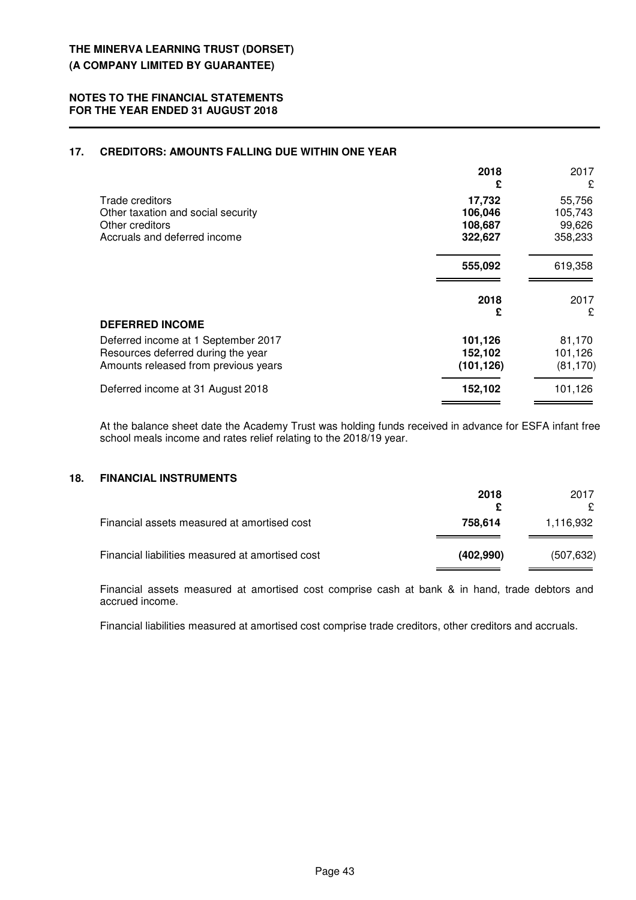## 17. CREDITORS: AMOUNTS FALLING DUE WITHIN ONE YEAR

| | 2018 £ | 2017 £ |
|---|---|---|
| Trade creditors | **17,732** | 55,756 |
| Other taxation and social security | **106,046** | 105,743 |
| Other creditors | **108,687** | 99,626 |
| Accruals and deferred income | **322,627** | 358,233 |
| | **555,092** | 619,358 |

| | 2018 £ | 2017 £ |
|---|---|---|
| **DEFERRED INCOME** | | |
| Deferred income at 1 September 2017 | **101,126** | 81,170 |
| Resources deferred during the year | **152,102** | 101,126 |
| Amounts released from previous years | **(101,126)** | (81,170) |
| Deferred income at 31 August 2018 | **152,102** | 101,126 |

At the balance sheet date the Academy Trust was holding funds received in advance for ESFA infant free school meals income and rates relief relating to the 2018/19 year.

## 18. FINANCIAL INSTRUMENTS

| | 2018 £ | 2017 £ |
|---|---|---|
| Financial assets measured at amortised cost | **758,614** | 1,116,932 |
| Financial liabilities measured at amortised cost | **(402,990)** | (507,632) |

Financial assets measured at amortised cost comprise cash at bank & in hand, trade debtors and accrued income.

Financial liabilities measured at amortised cost comprise trade creditors, other creditors and accruals.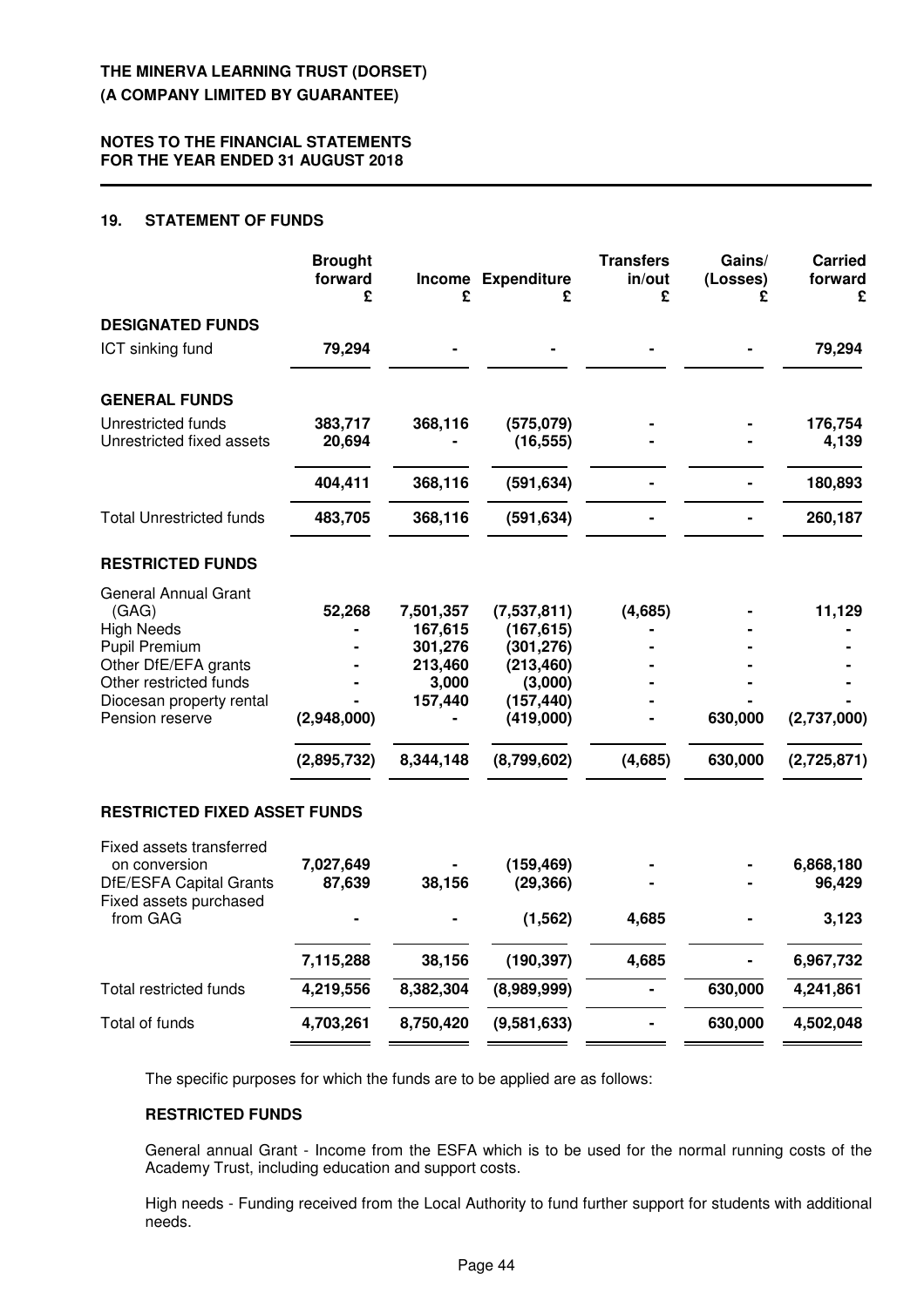# THE MINERVA LEARNING TRUST (DORSET)
# (A COMPANY LIMITED BY GUARANTEE)

**NOTES TO THE FINANCIAL STATEMENTS FOR THE YEAR ENDED 31 AUGUST 2018**

## 19. STATEMENT OF FUNDS

| | Brought forward £ | Income £ | Expenditure £ | Transfers in/out £ | Gains/ (Losses) £ | Carried forward £ |
|---|---|---|---|---|---|---|
| **DESIGNATED FUNDS** | | | | | | |
| ICT sinking fund | **79,294** | - | - | - | - | **79,294** |
| **GENERAL FUNDS** | | | | | | |
| Unrestricted funds | **383,717** | **368,116** | **(575,079)** | - | - | **176,754** |
| Unrestricted fixed assets | **20,694** | - | **(16,555)** | - | - | **4,139** |
| | **404,411** | **368,116** | **(591,634)** | - | - | **180,893** |
| Total Unrestricted funds | **483,705** | **368,116** | **(591,634)** | - | - | **260,187** |
| **RESTRICTED FUNDS** | | | | | | |
| General Annual Grant (GAG) | **52,268** | **7,501,357** | **(7,537,811)** | **(4,685)** | - | **11,129** |
| High Needs | - | **167,615** | **(167,615)** | - | - | - |
| Pupil Premium | - | **301,276** | **(301,276)** | - | - | - |
| Other DfE/EFA grants | - | **213,460** | **(213,460)** | - | - | - |
| Other restricted funds | - | **3,000** | **(3,000)** | - | - | - |
| Diocesan property rental | - | **157,440** | **(157,440)** | - | - | - |
| Pension reserve | **(2,948,000)** | - | **(419,000)** | - | **630,000** | **(2,737,000)** |
| | **(2,895,732)** | **8,344,148** | **(8,799,602)** | **(4,685)** | **630,000** | **(2,725,871)** |
| **RESTRICTED FIXED ASSET FUNDS** | | | | | | |
| Fixed assets transferred on conversion | **7,027,649** | - | **(159,469)** | - | - | **6,868,180** |
| DfE/ESFA Capital Grants | **87,639** | **38,156** | **(29,366)** | - | - | **96,429** |
| Fixed assets purchased from GAG | - | - | **(1,562)** | **4,685** | - | **3,123** |
| | **7,115,288** | **38,156** | **(190,397)** | **4,685** | - | **6,967,732** |
| Total restricted funds | **4,219,556** | **8,382,304** | **(8,989,999)** | - | **630,000** | **4,241,861** |
| Total of funds | **4,703,261** | **8,750,420** | **(9,581,633)** | - | **630,000** | **4,502,048** |

The specific purposes for which the funds are to be applied are as follows:

**RESTRICTED FUNDS**

General annual Grant - Income from the ESFA which is to be used for the normal running costs of the Academy Trust, including education and support costs.

High needs - Funding received from the Local Authority to fund further support for students with additional needs.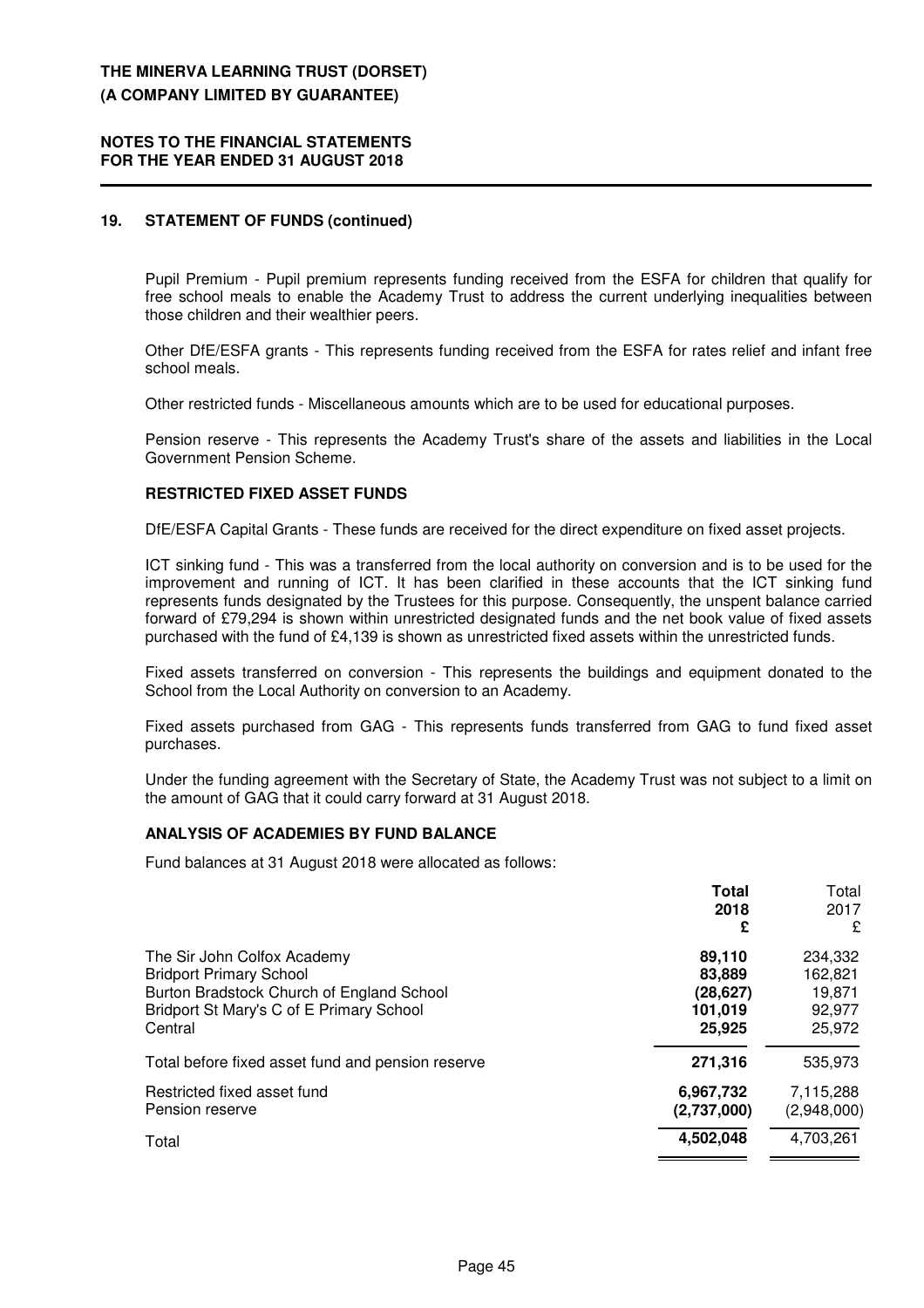## 19. STATEMENT OF FUNDS (continued)

Pupil Premium - Pupil premium represents funding received from the ESFA for children that qualify for free school meals to enable the Academy Trust to address the current underlying inequalities between those children and their wealthier peers.

Other DfE/ESFA grants - This represents funding received from the ESFA for rates relief and infant free school meals.

Other restricted funds - Miscellaneous amounts which are to be used for educational purposes.

Pension reserve - This represents the Academy Trust's share of the assets and liabilities in the Local Government Pension Scheme.

### RESTRICTED FIXED ASSET FUNDS

DfE/ESFA Capital Grants - These funds are received for the direct expenditure on fixed asset projects.

ICT sinking fund - This was a transferred from the local authority on conversion and is to be used for the improvement and running of ICT. It has been clarified in these accounts that the ICT sinking fund represents funds designated by the Trustees for this purpose. Consequently, the unspent balance carried forward of £79,294 is shown within unrestricted designated funds and the net book value of fixed assets purchased with the fund of £4,139 is shown as unrestricted fixed assets within the unrestricted funds.

Fixed assets transferred on conversion - This represents the buildings and equipment donated to the School from the Local Authority on conversion to an Academy.

Fixed assets purchased from GAG - This represents funds transferred from GAG to fund fixed asset purchases.

Under the funding agreement with the Secretary of State, the Academy Trust was not subject to a limit on the amount of GAG that it could carry forward at 31 August 2018.

### ANALYSIS OF ACADEMIES BY FUND BALANCE

Fund balances at 31 August 2018 were allocated as follows:

| | **Total 2018 £** | Total 2017 £ |
|---|---|---|
| The Sir John Colfox Academy | **89,110** | 234,332 |
| Bridport Primary School | **83,889** | 162,821 |
| Burton Bradstock Church of England School | **(28,627)** | 19,871 |
| Bridport St Mary's C of E Primary School | **101,019** | 92,977 |
| Central | **25,925** | 25,972 |
| Total before fixed asset fund and pension reserve | **271,316** | 535,973 |
| Restricted fixed asset fund | **6,967,732** | 7,115,288 |
| Pension reserve | **(2,737,000)** | (2,948,000) |
| Total | **4,502,048** | 4,703,261 |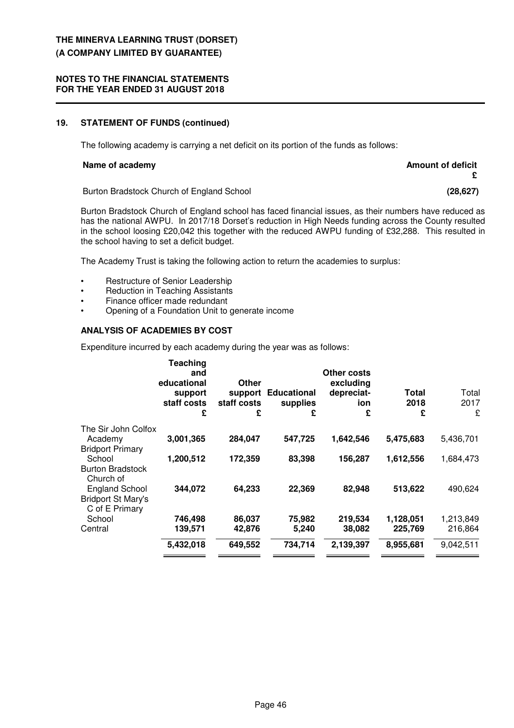THE MINERVA LEARNING TRUST (DORSET)
(A COMPANY LIMITED BY GUARANTEE)

NOTES TO THE FINANCIAL STATEMENTS
FOR THE YEAR ENDED 31 AUGUST 2018

## 19. STATEMENT OF FUNDS (continued)

The following academy is carrying a net deficit on its portion of the funds as follows:

| Name of academy | Amount of deficit £ |
|---|---|
| Burton Bradstock Church of England School | (28,627) |

Burton Bradstock Church of England school has faced financial issues, as their numbers have reduced as has the national AWPU. In 2017/18 Dorset's reduction in High Needs funding across the County resulted in the school loosing £20,042 this together with the reduced AWPU funding of £32,288. This resulted in the school having to set a deficit budget.

The Academy Trust is taking the following action to return the academies to surplus:

- Restructure of Senior Leadership
- Reduction in Teaching Assistants
- Finance officer made redundant
- Opening of a Foundation Unit to generate income

### ANALYSIS OF ACADEMIES BY COST

Expenditure incurred by each academy during the year was as follows:

| | Teaching and educational support staff costs £ | Other support staff costs £ | Educational supplies £ | Other costs excluding depreciation £ | Total 2018 £ | Total 2017 £ |
|---|---|---|---|---|---|---|
| The Sir John Colfox Academy | 3,001,365 | 284,047 | 547,725 | 1,642,546 | 5,475,683 | 5,436,701 |
| Bridport Primary School | 1,200,512 | 172,359 | 83,398 | 156,287 | 1,612,556 | 1,684,473 |
| Burton Bradstock Church of England School | 344,072 | 64,233 | 22,369 | 82,948 | 513,622 | 490,624 |
| Bridport St Mary's C of E Primary School | 746,498 | 86,037 | 75,982 | 219,534 | 1,128,051 | 1,213,849 |
| Central | 139,571 | 42,876 | 5,240 | 38,082 | 225,769 | 216,864 |
| | 5,432,018 | 649,552 | 734,714 | 2,139,397 | 8,955,681 | 9,042,511 |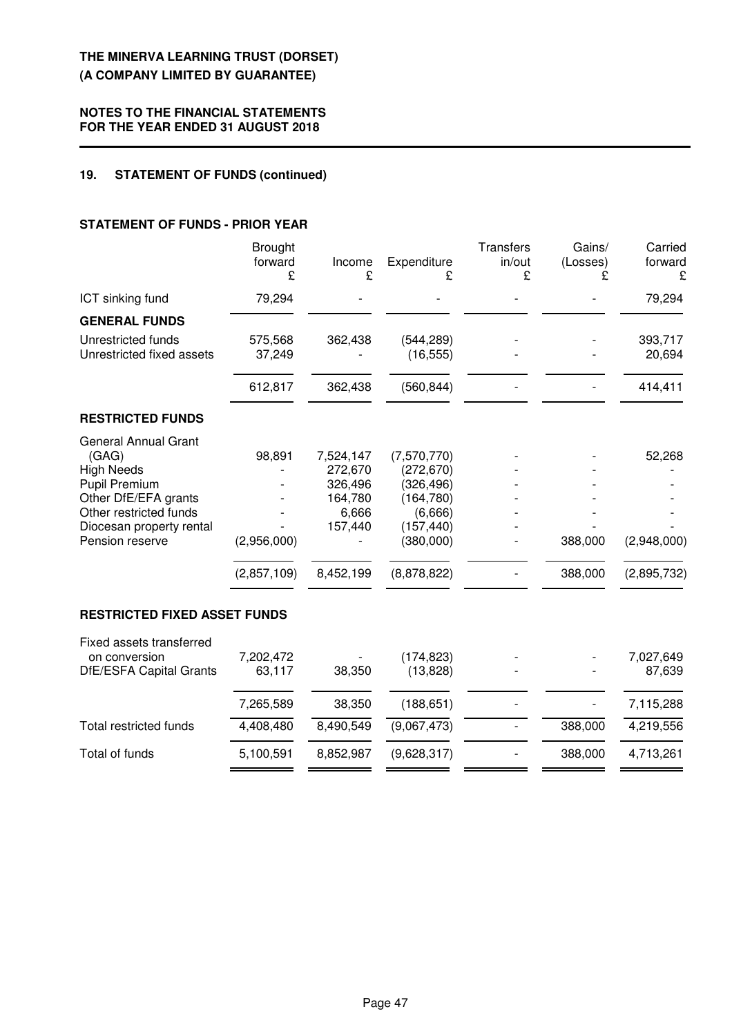**THE MINERVA LEARNING TRUST (DORSET)**
**(A COMPANY LIMITED BY GUARANTEE)**

**NOTES TO THE FINANCIAL STATEMENTS**
**FOR THE YEAR ENDED 31 AUGUST 2018**

## 19. STATEMENT OF FUNDS (continued)

### STATEMENT OF FUNDS - PRIOR YEAR

| | Brought forward £ | Income £ | Expenditure £ | Transfers in/out £ | Gains/ (Losses) £ | Carried forward £ |
|---|---|---|---|---|---|---|
| ICT sinking fund | 79,294 | - | - | - | - | 79,294 |
| **GENERAL FUNDS** | | | | | | |
| Unrestricted funds | 575,568 | 362,438 | (544,289) | - | - | 393,717 |
| Unrestricted fixed assets | 37,249 | - | (16,555) | - | - | 20,694 |
| | 612,817 | 362,438 | (560,844) | - | - | 414,411 |
| **RESTRICTED FUNDS** | | | | | | |
| General Annual Grant (GAG) | 98,891 | 7,524,147 | (7,570,770) | - | - | 52,268 |
| High Needs | - | 272,670 | (272,670) | - | - | - |
| Pupil Premium | - | 326,496 | (326,496) | - | - | - |
| Other DfE/EFA grants | - | 164,780 | (164,780) | - | - | - |
| Other restricted funds | - | 6,666 | (6,666) | - | - | - |
| Diocesan property rental | - | 157,440 | (157,440) | - | - | - |
| Pension reserve | (2,956,000) | - | (380,000) | - | 388,000 | (2,948,000) |
| | (2,857,109) | 8,452,199 | (8,878,822) | - | 388,000 | (2,895,732) |
| **RESTRICTED FIXED ASSET FUNDS** | | | | | | |
| Fixed assets transferred on conversion | 7,202,472 | - | (174,823) | - | - | 7,027,649 |
| DfE/ESFA Capital Grants | 63,117 | 38,350 | (13,828) | - | - | 87,639 |
| | 7,265,589 | 38,350 | (188,651) | - | - | 7,115,288 |
| Total restricted funds | 4,408,480 | 8,490,549 | (9,067,473) | - | 388,000 | 4,219,556 |
| Total of funds | 5,100,591 | 8,852,987 | (9,628,317) | - | 388,000 | 4,713,261 |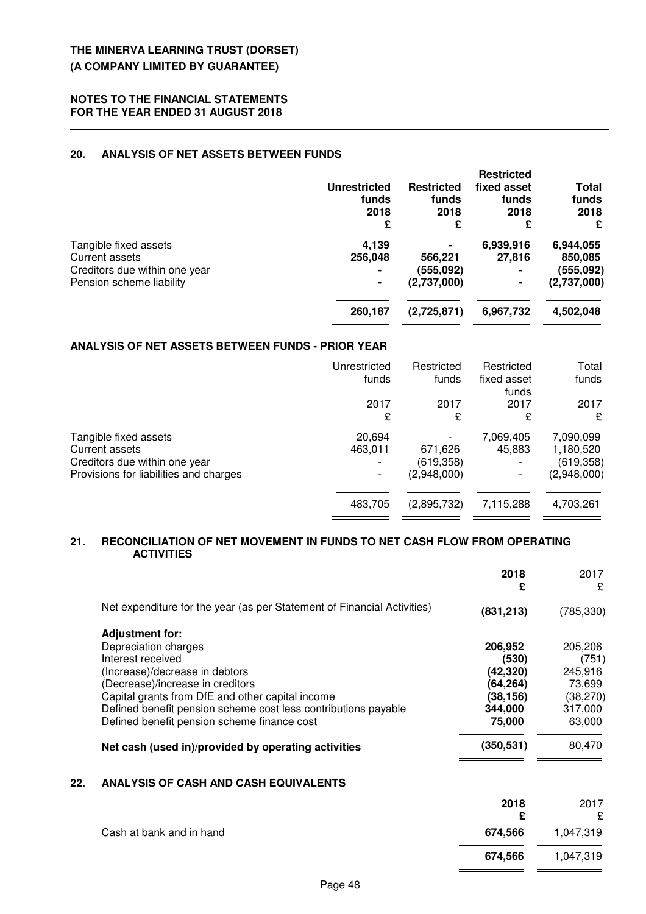**THE MINERVA LEARNING TRUST (DORSET)**
**(A COMPANY LIMITED BY GUARANTEE)**

**NOTES TO THE FINANCIAL STATEMENTS**
**FOR THE YEAR ENDED 31 AUGUST 2018**

## 20. ANALYSIS OF NET ASSETS BETWEEN FUNDS

| | Unrestricted funds 2018 £ | Restricted funds 2018 £ | Restricted fixed asset funds 2018 £ | Total funds 2018 £ |
|---|---|---|---|---|
| Tangible fixed assets | **4,139** | **-** | **6,939,916** | **6,944,055** |
| Current assets | **256,048** | **566,221** | **27,816** | **850,085** |
| Creditors due within one year | **-** | **(555,092)** | **-** | **(555,092)** |
| Pension scheme liability | **-** | **(2,737,000)** | **-** | **(2,737,000)** |
| | **260,187** | **(2,725,871)** | **6,967,732** | **4,502,048** |

### ANALYSIS OF NET ASSETS BETWEEN FUNDS - PRIOR YEAR

| | Unrestricted funds 2017 £ | Restricted funds 2017 £ | Restricted fixed asset funds 2017 £ | Total funds 2017 £ |
|---|---|---|---|---|
| Tangible fixed assets | 20,694 | - | 7,069,405 | 7,090,099 |
| Current assets | 463,011 | 671,626 | 45,883 | 1,180,520 |
| Creditors due within one year | - | (619,358) | - | (619,358) |
| Provisions for liabilities and charges | - | (2,948,000) | - | (2,948,000) |
| | 483,705 | (2,895,732) | 7,115,288 | 4,703,261 |

## 21. RECONCILIATION OF NET MOVEMENT IN FUNDS TO NET CASH FLOW FROM OPERATING ACTIVITIES

| | 2018 £ | 2017 £ |
|---|---|---|
| Net expenditure for the year (as per Statement of Financial Activities) | **(831,213)** | (785,330) |
| **Adjustment for:** | | |
| Depreciation charges | **206,952** | 205,206 |
| Interest received | **(530)** | (751) |
| (Increase)/decrease in debtors | **(42,320)** | 245,916 |
| (Decrease)/increase in creditors | **(64,264)** | 73,699 |
| Capital grants from DfE and other capital income | **(38,156)** | (38,270) |
| Defined benefit pension scheme cost less contributions payable | **344,000** | 317,000 |
| Defined benefit pension scheme finance cost | **75,000** | 63,000 |
| **Net cash (used in)/provided by operating activities** | **(350,531)** | 80,470 |

## 22. ANALYSIS OF CASH AND CASH EQUIVALENTS

| | 2018 £ | 2017 £ |
|---|---|---|
| Cash at bank and in hand | **674,566** | 1,047,319 |
| | **674,566** | 1,047,319 |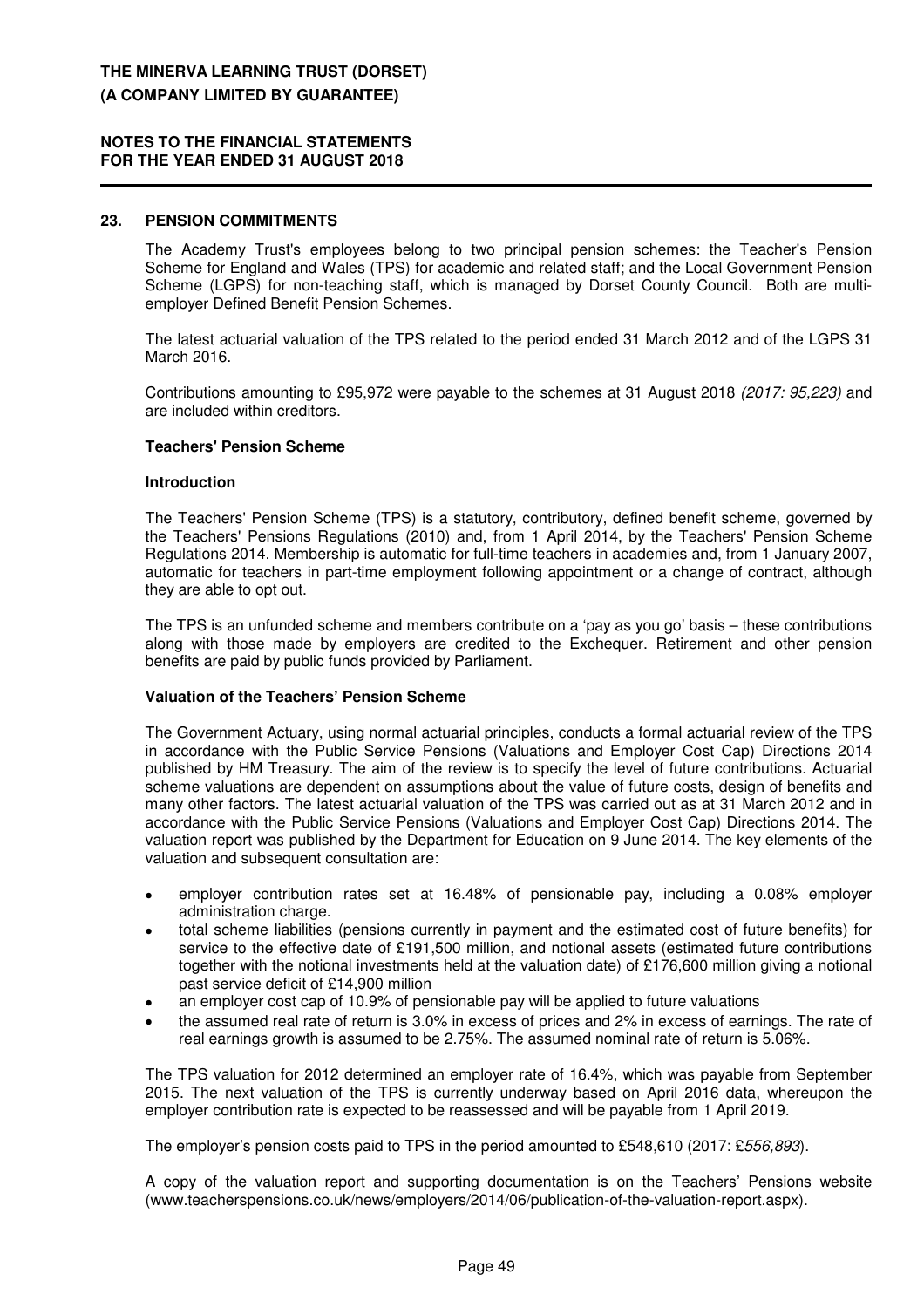## 23. PENSION COMMITMENTS

The Academy Trust's employees belong to two principal pension schemes: the Teacher's Pension Scheme for England and Wales (TPS) for academic and related staff; and the Local Government Pension Scheme (LGPS) for non-teaching staff, which is managed by Dorset County Council. Both are multi-employer Defined Benefit Pension Schemes.

The latest actuarial valuation of the TPS related to the period ended 31 March 2012 and of the LGPS 31 March 2016.

Contributions amounting to £95,972 were payable to the schemes at 31 August 2018 *(2017: 95,223)* and are included within creditors.

### Teachers' Pension Scheme

#### Introduction

The Teachers' Pension Scheme (TPS) is a statutory, contributory, defined benefit scheme, governed by the Teachers' Pensions Regulations (2010) and, from 1 April 2014, by the Teachers' Pension Scheme Regulations 2014. Membership is automatic for full-time teachers in academies and, from 1 January 2007, automatic for teachers in part-time employment following appointment or a change of contract, although they are able to opt out.

The TPS is an unfunded scheme and members contribute on a 'pay as you go' basis – these contributions along with those made by employers are credited to the Exchequer. Retirement and other pension benefits are paid by public funds provided by Parliament.

#### Valuation of the Teachers' Pension Scheme

The Government Actuary, using normal actuarial principles, conducts a formal actuarial review of the TPS in accordance with the Public Service Pensions (Valuations and Employer Cost Cap) Directions 2014 published by HM Treasury. The aim of the review is to specify the level of future contributions. Actuarial scheme valuations are dependent on assumptions about the value of future costs, design of benefits and many other factors. The latest actuarial valuation of the TPS was carried out as at 31 March 2012 and in accordance with the Public Service Pensions (Valuations and Employer Cost Cap) Directions 2014. The valuation report was published by the Department for Education on 9 June 2014. The key elements of the valuation and subsequent consultation are:

- employer contribution rates set at 16.48% of pensionable pay, including a 0.08% employer administration charge.
- total scheme liabilities (pensions currently in payment and the estimated cost of future benefits) for service to the effective date of £191,500 million, and notional assets (estimated future contributions together with the notional investments held at the valuation date) of £176,600 million giving a notional past service deficit of £14,900 million
- an employer cost cap of 10.9% of pensionable pay will be applied to future valuations
- the assumed real rate of return is 3.0% in excess of prices and 2% in excess of earnings. The rate of real earnings growth is assumed to be 2.75%. The assumed nominal rate of return is 5.06%.

The TPS valuation for 2012 determined an employer rate of 16.4%, which was payable from September 2015. The next valuation of the TPS is currently underway based on April 2016 data, whereupon the employer contribution rate is expected to be reassessed and will be payable from 1 April 2019.

The employer's pension costs paid to TPS in the period amounted to £548,610 (2017: £*556,893*).

A copy of the valuation report and supporting documentation is on the Teachers' Pensions website (www.teacherspensions.co.uk/news/employers/2014/06/publication-of-the-valuation-report.aspx).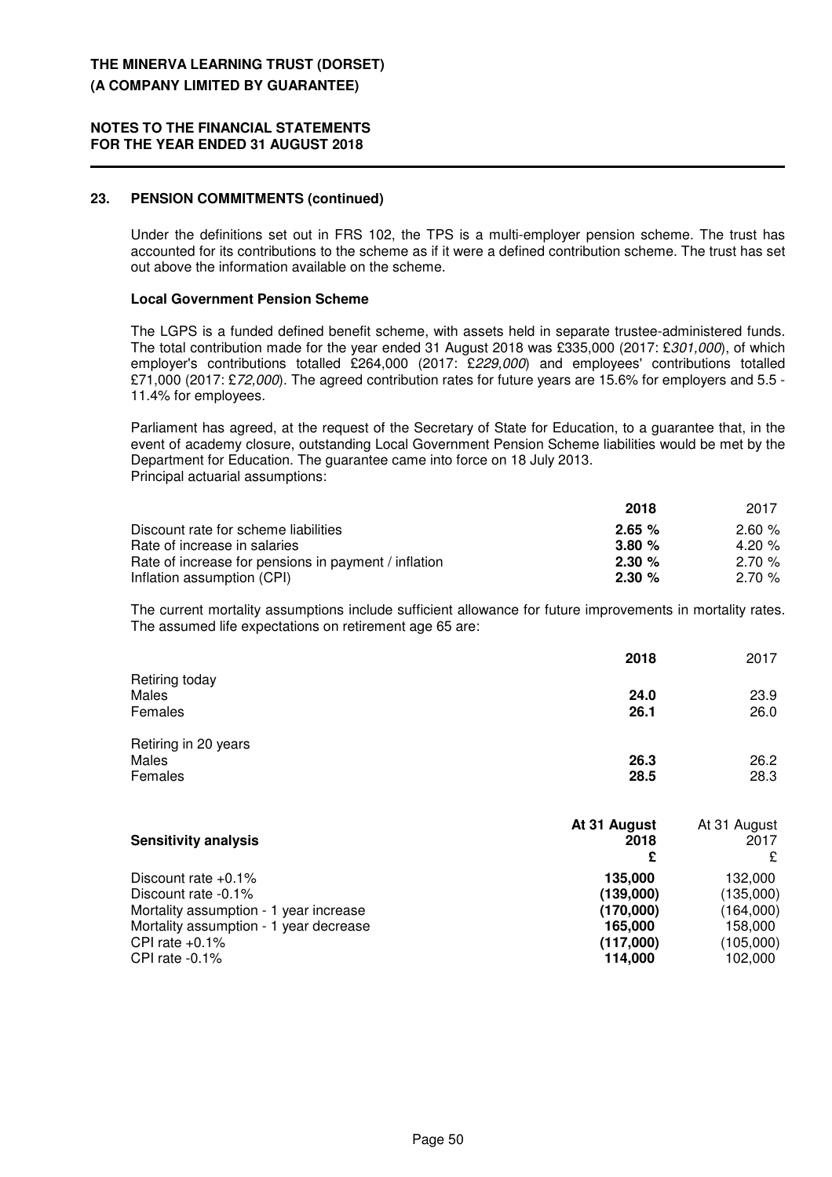## 23. PENSION COMMITMENTS (continued)

Under the definitions set out in FRS 102, the TPS is a multi-employer pension scheme. The trust has accounted for its contributions to the scheme as if it were a defined contribution scheme. The trust has set out above the information available on the scheme.

### Local Government Pension Scheme

The LGPS is a funded defined benefit scheme, with assets held in separate trustee-administered funds. The total contribution made for the year ended 31 August 2018 was £335,000 (2017: £*301,000*), of which employer's contributions totalled £264,000 (2017: £*229,000*) and employees' contributions totalled £71,000 (2017: £*72,000*). The agreed contribution rates for future years are 15.6% for employers and 5.5 - 11.4% for employees.

Parliament has agreed, at the request of the Secretary of State for Education, to a guarantee that, in the event of academy closure, outstanding Local Government Pension Scheme liabilities would be met by the Department for Education. The guarantee came into force on 18 July 2013.

Principal actuarial assumptions:

| | **2018** | 2017 |
|---|---|---|
| Discount rate for scheme liabilities | **2.65 %** | 2.60 % |
| Rate of increase in salaries | **3.80 %** | 4.20 % |
| Rate of increase for pensions in payment / inflation | **2.30 %** | 2.70 % |
| Inflation assumption (CPI) | **2.30 %** | 2.70 % |

The current mortality assumptions include sufficient allowance for future improvements in mortality rates. The assumed life expectations on retirement age 65 are:

| | **2018** | 2017 |
|---|---|---|
| Retiring today | | |
| Males | **24.0** | 23.9 |
| Females | **26.1** | 26.0 |
| Retiring in 20 years | | |
| Males | **26.3** | 26.2 |
| Females | **28.5** | 28.3 |

| **Sensitivity analysis** | **At 31 August 2018 £** | At 31 August 2017 £ |
|---|---|---|
| Discount rate +0.1% | **135,000** | 132,000 |
| Discount rate -0.1% | **(139,000)** | (135,000) |
| Mortality assumption - 1 year increase | **(170,000)** | (164,000) |
| Mortality assumption - 1 year decrease | **165,000** | 158,000 |
| CPI rate +0.1% | **(117,000)** | (105,000) |
| CPI rate -0.1% | **114,000** | 102,000 |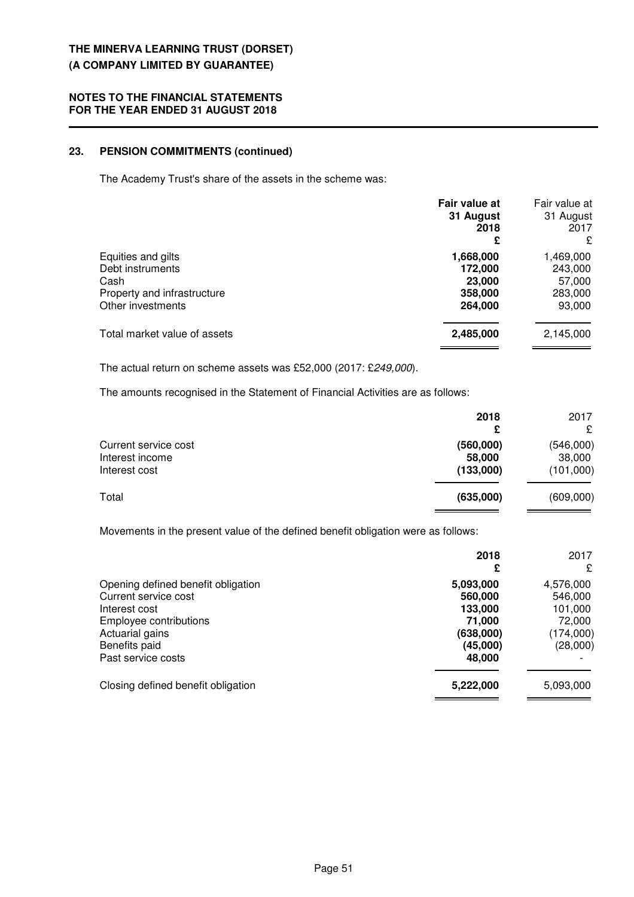## 23. PENSION COMMITMENTS (continued)

The Academy Trust's share of the assets in the scheme was:

| | **Fair value at 31 August 2018 £** | Fair value at 31 August 2017 £ |
|---|---|---|
| Equities and gilts | **1,668,000** | 1,469,000 |
| Debt instruments | **172,000** | 243,000 |
| Cash | **23,000** | 57,000 |
| Property and infrastructure | **358,000** | 283,000 |
| Other investments | **264,000** | 93,000 |
| Total market value of assets | **2,485,000** | 2,145,000 |

The actual return on scheme assets was £52,000 (2017: £*249,000*).

The amounts recognised in the Statement of Financial Activities are as follows:

| | **2018 £** | 2017 £ |
|---|---|---|
| Current service cost | **(560,000)** | (546,000) |
| Interest income | **58,000** | 38,000 |
| Interest cost | **(133,000)** | (101,000) |
| Total | **(635,000)** | (609,000) |

Movements in the present value of the defined benefit obligation were as follows:

| | **2018 £** | 2017 £ |
|---|---|---|
| Opening defined benefit obligation | **5,093,000** | 4,576,000 |
| Current service cost | **560,000** | 546,000 |
| Interest cost | **133,000** | 101,000 |
| Employee contributions | **71,000** | 72,000 |
| Actuarial gains | **(638,000)** | (174,000) |
| Benefits paid | **(45,000)** | (28,000) |
| Past service costs | **48,000** | - |
| Closing defined benefit obligation | **5,222,000** | 5,093,000 |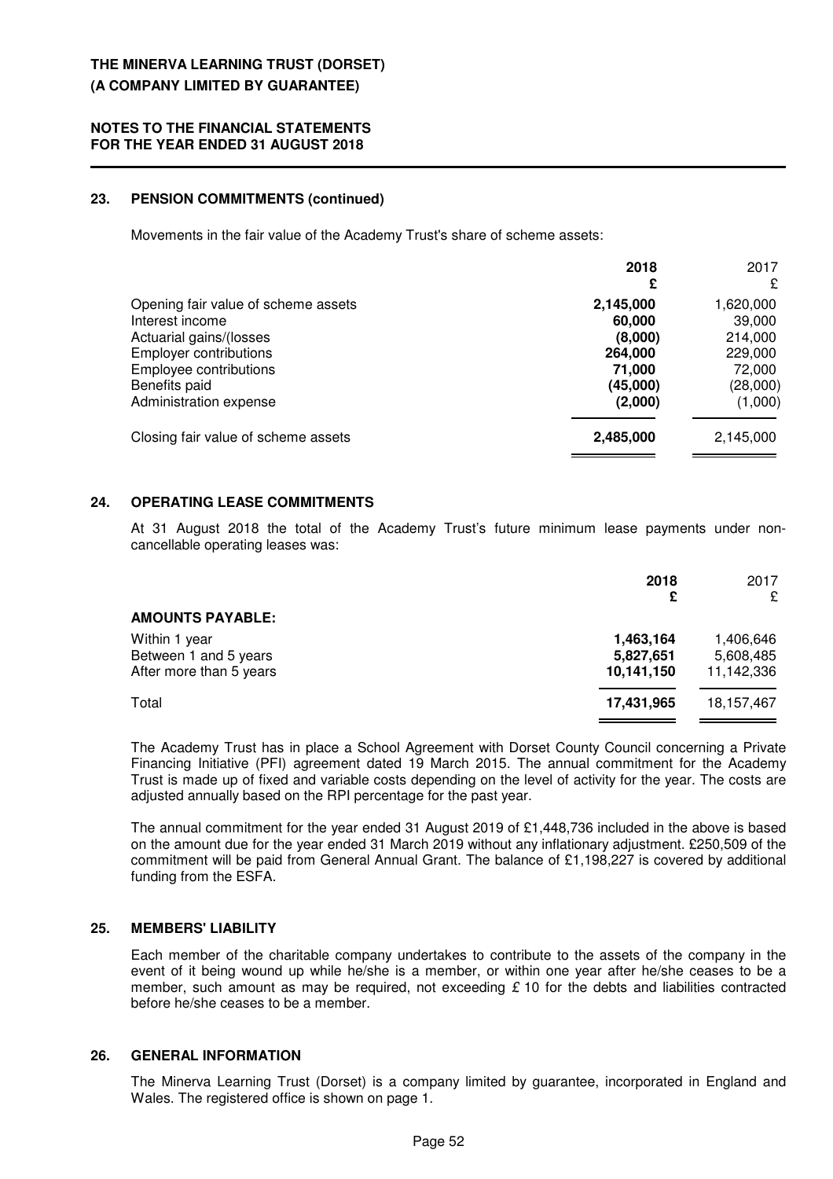## 23. PENSION COMMITMENTS (continued)

Movements in the fair value of the Academy Trust's share of scheme assets:

| | 2018 £ | 2017 £ |
|---|---|---|
| Opening fair value of scheme assets | **2,145,000** | 1,620,000 |
| Interest income | **60,000** | 39,000 |
| Actuarial gains/(losses | **(8,000)** | 214,000 |
| Employer contributions | **264,000** | 229,000 |
| Employee contributions | **71,000** | 72,000 |
| Benefits paid | **(45,000)** | (28,000) |
| Administration expense | **(2,000)** | (1,000) |
| Closing fair value of scheme assets | **2,485,000** | 2,145,000 |

## 24. OPERATING LEASE COMMITMENTS

At 31 August 2018 the total of the Academy Trust's future minimum lease payments under non-cancellable operating leases was:

| | 2018 £ | 2017 £ |
|---|---|---|
| **AMOUNTS PAYABLE:** | | |
| Within 1 year | **1,463,164** | 1,406,646 |
| Between 1 and 5 years | **5,827,651** | 5,608,485 |
| After more than 5 years | **10,141,150** | 11,142,336 |
| Total | **17,431,965** | 18,157,467 |

The Academy Trust has in place a School Agreement with Dorset County Council concerning a Private Financing Initiative (PFI) agreement dated 19 March 2015. The annual commitment for the Academy Trust is made up of fixed and variable costs depending on the level of activity for the year. The costs are adjusted annually based on the RPI percentage for the past year.

The annual commitment for the year ended 31 August 2019 of £1,448,736 included in the above is based on the amount due for the year ended 31 March 2019 without any inflationary adjustment. £250,509 of the commitment will be paid from General Annual Grant. The balance of £1,198,227 is covered by additional funding from the ESFA.

## 25. MEMBERS' LIABILITY

Each member of the charitable company undertakes to contribute to the assets of the company in the event of it being wound up while he/she is a member, or within one year after he/she ceases to be a member, such amount as may be required, not exceeding £ 10 for the debts and liabilities contracted before he/she ceases to be a member.

## 26. GENERAL INFORMATION

The Minerva Learning Trust (Dorset) is a company limited by guarantee, incorporated in England and Wales. The registered office is shown on page 1.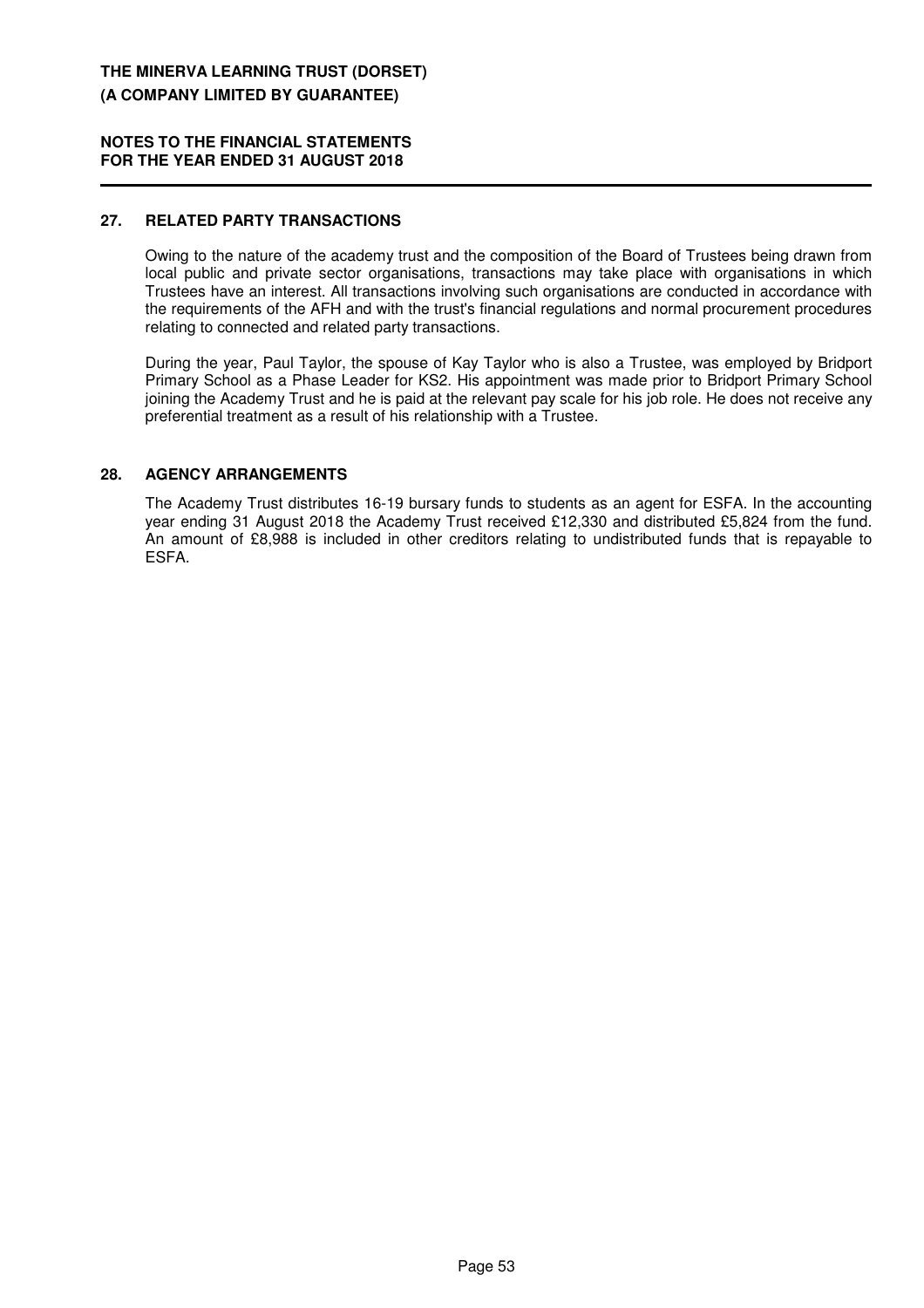## 27. RELATED PARTY TRANSACTIONS

Owing to the nature of the academy trust and the composition of the Board of Trustees being drawn from local public and private sector organisations, transactions may take place with organisations in which Trustees have an interest. All transactions involving such organisations are conducted in accordance with the requirements of the AFH and with the trust's financial regulations and normal procurement procedures relating to connected and related party transactions.

During the year, Paul Taylor, the spouse of Kay Taylor who is also a Trustee, was employed by Bridport Primary School as a Phase Leader for KS2. His appointment was made prior to Bridport Primary School joining the Academy Trust and he is paid at the relevant pay scale for his job role. He does not receive any preferential treatment as a result of his relationship with a Trustee.

## 28. AGENCY ARRANGEMENTS

The Academy Trust distributes 16-19 bursary funds to students as an agent for ESFA. In the accounting year ending 31 August 2018 the Academy Trust received £12,330 and distributed £5,824 from the fund. An amount of £8,988 is included in other creditors relating to undistributed funds that is repayable to ESFA.